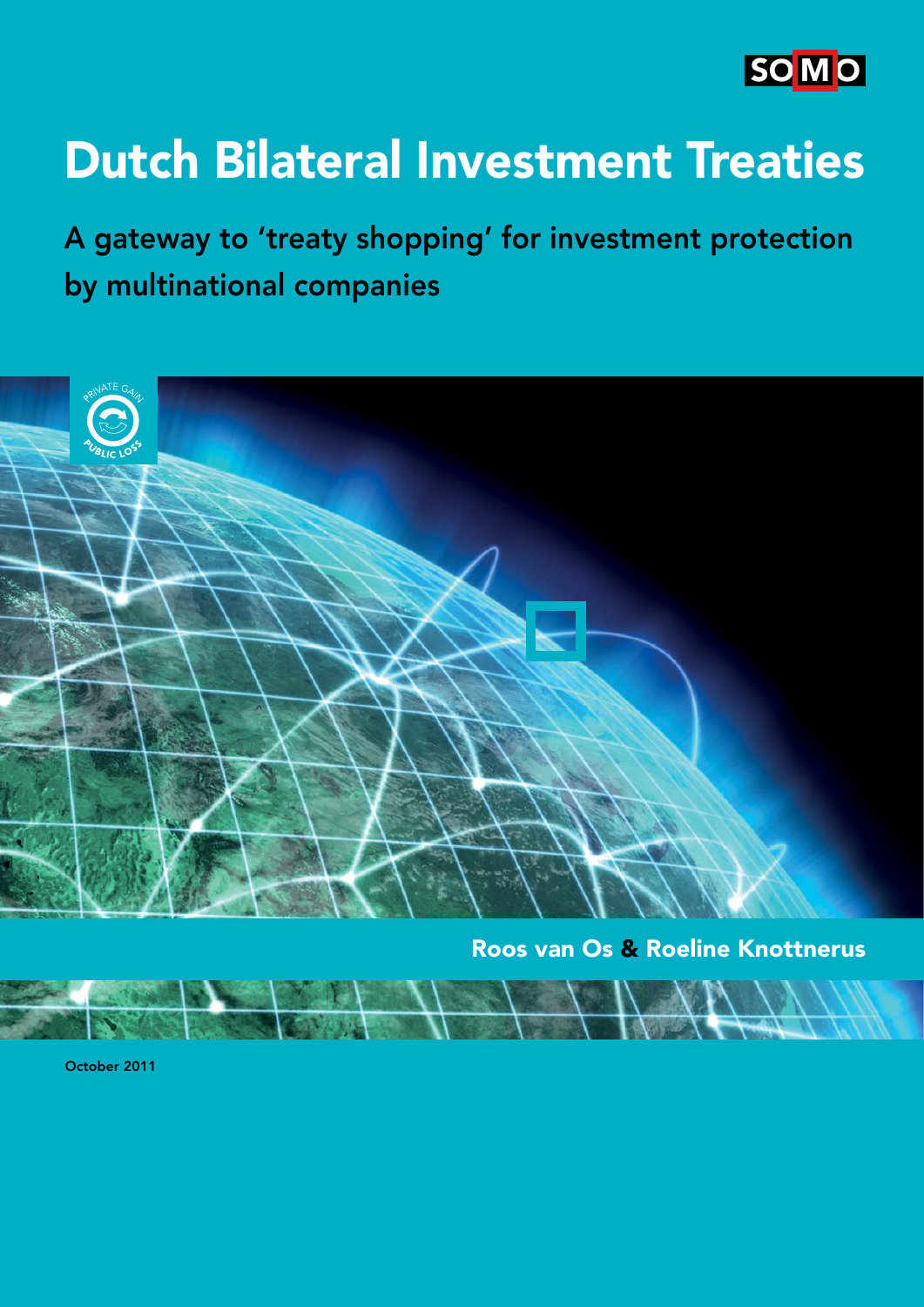SOMO

# Dutch Bilateral Investment Treaties

## A gateway to 'treaty shopping' for investment protection by multinational companies

PRIVATE GAIN PUBLIC LOSS

Roos van Os & Roeline Knottnerus

October 2011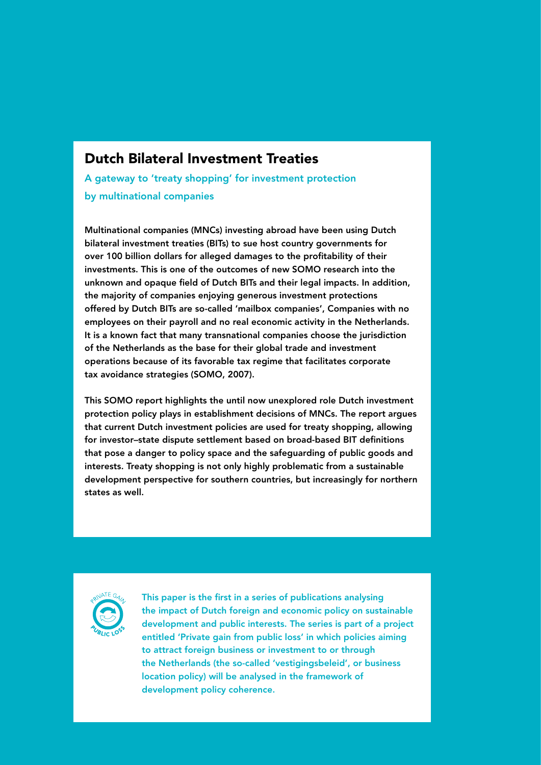# Dutch Bilateral Investment Treaties

**A gateway to 'treaty shopping' for investment protection by multinational companies**

**Multinational companies (MNCs) investing abroad have been using Dutch bilateral investment treaties (BITs) to sue host country governments for over 100 billion dollars for alleged damages to the profitability of their investments. This is one of the outcomes of new SOMO research into the unknown and opaque field of Dutch BITs and their legal impacts. In addition, the majority of companies enjoying generous investment protections offered by Dutch BITs are so-called 'mailbox companies', Companies with no employees on their payroll and no real economic activity in the Netherlands. It is a known fact that many transnational companies choose the jurisdiction of the Netherlands as the base for their global trade and investment operations because of its favorable tax regime that facilitates corporate tax avoidance strategies (SOMO, 2007).**

**This SOMO report highlights the until now unexplored role Dutch investment protection policy plays in establishment decisions of MNCs. The report argues that current Dutch investment policies are used for treaty shopping, allowing for investor–state dispute settlement based on broad-based BIT definitions that pose a danger to policy space and the safeguarding of public goods and interests. Treaty shopping is not only highly problematic from a sustainable development perspective for southern countries, but increasingly for northern states as well.**

PRIVATE GAIN PUBLIC LOSS

**This paper is the first in a series of publications analysing the impact of Dutch foreign and economic policy on sustainable development and public interests. The series is part of a project entitled 'Private gain from public loss' in which policies aiming to attract foreign business or investment to or through the Netherlands (the so-called 'vestigingsbeleid', or business location policy) will be analysed in the framework of development policy coherence.**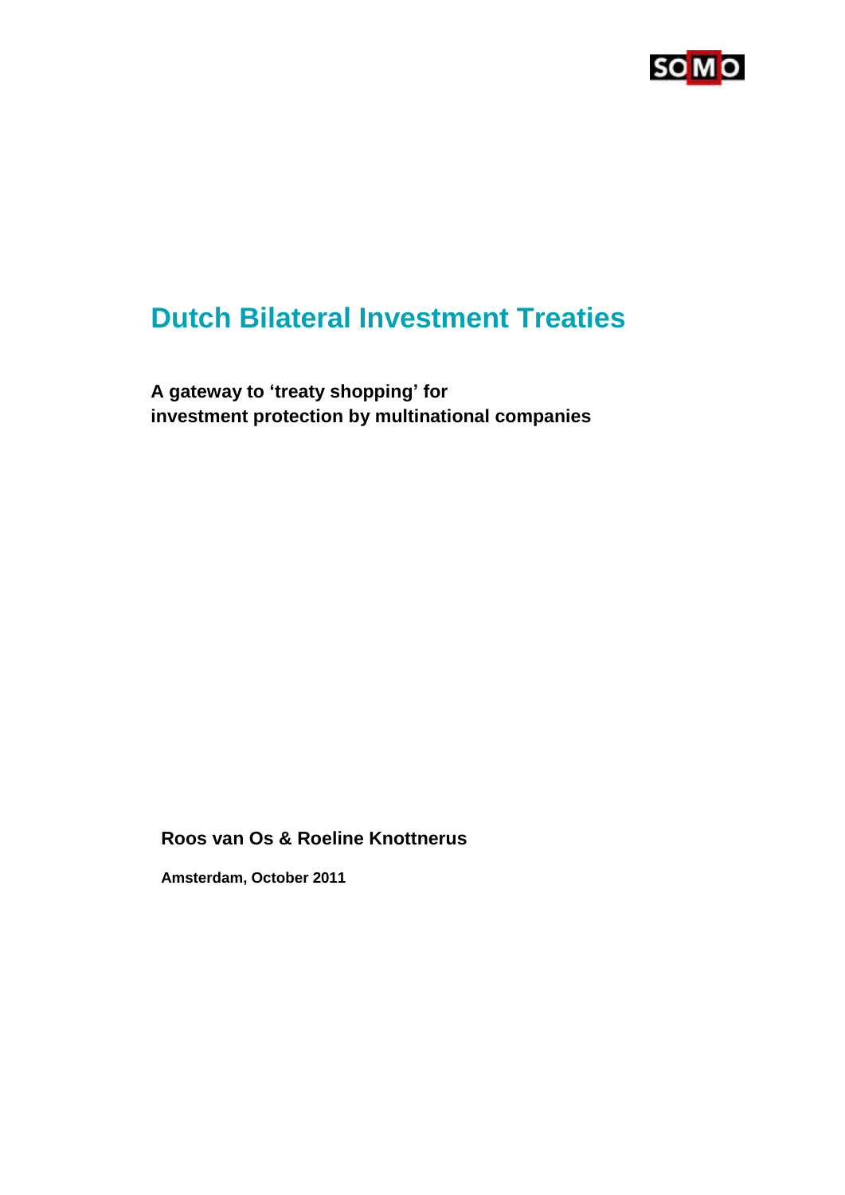SOMO

# Dutch Bilateral Investment Treaties

**A gateway to 'treaty shopping' for investment protection by multinational companies**

**Roos van Os & Roeline Knottnerus**

**Amsterdam, October 2011**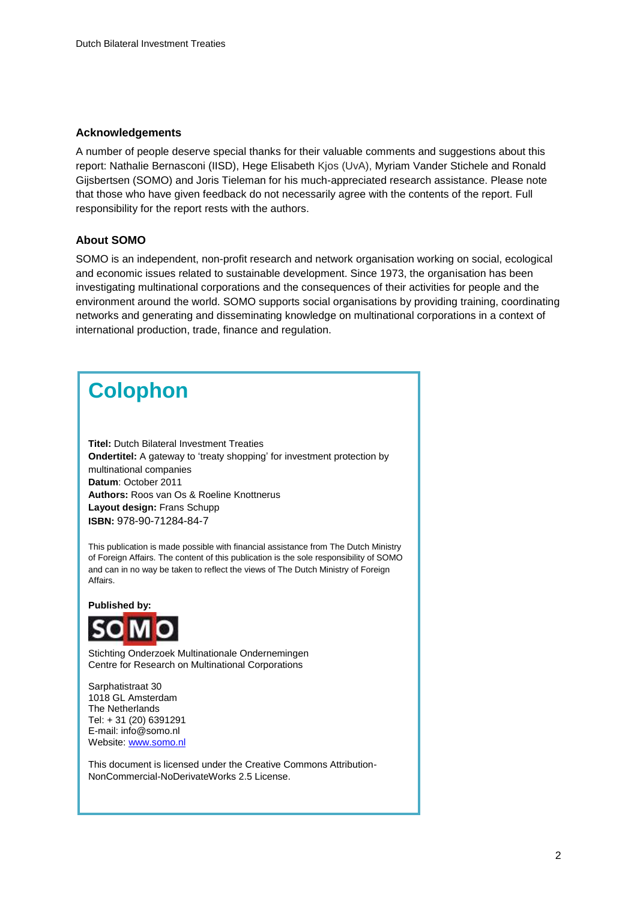## Acknowledgements

A number of people deserve special thanks for their valuable comments and suggestions about this report: Nathalie Bernasconi (IISD), Hege Elisabeth Kjos (UvA), Myriam Vander Stichele and Ronald Gijsbertsen (SOMO) and Joris Tieleman for his much-appreciated research assistance. Please note that those who have given feedback do not necessarily agree with the contents of the report. Full responsibility for the report rests with the authors.

## About SOMO

SOMO is an independent, non-profit research and network organisation working on social, ecological and economic issues related to sustainable development. Since 1973, the organisation has been investigating multinational corporations and the consequences of their activities for people and the environment around the world. SOMO supports social organisations by providing training, coordinating networks and generating and disseminating knowledge on multinational corporations in a context of international production, trade, finance and regulation.

## Colophon

**Titel:** Dutch Bilateral Investment Treaties
**Ondertitel:** A gateway to 'treaty shopping' for investment protection by multinational companies
**Datum**: October 2011
**Authors:** Roos van Os & Roeline Knottnerus
**Layout design:** Frans Schupp
**ISBN:** 978-90-71284-84-7

This publication is made possible with financial assistance from The Dutch Ministry of Foreign Affairs. The content of this publication is the sole responsibility of SOMO and can in no way be taken to reflect the views of The Dutch Ministry of Foreign Affairs.

**Published by:**

SOMO

Stichting Onderzoek Multinationale Ondernemingen
Centre for Research on Multinational Corporations

Sarphatistraat 30
1018 GL Amsterdam
The Netherlands
Tel: + 31 (20) 6391291
E-mail: info@somo.nl
Website: www.somo.nl

This document is licensed under the Creative Commons Attribution-NonCommercial-NoDerivateWorks 2.5 License.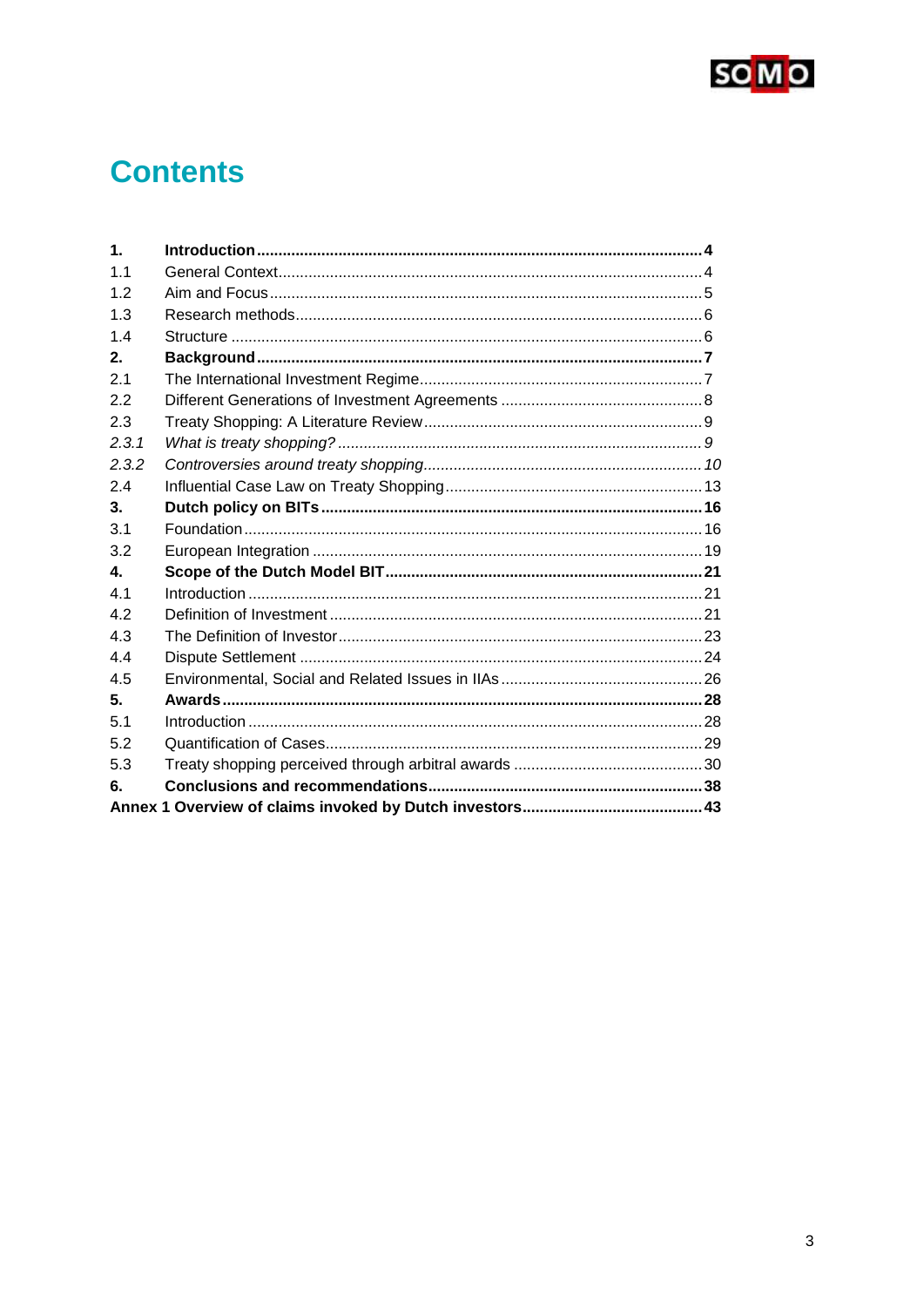# Contents

| | | |
|---|---|---|
| **1.** | **Introduction** | **4** |
| 1.1 | General Context | 4 |
| 1.2 | Aim and Focus | 5 |
| 1.3 | Research methods | 6 |
| 1.4 | Structure | 6 |
| **2.** | **Background** | **7** |
| 2.1 | The International Investment Regime | 7 |
| 2.2 | Different Generations of Investment Agreements | 8 |
| 2.3 | Treaty Shopping: A Literature Review | 9 |
| *2.3.1* | *What is treaty shopping?* | *9* |
| *2.3.2* | *Controversies around treaty shopping* | *10* |
| 2.4 | Influential Case Law on Treaty Shopping | 13 |
| **3.** | **Dutch policy on BITs** | **16** |
| 3.1 | Foundation | 16 |
| 3.2 | European Integration | 19 |
| **4.** | **Scope of the Dutch Model BIT** | **21** |
| 4.1 | Introduction | 21 |
| 4.2 | Definition of Investment | 21 |
| 4.3 | The Definition of Investor | 23 |
| 4.4 | Dispute Settlement | 24 |
| 4.5 | Environmental, Social and Related Issues in IIAs | 26 |
| **5.** | **Awards** | **28** |
| 5.1 | Introduction | 28 |
| 5.2 | Quantification of Cases | 29 |
| 5.3 | Treaty shopping perceived through arbitral awards | 30 |
| **6.** | **Conclusions and recommendations** | **38** |
| **Annex 1** | **Overview of claims invoked by Dutch investors** | **43** |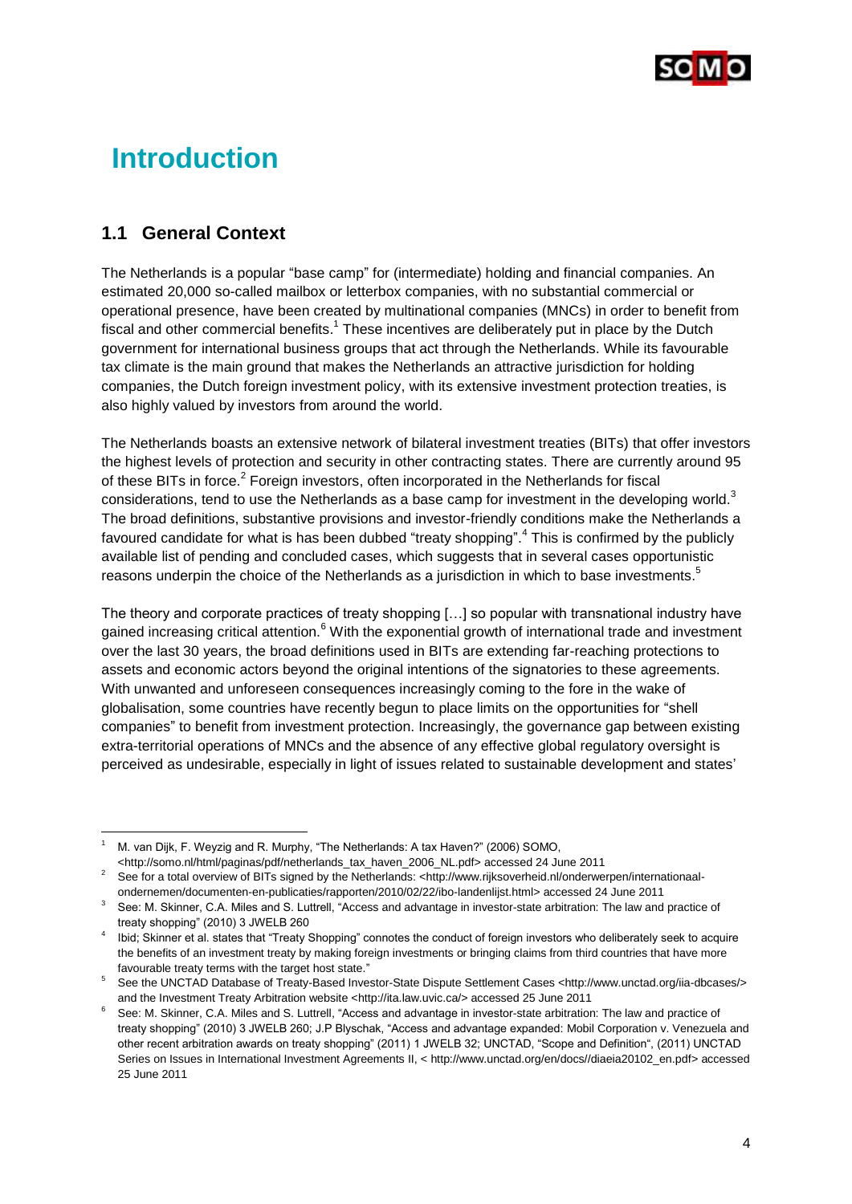# Introduction

## 1.1 General Context

The Netherlands is a popular "base camp" for (intermediate) holding and financial companies. An estimated 20,000 so-called mailbox or letterbox companies, with no substantial commercial or operational presence, have been created by multinational companies (MNCs) in order to benefit from fiscal and other commercial benefits.[1] These incentives are deliberately put in place by the Dutch government for international business groups that act through the Netherlands. While its favourable tax climate is the main ground that makes the Netherlands an attractive jurisdiction for holding companies, the Dutch foreign investment policy, with its extensive investment protection treaties, is also highly valued by investors from around the world.

The Netherlands boasts an extensive network of bilateral investment treaties (BITs) that offer investors the highest levels of protection and security in other contracting states. There are currently around 95 of these BITs in force.[2] Foreign investors, often incorporated in the Netherlands for fiscal considerations, tend to use the Netherlands as a base camp for investment in the developing world.[3] The broad definitions, substantive provisions and investor-friendly conditions make the Netherlands a favoured candidate for what is has been dubbed "treaty shopping".[4] This is confirmed by the publicly available list of pending and concluded cases, which suggests that in several cases opportunistic reasons underpin the choice of the Netherlands as a jurisdiction in which to base investments.[5]

The theory and corporate practices of treaty shopping […] so popular with transnational industry have gained increasing critical attention.[6] With the exponential growth of international trade and investment over the last 30 years, the broad definitions used in BITs are extending far-reaching protections to assets and economic actors beyond the original intentions of the signatories to these agreements. With unwanted and unforeseen consequences increasingly coming to the fore in the wake of globalisation, some countries have recently begun to place limits on the opportunities for "shell companies" to benefit from investment protection. Increasingly, the governance gap between existing extra-territorial operations of MNCs and the absence of any effective global regulatory oversight is perceived as undesirable, especially in light of issues related to sustainable development and states'

---

[1] M. van Dijk, F. Weyzig and R. Murphy, "The Netherlands: A tax Haven?" (2006) SOMO, <http://somo.nl/html/paginas/pdf/netherlands_tax_haven_2006_NL.pdf> accessed 24 June 2011

[2] See for a total overview of BITs signed by the Netherlands: <http://www.rijksoverheid.nl/onderwerpen/internationaal-ondernemen/documenten-en-publicaties/rapporten/2010/02/22/ibo-landenlijst.html> accessed 24 June 2011

[3] See: M. Skinner, C.A. Miles and S. Luttrell, "Access and advantage in investor-state arbitration: The law and practice of treaty shopping" (2010) 3 JWELB 260

[4] Ibid; Skinner et al. states that "Treaty Shopping" connotes the conduct of foreign investors who deliberately seek to acquire the benefits of an investment treaty by making foreign investments or bringing claims from third countries that have more favourable treaty terms with the target host state."

[5] See the UNCTAD Database of Treaty-Based Investor-State Dispute Settlement Cases <http://www.unctad.org/iia-dbcases/> and the Investment Treaty Arbitration website <http://ita.law.uvic.ca/> accessed 25 June 2011

[6] See: M. Skinner, C.A. Miles and S. Luttrell, "Access and advantage in investor-state arbitration: The law and practice of treaty shopping" (2010) 3 JWELB 260; J.P Blyschak, "Access and advantage expanded: Mobil Corporation v. Venezuela and other recent arbitration awards on treaty shopping" (2011) 1 JWELB 32; UNCTAD, "Scope and Definition", (2011) UNCTAD Series on Issues in International Investment Agreements II, < http://www.unctad.org/en/docs//diaeia20102_en.pdf> accessed 25 June 2011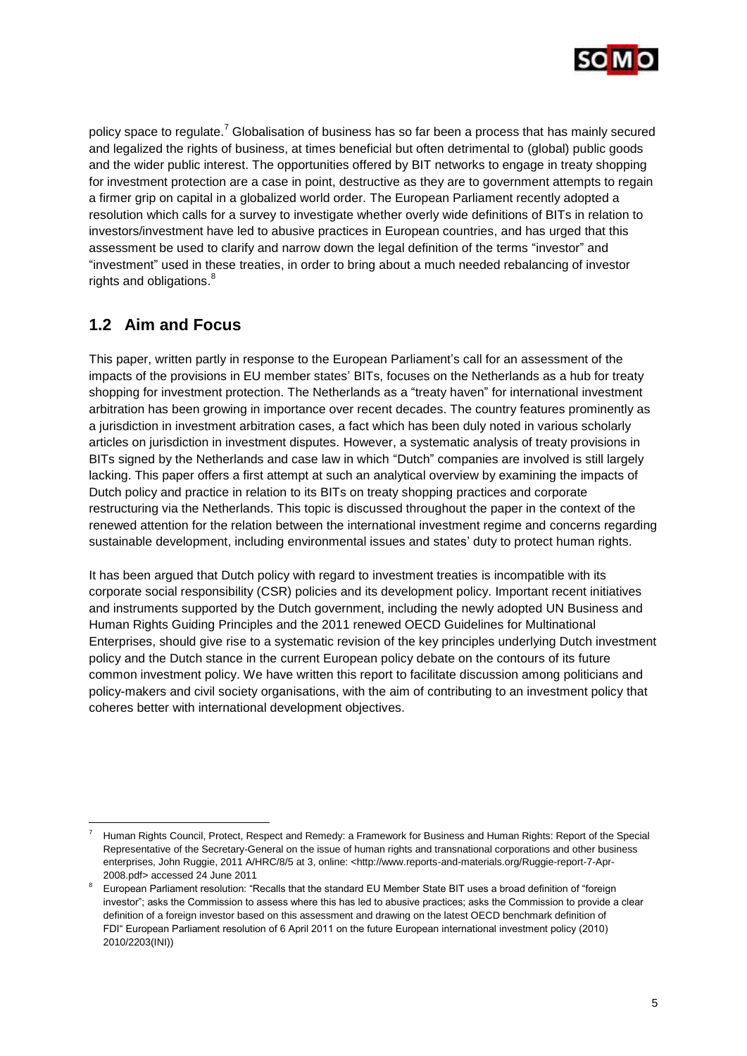policy space to regulate.[7] Globalisation of business has so far been a process that has mainly secured and legalized the rights of business, at times beneficial but often detrimental to (global) public goods and the wider public interest. The opportunities offered by BIT networks to engage in treaty shopping for investment protection are a case in point, destructive as they are to government attempts to regain a firmer grip on capital in a globalized world order. The European Parliament recently adopted a resolution which calls for a survey to investigate whether overly wide definitions of BITs in relation to investors/investment have led to abusive practices in European countries, and has urged that this assessment be used to clarify and narrow down the legal definition of the terms "investor" and "investment" used in these treaties, in order to bring about a much needed rebalancing of investor rights and obligations.[8]

## 1.2 Aim and Focus

This paper, written partly in response to the European Parliament's call for an assessment of the impacts of the provisions in EU member states' BITs, focuses on the Netherlands as a hub for treaty shopping for investment protection. The Netherlands as a "treaty haven" for international investment arbitration has been growing in importance over recent decades. The country features prominently as a jurisdiction in investment arbitration cases, a fact which has been duly noted in various scholarly articles on jurisdiction in investment disputes. However, a systematic analysis of treaty provisions in BITs signed by the Netherlands and case law in which "Dutch" companies are involved is still largely lacking. This paper offers a first attempt at such an analytical overview by examining the impacts of Dutch policy and practice in relation to its BITs on treaty shopping practices and corporate restructuring via the Netherlands. This topic is discussed throughout the paper in the context of the renewed attention for the relation between the international investment regime and concerns regarding sustainable development, including environmental issues and states' duty to protect human rights.

It has been argued that Dutch policy with regard to investment treaties is incompatible with its corporate social responsibility (CSR) policies and its development policy. Important recent initiatives and instruments supported by the Dutch government, including the newly adopted UN Business and Human Rights Guiding Principles and the 2011 renewed OECD Guidelines for Multinational Enterprises, should give rise to a systematic revision of the key principles underlying Dutch investment policy and the Dutch stance in the current European policy debate on the contours of its future common investment policy. We have written this report to facilitate discussion among politicians and policy-makers and civil society organisations, with the aim of contributing to an investment policy that coheres better with international development objectives.

---

[7] Human Rights Council, Protect, Respect and Remedy: a Framework for Business and Human Rights: Report of the Special Representative of the Secretary-General on the issue of human rights and transnational corporations and other business enterprises, John Ruggie, 2011 A/HRC/8/5 at 3, online: <http://www.reports-and-materials.org/Ruggie-report-7-Apr-2008.pdf> accessed 24 June 2011

[8] European Parliament resolution: "Recalls that the standard EU Member State BIT uses a broad definition of "foreign investor"; asks the Commission to assess where this has led to abusive practices; asks the Commission to provide a clear definition of a foreign investor based on this assessment and drawing on the latest OECD benchmark definition of FDI" European Parliament resolution of 6 April 2011 on the future European international investment policy (2010) 2010/2203(INI))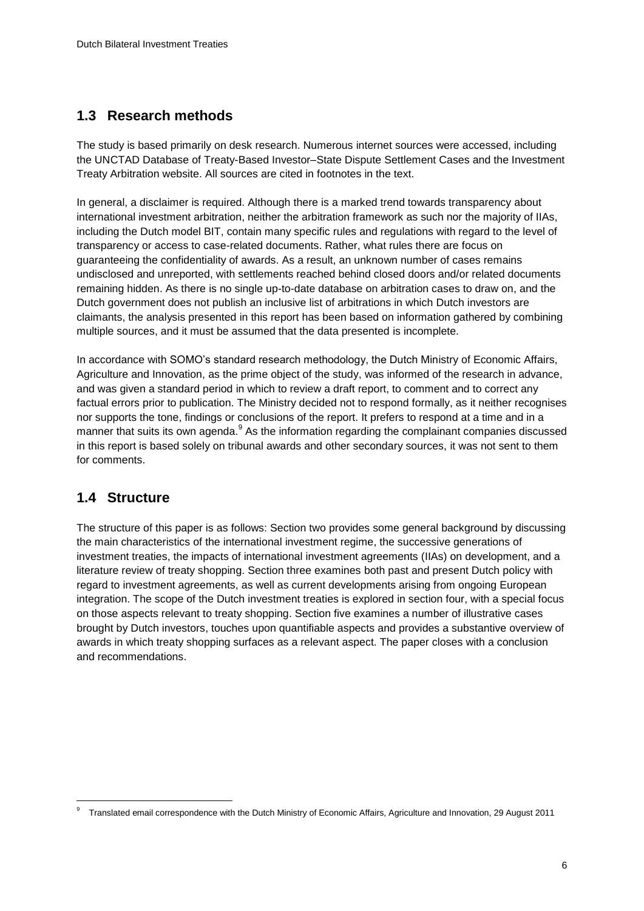## 1.3 Research methods

The study is based primarily on desk research. Numerous internet sources were accessed, including the UNCTAD Database of Treaty-Based Investor–State Dispute Settlement Cases and the Investment Treaty Arbitration website. All sources are cited in footnotes in the text.

In general, a disclaimer is required. Although there is a marked trend towards transparency about international investment arbitration, neither the arbitration framework as such nor the majority of IIAs, including the Dutch model BIT, contain many specific rules and regulations with regard to the level of transparency or access to case-related documents. Rather, what rules there are focus on guaranteeing the confidentiality of awards. As a result, an unknown number of cases remains undisclosed and unreported, with settlements reached behind closed doors and/or related documents remaining hidden. As there is no single up-to-date database on arbitration cases to draw on, and the Dutch government does not publish an inclusive list of arbitrations in which Dutch investors are claimants, the analysis presented in this report has been based on information gathered by combining multiple sources, and it must be assumed that the data presented is incomplete.

In accordance with SOMO's standard research methodology, the Dutch Ministry of Economic Affairs, Agriculture and Innovation, as the prime object of the study, was informed of the research in advance, and was given a standard period in which to review a draft report, to comment and to correct any factual errors prior to publication. The Ministry decided not to respond formally, as it neither recognises nor supports the tone, findings or conclusions of the report. It prefers to respond at a time and in a manner that suits its own agenda.[9] As the information regarding the complainant companies discussed in this report is based solely on tribunal awards and other secondary sources, it was not sent to them for comments.

## 1.4 Structure

The structure of this paper is as follows: Section two provides some general background by discussing the main characteristics of the international investment regime, the successive generations of investment treaties, the impacts of international investment agreements (IIAs) on development, and a literature review of treaty shopping. Section three examines both past and present Dutch policy with regard to investment agreements, as well as current developments arising from ongoing European integration. The scope of the Dutch investment treaties is explored in section four, with a special focus on those aspects relevant to treaty shopping. Section five examines a number of illustrative cases brought by Dutch investors, touches upon quantifiable aspects and provides a substantive overview of awards in which treaty shopping surfaces as a relevant aspect. The paper closes with a conclusion and recommendations.

---

[9] Translated email correspondence with the Dutch Ministry of Economic Affairs, Agriculture and Innovation, 29 August 2011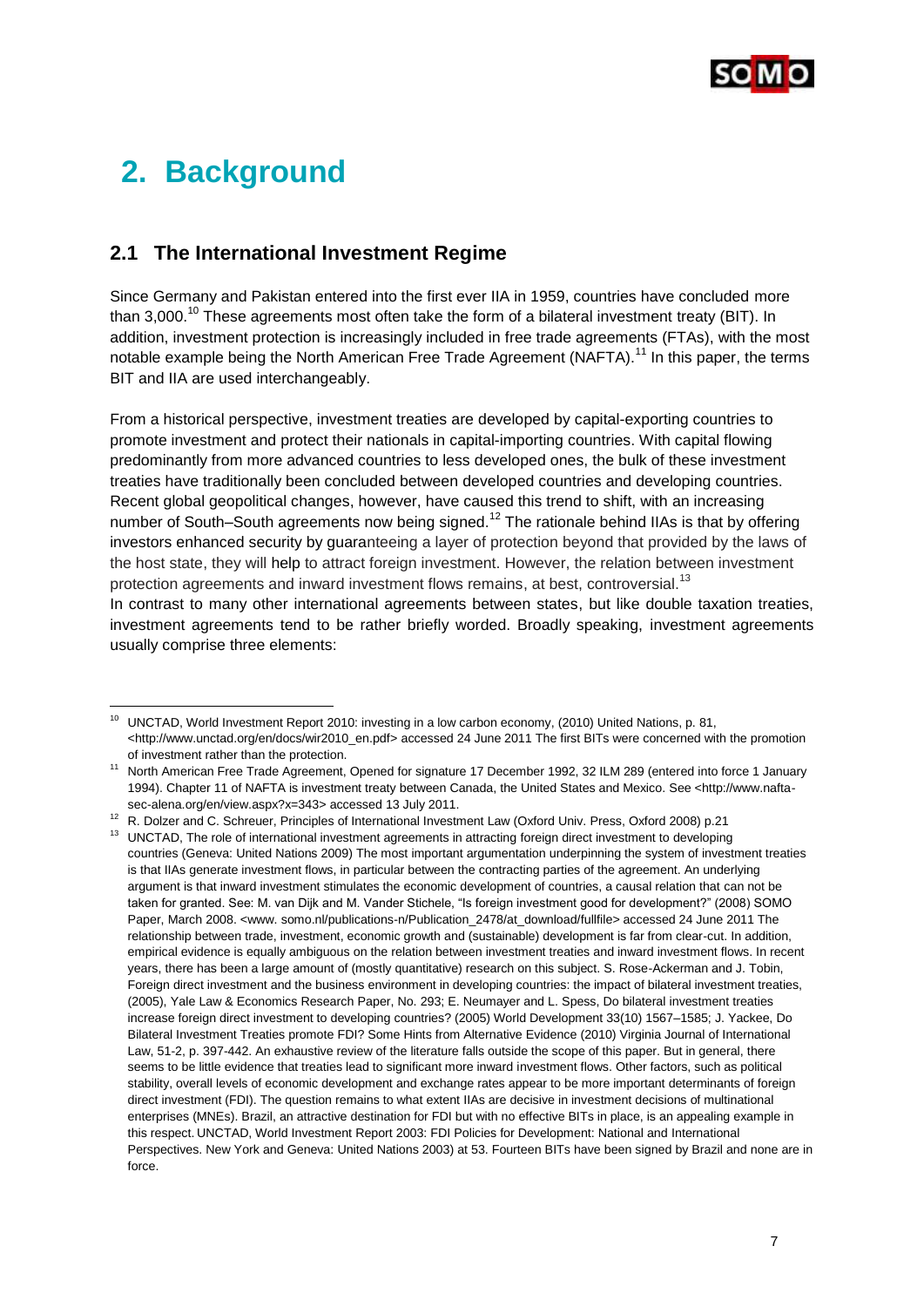# 2. Background

## 2.1 The International Investment Regime

Since Germany and Pakistan entered into the first ever IIA in 1959, countries have concluded more than 3,000.[10] These agreements most often take the form of a bilateral investment treaty (BIT). In addition, investment protection is increasingly included in free trade agreements (FTAs), with the most notable example being the North American Free Trade Agreement (NAFTA).[11] In this paper, the terms BIT and IIA are used interchangeably.

From a historical perspective, investment treaties are developed by capital-exporting countries to promote investment and protect their nationals in capital-importing countries. With capital flowing predominantly from more advanced countries to less developed ones, the bulk of these investment treaties have traditionally been concluded between developed countries and developing countries. Recent global geopolitical changes, however, have caused this trend to shift, with an increasing number of South–South agreements now being signed.[12] The rationale behind IIAs is that by offering investors enhanced security by guaranteeing a layer of protection beyond that provided by the laws of the host state, they will help to attract foreign investment. However, the relation between investment protection agreements and inward investment flows remains, at best, controversial.[13]

In contrast to many other international agreements between states, but like double taxation treaties, investment agreements tend to be rather briefly worded. Broadly speaking, investment agreements usually comprise three elements:

---

[10] UNCTAD, World Investment Report 2010: investing in a low carbon economy, (2010) United Nations, p. 81, <http://www.unctad.org/en/docs/wir2010_en.pdf> accessed 24 June 2011 The first BITs were concerned with the promotion of investment rather than the protection.

[11] North American Free Trade Agreement, Opened for signature 17 December 1992, 32 ILM 289 (entered into force 1 January 1994). Chapter 11 of NAFTA is investment treaty between Canada, the United States and Mexico. See <http://www.nafta-sec-alena.org/en/view.aspx?x=343> accessed 13 July 2011.

[12] R. Dolzer and C. Schreuer, Principles of International Investment Law (Oxford Univ. Press, Oxford 2008) p.21

[13] UNCTAD, The role of international investment agreements in attracting foreign direct investment to developing countries (Geneva: United Nations 2009) The most important argumentation underpinning the system of investment treaties is that IIAs generate investment flows, in particular between the contracting parties of the agreement. An underlying argument is that inward investment stimulates the economic development of countries, a causal relation that can not be taken for granted. See: M. van Dijk and M. Vander Stichele, "Is foreign investment good for development?" (2008) SOMO Paper, March 2008. <www. somo.nl/publications-n/Publication_2478/at_download/fullfile> accessed 24 June 2011 The relationship between trade, investment, economic growth and (sustainable) development is far from clear-cut. In addition, empirical evidence is equally ambiguous on the relation between investment treaties and inward investment flows. In recent years, there has been a large amount of (mostly quantitative) research on this subject. S. Rose-Ackerman and J. Tobin, Foreign direct investment and the business environment in developing countries: the impact of bilateral investment treaties, (2005), Yale Law & Economics Research Paper, No. 293; E. Neumayer and L. Spess, Do bilateral investment treaties increase foreign direct investment to developing countries? (2005) World Development 33(10) 1567–1585; J. Yackee, Do Bilateral Investment Treaties promote FDI? Some Hints from Alternative Evidence (2010) Virginia Journal of International Law, 51-2, p. 397-442. An exhaustive review of the literature falls outside the scope of this paper. But in general, there seems to be little evidence that treaties lead to significant more inward investment flows. Other factors, such as political stability, overall levels of economic development and exchange rates appear to be more important determinants of foreign direct investment (FDI). The question remains to what extent IIAs are decisive in investment decisions of multinational enterprises (MNEs). Brazil, an attractive destination for FDI but with no effective BITs in place, is an appealing example in this respect. UNCTAD, World Investment Report 2003: FDI Policies for Development: National and International Perspectives. New York and Geneva: United Nations 2003) at 53. Fourteen BITs have been signed by Brazil and none are in force.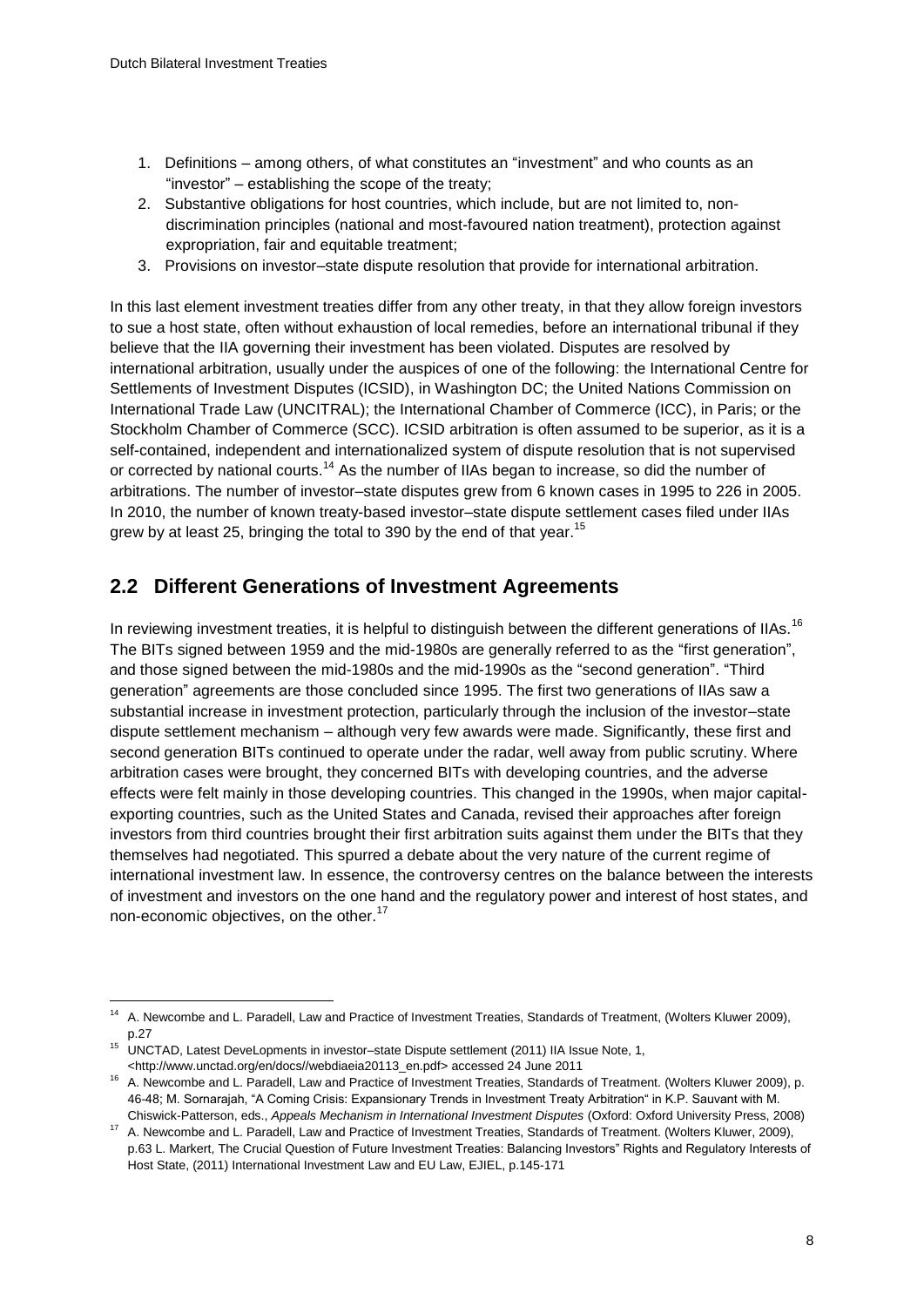1. Definitions – among others, of what constitutes an "investment" and who counts as an "investor" – establishing the scope of the treaty;
2. Substantive obligations for host countries, which include, but are not limited to, non-discrimination principles (national and most-favoured nation treatment), protection against expropriation, fair and equitable treatment;
3. Provisions on investor–state dispute resolution that provide for international arbitration.

In this last element investment treaties differ from any other treaty, in that they allow foreign investors to sue a host state, often without exhaustion of local remedies, before an international tribunal if they believe that the IIA governing their investment has been violated. Disputes are resolved by international arbitration, usually under the auspices of one of the following: the International Centre for Settlements of Investment Disputes (ICSID), in Washington DC; the United Nations Commission on International Trade Law (UNCITRAL); the International Chamber of Commerce (ICC), in Paris; or the Stockholm Chamber of Commerce (SCC). ICSID arbitration is often assumed to be superior, as it is a self-contained, independent and internationalized system of dispute resolution that is not supervised or corrected by national courts.[14] As the number of IIAs began to increase, so did the number of arbitrations. The number of investor–state disputes grew from 6 known cases in 1995 to 226 in 2005. In 2010, the number of known treaty-based investor–state dispute settlement cases filed under IIAs grew by at least 25, bringing the total to 390 by the end of that year.[15]

## 2.2 Different Generations of Investment Agreements

In reviewing investment treaties, it is helpful to distinguish between the different generations of IIAs.[16] The BITs signed between 1959 and the mid-1980s are generally referred to as the "first generation", and those signed between the mid-1980s and the mid-1990s as the "second generation". "Third generation" agreements are those concluded since 1995. The first two generations of IIAs saw a substantial increase in investment protection, particularly through the inclusion of the investor–state dispute settlement mechanism – although very few awards were made. Significantly, these first and second generation BITs continued to operate under the radar, well away from public scrutiny. Where arbitration cases were brought, they concerned BITs with developing countries, and the adverse effects were felt mainly in those developing countries. This changed in the 1990s, when major capital-exporting countries, such as the United States and Canada, revised their approaches after foreign investors from third countries brought their first arbitration suits against them under the BITs that they themselves had negotiated. This spurred a debate about the very nature of the current regime of international investment law. In essence, the controversy centres on the balance between the interests of investment and investors on the one hand and the regulatory power and interest of host states, and non-economic objectives, on the other.[17]

---

[14] A. Newcombe and L. Paradell, Law and Practice of Investment Treaties, Standards of Treatment, (Wolters Kluwer 2009), p.27

[15] UNCTAD, Latest DeveLopments in investor–state Dispute settlement (2011) IIA Issue Note, 1, <http://www.unctad.org/en/docs//webdiaeia20113_en.pdf> accessed 24 June 2011

[16] A. Newcombe and L. Paradell, Law and Practice of Investment Treaties, Standards of Treatment. (Wolters Kluwer 2009), p. 46-48; M. Sornarajah, "A Coming Crisis: Expansionary Trends in Investment Treaty Arbitration" in K.P. Sauvant with M. Chiswick-Patterson, eds., *Appeals Mechanism in International Investment Disputes* (Oxford: Oxford University Press, 2008)

[17] A. Newcombe and L. Paradell, Law and Practice of Investment Treaties, Standards of Treatment. (Wolters Kluwer, 2009), p.63 L. Markert, The Crucial Question of Future Investment Treaties: Balancing Investors" Rights and Regulatory Interests of Host State, (2011) International Investment Law and EU Law, EJIEL, p.145-171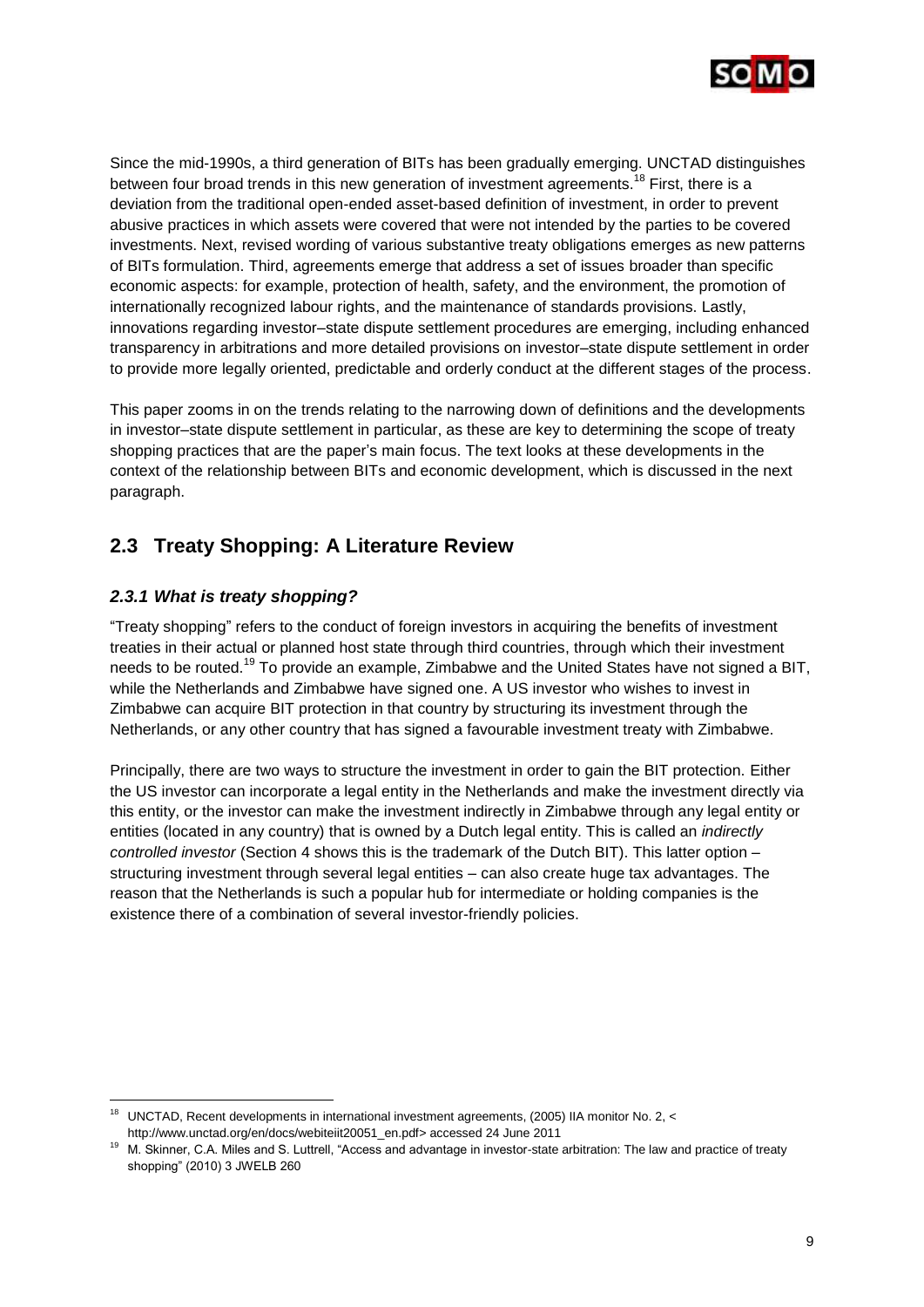Since the mid-1990s, a third generation of BITs has been gradually emerging. UNCTAD distinguishes between four broad trends in this new generation of investment agreements.[18] First, there is a deviation from the traditional open-ended asset-based definition of investment, in order to prevent abusive practices in which assets were covered that were not intended by the parties to be covered investments. Next, revised wording of various substantive treaty obligations emerges as new patterns of BITs formulation. Third, agreements emerge that address a set of issues broader than specific economic aspects: for example, protection of health, safety, and the environment, the promotion of internationally recognized labour rights, and the maintenance of standards provisions. Lastly, innovations regarding investor–state dispute settlement procedures are emerging, including enhanced transparency in arbitrations and more detailed provisions on investor–state dispute settlement in order to provide more legally oriented, predictable and orderly conduct at the different stages of the process.

This paper zooms in on the trends relating to the narrowing down of definitions and the developments in investor–state dispute settlement in particular, as these are key to determining the scope of treaty shopping practices that are the paper's main focus. The text looks at these developments in the context of the relationship between BITs and economic development, which is discussed in the next paragraph.

## 2.3 Treaty Shopping: A Literature Review

### *2.3.1 What is treaty shopping?*

"Treaty shopping" refers to the conduct of foreign investors in acquiring the benefits of investment treaties in their actual or planned host state through third countries, through which their investment needs to be routed.[19] To provide an example, Zimbabwe and the United States have not signed a BIT, while the Netherlands and Zimbabwe have signed one. A US investor who wishes to invest in Zimbabwe can acquire BIT protection in that country by structuring its investment through the Netherlands, or any other country that has signed a favourable investment treaty with Zimbabwe.

Principally, there are two ways to structure the investment in order to gain the BIT protection. Either the US investor can incorporate a legal entity in the Netherlands and make the investment directly via this entity, or the investor can make the investment indirectly in Zimbabwe through any legal entity or entities (located in any country) that is owned by a Dutch legal entity. This is called an *indirectly controlled investor* (Section 4 shows this is the trademark of the Dutch BIT). This latter option – structuring investment through several legal entities – can also create huge tax advantages. The reason that the Netherlands is such a popular hub for intermediate or holding companies is the existence there of a combination of several investor-friendly policies.

---

[18] UNCTAD, Recent developments in international investment agreements, (2005) IIA monitor No. 2, < http://www.unctad.org/en/docs/webiteiit20051_en.pdf> accessed 24 June 2011

[19] M. Skinner, C.A. Miles and S. Luttrell, "Access and advantage in investor-state arbitration: The law and practice of treaty shopping" (2010) 3 JWELB 260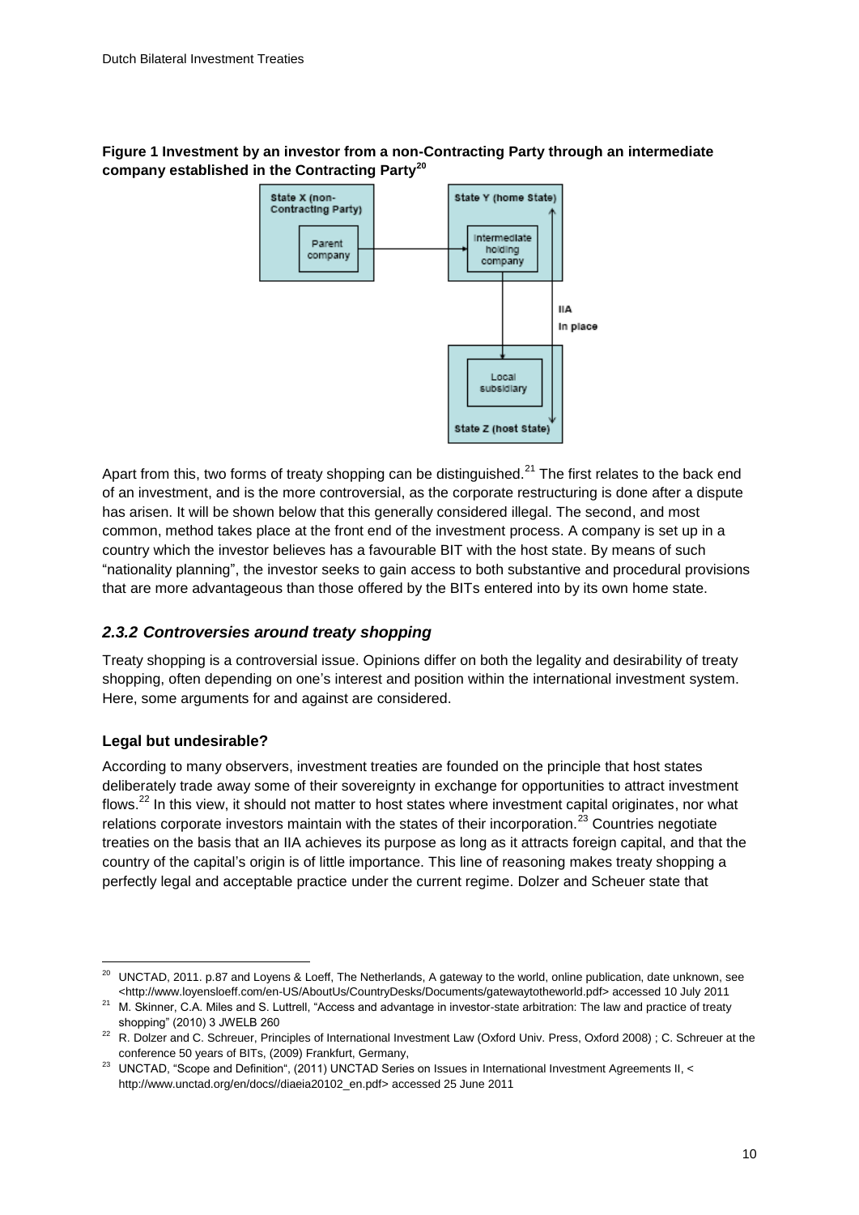**Figure 1 Investment by an investor from a non-Contracting Party through an intermediate company established in the Contracting Party**[20]

Apart from this, two forms of treaty shopping can be distinguished.[21] The first relates to the back end of an investment, and is the more controversial, as the corporate restructuring is done after a dispute has arisen. It will be shown below that this generally considered illegal. The second, and most common, method takes place at the front end of the investment process. A company is set up in a country which the investor believes has a favourable BIT with the host state. By means of such "nationality planning", the investor seeks to gain access to both substantive and procedural provisions that are more advantageous than those offered by the BITs entered into by its own home state.

### *2.3.2 Controversies around treaty shopping*

Treaty shopping is a controversial issue. Opinions differ on both the legality and desirability of treaty shopping, often depending on one's interest and position within the international investment system. Here, some arguments for and against are considered.

#### Legal but undesirable?

According to many observers, investment treaties are founded on the principle that host states deliberately trade away some of their sovereignty in exchange for opportunities to attract investment flows.[22] In this view, it should not matter to host states where investment capital originates, nor what relations corporate investors maintain with the states of their incorporation.[23] Countries negotiate treaties on the basis that an IIA achieves its purpose as long as it attracts foreign capital, and that the country of the capital's origin is of little importance. This line of reasoning makes treaty shopping a perfectly legal and acceptable practice under the current regime. Dolzer and Scheuer state that

---

[20] UNCTAD, 2011. p.87 and Loyens & Loeff, The Netherlands, A gateway to the world, online publication, date unknown, see <http://www.loyensloeff.com/en-US/AboutUs/CountryDesks/Documents/gatewaytotheworld.pdf> accessed 10 July 2011

[21] M. Skinner, C.A. Miles and S. Luttrell, "Access and advantage in investor-state arbitration: The law and practice of treaty shopping" (2010) 3 JWELB 260

[22] R. Dolzer and C. Schreuer, Principles of International Investment Law (Oxford Univ. Press, Oxford 2008) ; C. Schreuer at the conference 50 years of BITs, (2009) Frankfurt, Germany,

[23] UNCTAD, "Scope and Definition", (2011) UNCTAD Series on Issues in International Investment Agreements II, < http://www.unctad.org/en/docs//diaeia20102_en.pdf> accessed 25 June 2011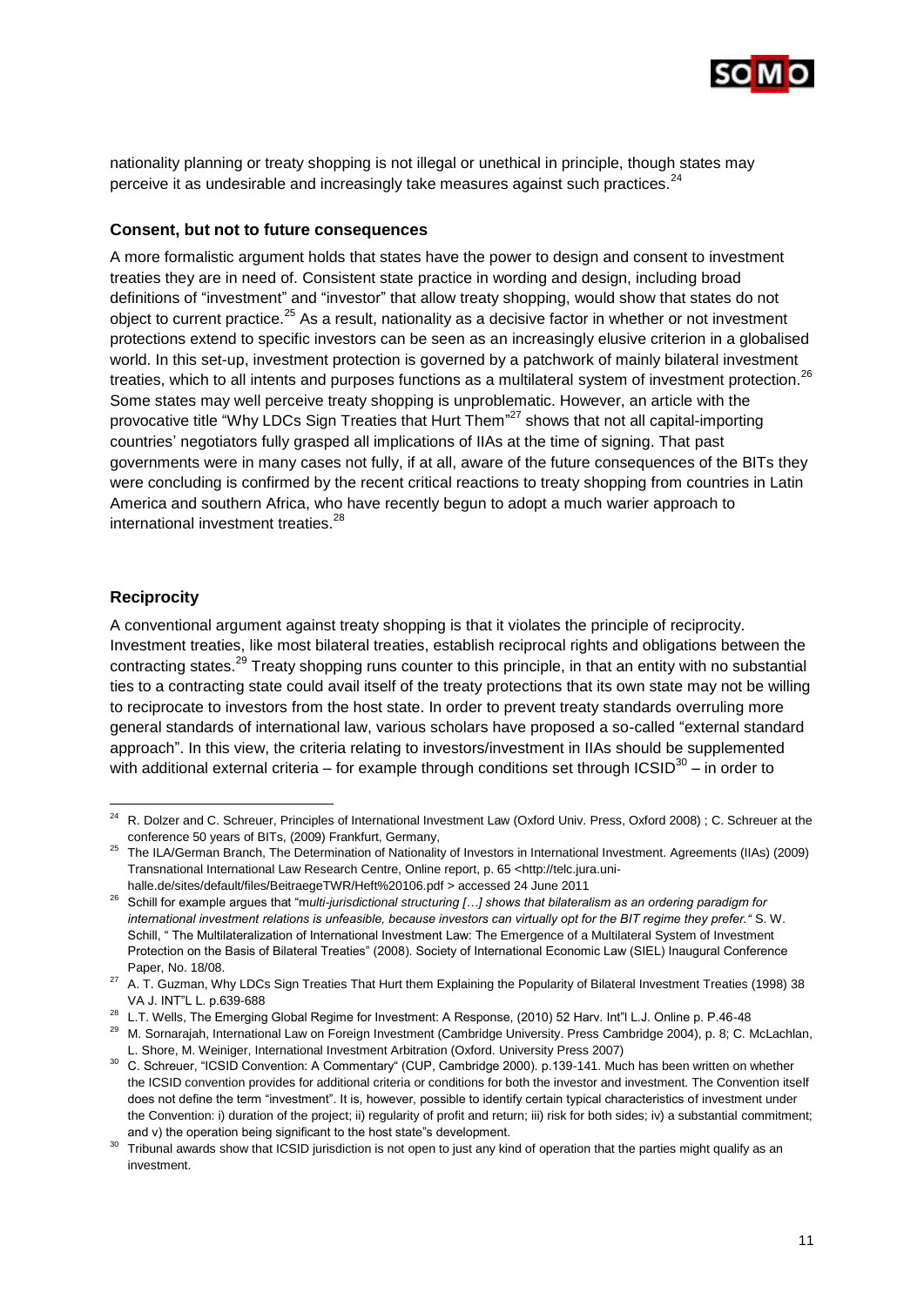nationality planning or treaty shopping is not illegal or unethical in principle, though states may perceive it as undesirable and increasingly take measures against such practices.[24]

### Consent, but not to future consequences

A more formalistic argument holds that states have the power to design and consent to investment treaties they are in need of. Consistent state practice in wording and design, including broad definitions of "investment" and "investor" that allow treaty shopping, would show that states do not object to current practice.[25] As a result, nationality as a decisive factor in whether or not investment protections extend to specific investors can be seen as an increasingly elusive criterion in a globalised world. In this set-up, investment protection is governed by a patchwork of mainly bilateral investment treaties, which to all intents and purposes functions as a multilateral system of investment protection.[26] Some states may well perceive treaty shopping is unproblematic. However, an article with the provocative title "Why LDCs Sign Treaties that Hurt Them"[27] shows that not all capital-importing countries' negotiators fully grasped all implications of IIAs at the time of signing. That past governments were in many cases not fully, if at all, aware of the future consequences of the BITs they were concluding is confirmed by the recent critical reactions to treaty shopping from countries in Latin America and southern Africa, who have recently begun to adopt a much warier approach to international investment treaties.[28]

### Reciprocity

A conventional argument against treaty shopping is that it violates the principle of reciprocity. Investment treaties, like most bilateral treaties, establish reciprocal rights and obligations between the contracting states.[29] Treaty shopping runs counter to this principle, in that an entity with no substantial ties to a contracting state could avail itself of the treaty protections that its own state may not be willing to reciprocate to investors from the host state. In order to prevent treaty standards overruling more general standards of international law, various scholars have proposed a so-called "external standard approach". In this view, the criteria relating to investors/investment in IIAs should be supplemented with additional external criteria – for example through conditions set through ICSID[30] – in order to

---

[24] R. Dolzer and C. Schreuer, Principles of International Investment Law (Oxford Univ. Press, Oxford 2008) ; C. Schreuer at the conference 50 years of BITs, (2009) Frankfurt, Germany,

[25] The ILA/German Branch, The Determination of Nationality of Investors in International Investment. Agreements (IIAs) (2009) Transnational International Law Research Centre, Online report, p. 65 <http://telc.jura.uni-halle.de/sites/default/files/BeitraegeTWR/Heft%20106.pdf > accessed 24 June 2011

[26] Schill for example argues that "*multi-jurisdictional structuring […] shows that bilateralism as an ordering paradigm for international investment relations is unfeasible, because investors can virtually opt for the BIT regime they prefer.*" S. W. Schill, " The Multilateralization of International Investment Law: The Emergence of a Multilateral System of Investment Protection on the Basis of Bilateral Treaties" (2008). Society of International Economic Law (SIEL) Inaugural Conference Paper, No. 18/08.

[27] A. T. Guzman, Why LDCs Sign Treaties That Hurt them Explaining the Popularity of Bilateral Investment Treaties (1998) 38 VA J. INT"L L. p.639-688

[28] L.T. Wells, The Emerging Global Regime for Investment: A Response, (2010) 52 Harv. Int"l L.J. Online p. P.46-48

[29] M. Sornarajah, International Law on Foreign Investment (Cambridge University. Press Cambridge 2004), p. 8; C. McLachlan, L. Shore, M. Weiniger, International Investment Arbitration (Oxford. University Press 2007)

[30] C. Schreuer, "ICSID Convention: A Commentary" (CUP, Cambridge 2000). p.139-141. Much has been written on whether the ICSID convention provides for additional criteria or conditions for both the investor and investment. The Convention itself does not define the term "investment". It is, however, possible to identify certain typical characteristics of investment under the Convention: i) duration of the project; ii) regularity of profit and return; iii) risk for both sides; iv) a substantial commitment; and v) the operation being significant to the host state"s development.

[30] Tribunal awards show that ICSID jurisdiction is not open to just any kind of operation that the parties might qualify as an investment.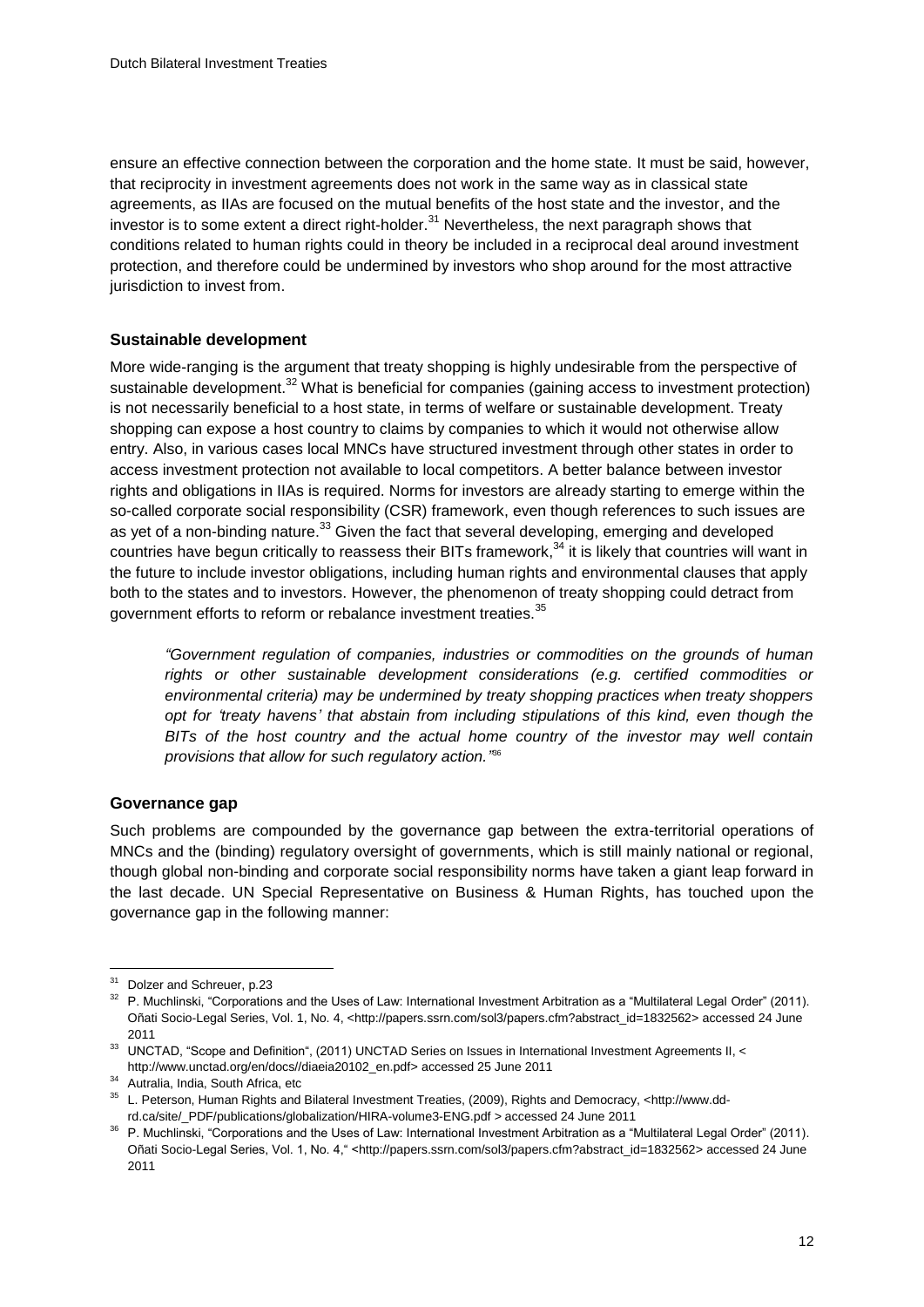ensure an effective connection between the corporation and the home state. It must be said, however, that reciprocity in investment agreements does not work in the same way as in classical state agreements, as IIAs are focused on the mutual benefits of the host state and the investor, and the investor is to some extent a direct right-holder.[31] Nevertheless, the next paragraph shows that conditions related to human rights could in theory be included in a reciprocal deal around investment protection, and therefore could be undermined by investors who shop around for the most attractive jurisdiction to invest from.

### Sustainable development

More wide-ranging is the argument that treaty shopping is highly undesirable from the perspective of sustainable development.[32] What is beneficial for companies (gaining access to investment protection) is not necessarily beneficial to a host state, in terms of welfare or sustainable development. Treaty shopping can expose a host country to claims by companies to which it would not otherwise allow entry. Also, in various cases local MNCs have structured investment through other states in order to access investment protection not available to local competitors. A better balance between investor rights and obligations in IIAs is required. Norms for investors are already starting to emerge within the so-called corporate social responsibility (CSR) framework, even though references to such issues are as yet of a non-binding nature.[33] Given the fact that several developing, emerging and developed countries have begun critically to reassess their BITs framework,[34] it is likely that countries will want in the future to include investor obligations, including human rights and environmental clauses that apply both to the states and to investors. However, the phenomenon of treaty shopping could detract from government efforts to reform or rebalance investment treaties.[35]

> *"Government regulation of companies, industries or commodities on the grounds of human rights or other sustainable development considerations (e.g. certified commodities or environmental criteria) may be undermined by treaty shopping practices when treaty shoppers opt for 'treaty havens' that abstain from including stipulations of this kind, even though the BITs of the host country and the actual home country of the investor may well contain provisions that allow for such regulatory action."*[36]

### Governance gap

Such problems are compounded by the governance gap between the extra-territorial operations of MNCs and the (binding) regulatory oversight of governments, which is still mainly national or regional, though global non-binding and corporate social responsibility norms have taken a giant leap forward in the last decade. UN Special Representative on Business & Human Rights, has touched upon the governance gap in the following manner:

---

[31] Dolzer and Schreuer, p.23

[32] P. Muchlinski, "Corporations and the Uses of Law: International Investment Arbitration as a "Multilateral Legal Order" (2011). Oñati Socio-Legal Series, Vol. 1, No. 4, <http://papers.ssrn.com/sol3/papers.cfm?abstract_id=1832562> accessed 24 June 2011

[33] UNCTAD, "Scope and Definition", (2011) UNCTAD Series on Issues in International Investment Agreements II, < http://www.unctad.org/en/docs//diaeia20102_en.pdf> accessed 25 June 2011

[34] Autralia, India, South Africa, etc

[35] L. Peterson, Human Rights and Bilateral Investment Treaties, (2009), Rights and Democracy, <http://www.dd-rd.ca/site/_PDF/publications/globalization/HIRA-volume3-ENG.pdf > accessed 24 June 2011

[36] P. Muchlinski, "Corporations and the Uses of Law: International Investment Arbitration as a "Multilateral Legal Order" (2011). Oñati Socio-Legal Series, Vol. 1, No. 4," <http://papers.ssrn.com/sol3/papers.cfm?abstract_id=1832562> accessed 24 June 2011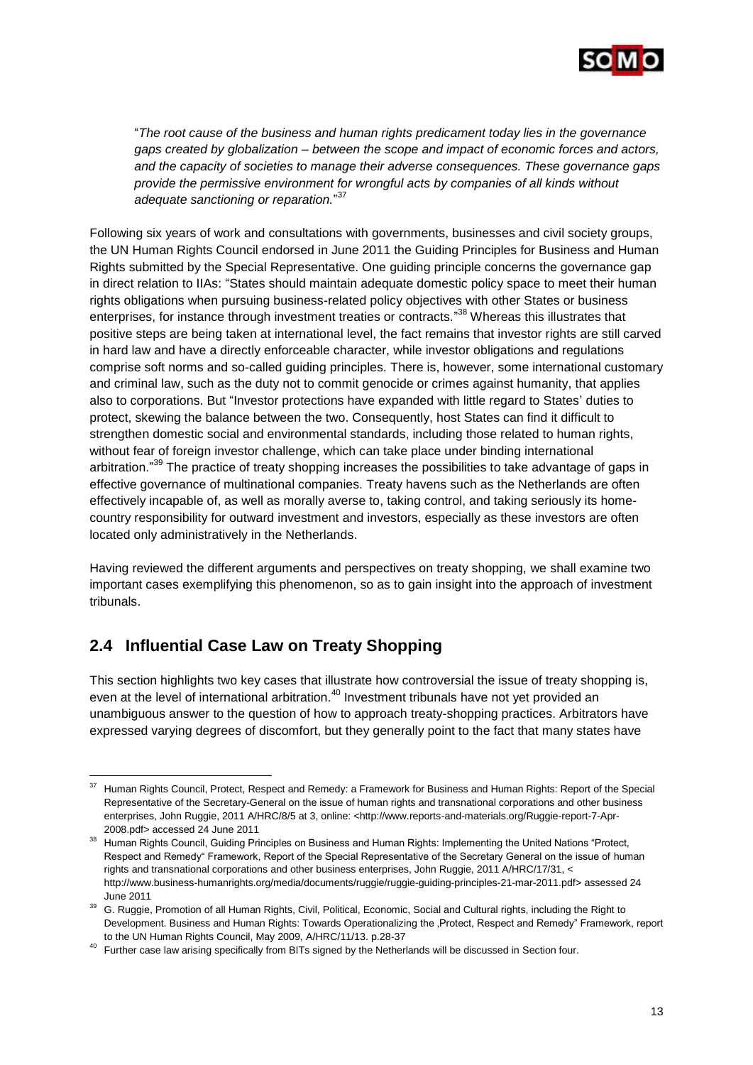"*The root cause of the business and human rights predicament today lies in the governance gaps created by globalization – between the scope and impact of economic forces and actors, and the capacity of societies to manage their adverse consequences. These governance gaps provide the permissive environment for wrongful acts by companies of all kinds without adequate sanctioning or reparation.*"[37]

Following six years of work and consultations with governments, businesses and civil society groups, the UN Human Rights Council endorsed in June 2011 the Guiding Principles for Business and Human Rights submitted by the Special Representative. One guiding principle concerns the governance gap in direct relation to IIAs: "States should maintain adequate domestic policy space to meet their human rights obligations when pursuing business-related policy objectives with other States or business enterprises, for instance through investment treaties or contracts."[38] Whereas this illustrates that positive steps are being taken at international level, the fact remains that investor rights are still carved in hard law and have a directly enforceable character, while investor obligations and regulations comprise soft norms and so-called guiding principles. There is, however, some international customary and criminal law, such as the duty not to commit genocide or crimes against humanity, that applies also to corporations. But "Investor protections have expanded with little regard to States' duties to protect, skewing the balance between the two. Consequently, host States can find it difficult to strengthen domestic social and environmental standards, including those related to human rights, without fear of foreign investor challenge, which can take place under binding international arbitration."[39] The practice of treaty shopping increases the possibilities to take advantage of gaps in effective governance of multinational companies. Treaty havens such as the Netherlands are often effectively incapable of, as well as morally averse to, taking control, and taking seriously its home-country responsibility for outward investment and investors, especially as these investors are often located only administratively in the Netherlands.

Having reviewed the different arguments and perspectives on treaty shopping, we shall examine two important cases exemplifying this phenomenon, so as to gain insight into the approach of investment tribunals.

## 2.4 Influential Case Law on Treaty Shopping

This section highlights two key cases that illustrate how controversial the issue of treaty shopping is, even at the level of international arbitration.[40] Investment tribunals have not yet provided an unambiguous answer to the question of how to approach treaty-shopping practices. Arbitrators have expressed varying degrees of discomfort, but they generally point to the fact that many states have

---

[37] Human Rights Council, Protect, Respect and Remedy: a Framework for Business and Human Rights: Report of the Special Representative of the Secretary-General on the issue of human rights and transnational corporations and other business enterprises, John Ruggie, 2011 A/HRC/8/5 at 3, online: <http://www.reports-and-materials.org/Ruggie-report-7-Apr-2008.pdf> accessed 24 June 2011

[38] Human Rights Council, Guiding Principles on Business and Human Rights: Implementing the United Nations "Protect, Respect and Remedy" Framework, Report of the Special Representative of the Secretary General on the issue of human rights and transnational corporations and other business enterprises, John Ruggie, 2011 A/HRC/17/31, < http://www.business-humanrights.org/media/documents/ruggie/ruggie-guiding-principles-21-mar-2011.pdf> assessed 24 June 2011

[39] G. Ruggie, Promotion of all Human Rights, Civil, Political, Economic, Social and Cultural rights, including the Right to Development. Business and Human Rights: Towards Operationalizing the ‚Protect, Respect and Remedy" Framework, report to the UN Human Rights Council, May 2009, A/HRC/11/13. p.28-37

[40] Further case law arising specifically from BITs signed by the Netherlands will be discussed in Section four.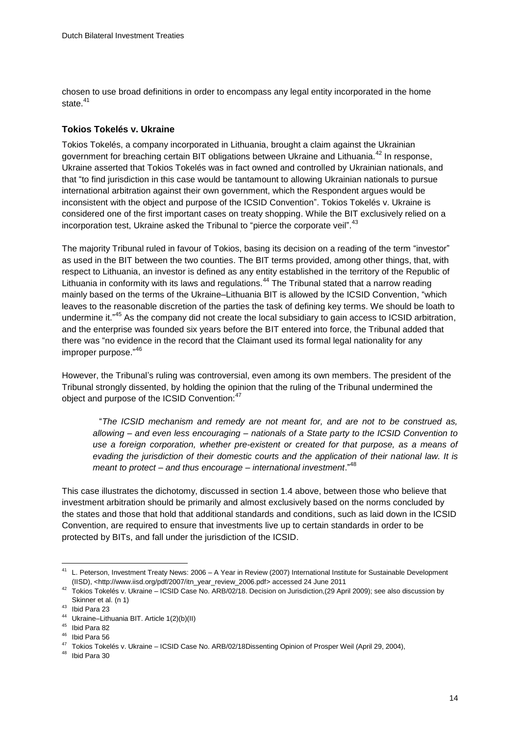chosen to use broad definitions in order to encompass any legal entity incorporated in the home state.[41]

### Tokios Tokelés v. Ukraine

Tokios Tokelés, a company incorporated in Lithuania, brought a claim against the Ukrainian government for breaching certain BIT obligations between Ukraine and Lithuania.[42] In response, Ukraine asserted that Tokios Tokelés was in fact owned and controlled by Ukrainian nationals, and that "to find jurisdiction in this case would be tantamount to allowing Ukrainian nationals to pursue international arbitration against their own government, which the Respondent argues would be inconsistent with the object and purpose of the ICSID Convention". Tokios Tokelés v. Ukraine is considered one of the first important cases on treaty shopping. While the BIT exclusively relied on a incorporation test, Ukraine asked the Tribunal to "pierce the corporate veil".[43]

The majority Tribunal ruled in favour of Tokios, basing its decision on a reading of the term "investor" as used in the BIT between the two counties. The BIT terms provided, among other things, that, with respect to Lithuania, an investor is defined as any entity established in the territory of the Republic of Lithuania in conformity with its laws and regulations.[44] The Tribunal stated that a narrow reading mainly based on the terms of the Ukraine–Lithuania BIT is allowed by the ICSID Convention, "which leaves to the reasonable discretion of the parties the task of defining key terms. We should be loath to undermine it."[45] As the company did not create the local subsidiary to gain access to ICSID arbitration, and the enterprise was founded six years before the BIT entered into force, the Tribunal added that there was "no evidence in the record that the Claimant used its formal legal nationality for any improper purpose."[46]

However, the Tribunal's ruling was controversial, even among its own members. The president of the Tribunal strongly dissented, by holding the opinion that the ruling of the Tribunal undermined the object and purpose of the ICSID Convention:[47]

> "*The ICSID mechanism and remedy are not meant for, and are not to be construed as, allowing – and even less encouraging – nationals of a State party to the ICSID Convention to use a foreign corporation, whether pre-existent or created for that purpose, as a means of evading the jurisdiction of their domestic courts and the application of their national law. It is meant to protect – and thus encourage – international investment*."[48]

This case illustrates the dichotomy, discussed in section 1.4 above, between those who believe that investment arbitration should be primarily and almost exclusively based on the norms concluded by the states and those that hold that additional standards and conditions, such as laid down in the ICSID Convention, are required to ensure that investments live up to certain standards in order to be protected by BITs, and fall under the jurisdiction of the ICSID.

---

[41] L. Peterson, Investment Treaty News: 2006 – A Year in Review (2007) International Institute for Sustainable Development (IISD), <http://www.iisd.org/pdf/2007/itn_year_review_2006.pdf> accessed 24 June 2011

[42] Tokios Tokelés v. Ukraine – ICSID Case No. ARB/02/18. Decision on Jurisdiction,(29 April 2009); see also discussion by Skinner et al. (n 1)

[43] Ibid Para 23

[44] Ukraine–Lithuania BIT. Article 1(2)(b)(II)

[45] Ibid Para 82

[46] Ibid Para 56

[47] Tokios Tokelés v. Ukraine – ICSID Case No. ARB/02/18Dissenting Opinion of Prosper Weil (April 29, 2004),

[48] Ibid Para 30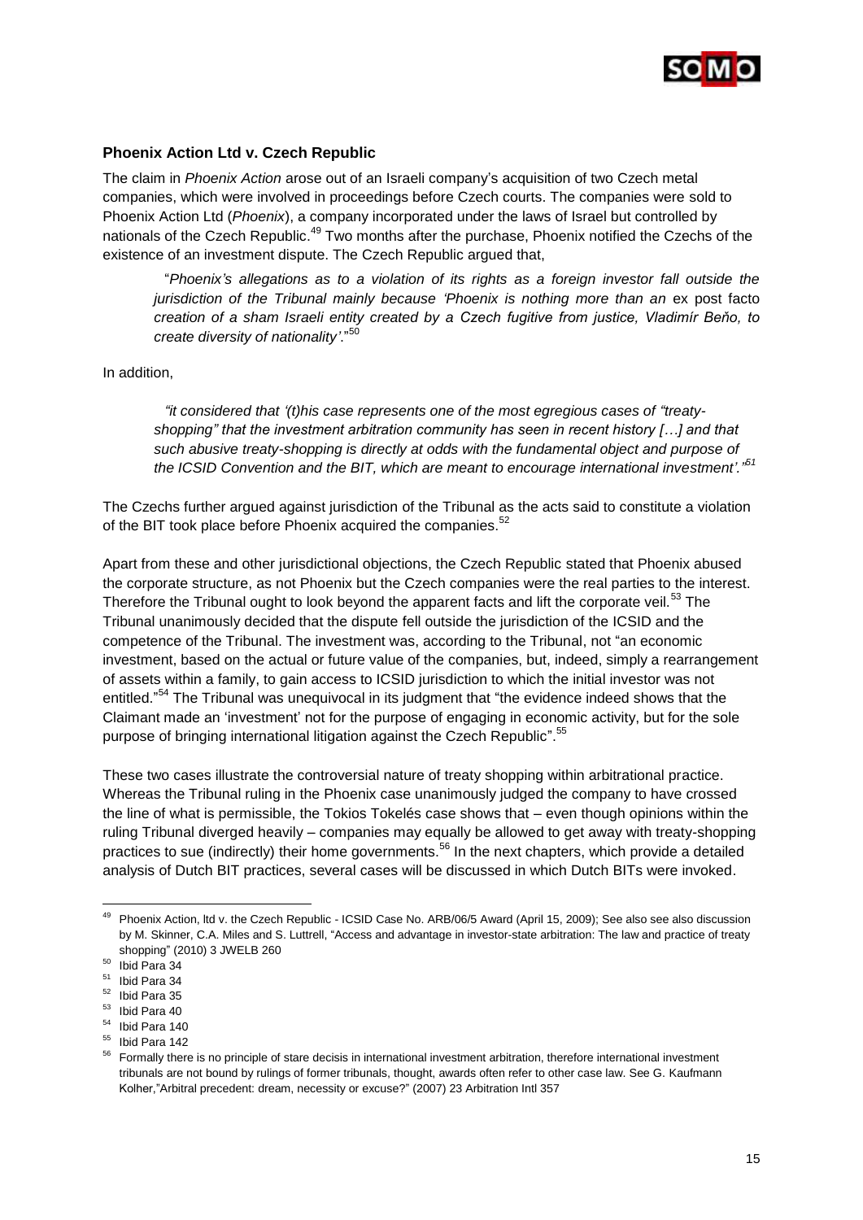### Phoenix Action Ltd v. Czech Republic

The claim in *Phoenix Action* arose out of an Israeli company's acquisition of two Czech metal companies, which were involved in proceedings before Czech courts. The companies were sold to Phoenix Action Ltd (*Phoenix*), a company incorporated under the laws of Israel but controlled by nationals of the Czech Republic.[49] Two months after the purchase, Phoenix notified the Czechs of the existence of an investment dispute. The Czech Republic argued that,

> "*Phoenix's allegations as to a violation of its rights as a foreign investor fall outside the jurisdiction of the Tribunal mainly because 'Phoenix is nothing more than an* ex post facto *creation of a sham Israeli entity created by a Czech fugitive from justice, Vladimír Beňo, to create diversity of nationality'.*"[50]

In addition,

> *"it considered that '(t)his case represents one of the most egregious cases of "treaty-shopping" that the investment arbitration community has seen in recent history […] and that such abusive treaty-shopping is directly at odds with the fundamental object and purpose of the ICSID Convention and the BIT, which are meant to encourage international investment'."*[51]

The Czechs further argued against jurisdiction of the Tribunal as the acts said to constitute a violation of the BIT took place before Phoenix acquired the companies.[52]

Apart from these and other jurisdictional objections, the Czech Republic stated that Phoenix abused the corporate structure, as not Phoenix but the Czech companies were the real parties to the interest. Therefore the Tribunal ought to look beyond the apparent facts and lift the corporate veil.[53] The Tribunal unanimously decided that the dispute fell outside the jurisdiction of the ICSID and the competence of the Tribunal. The investment was, according to the Tribunal, not "an economic investment, based on the actual or future value of the companies, but, indeed, simply a rearrangement of assets within a family, to gain access to ICSID jurisdiction to which the initial investor was not entitled."[54] The Tribunal was unequivocal in its judgment that "the evidence indeed shows that the Claimant made an 'investment' not for the purpose of engaging in economic activity, but for the sole purpose of bringing international litigation against the Czech Republic".[55]

These two cases illustrate the controversial nature of treaty shopping within arbitrational practice. Whereas the Tribunal ruling in the Phoenix case unanimously judged the company to have crossed the line of what is permissible, the Tokios Tokelés case shows that – even though opinions within the ruling Tribunal diverged heavily – companies may equally be allowed to get away with treaty-shopping practices to sue (indirectly) their home governments.[56] In the next chapters, which provide a detailed analysis of Dutch BIT practices, several cases will be discussed in which Dutch BITs were invoked.

---

[49] Phoenix Action, ltd v. the Czech Republic - ICSID Case No. ARB/06/5 Award (April 15, 2009); See also see also discussion by M. Skinner, C.A. Miles and S. Luttrell, "Access and advantage in investor-state arbitration: The law and practice of treaty shopping" (2010) 3 JWELB 260

[50] Ibid Para 34

[51] Ibid Para 34

[52] Ibid Para 35

[53] Ibid Para 40

[54] Ibid Para 140

[55] Ibid Para 142

[56] Formally there is no principle of stare decisis in international investment arbitration, therefore international investment tribunals are not bound by rulings of former tribunals, thought, awards often refer to other case law. See G. Kaufmann Kolher,"Arbitral precedent: dream, necessity or excuse?" (2007) 23 Arbitration Intl 357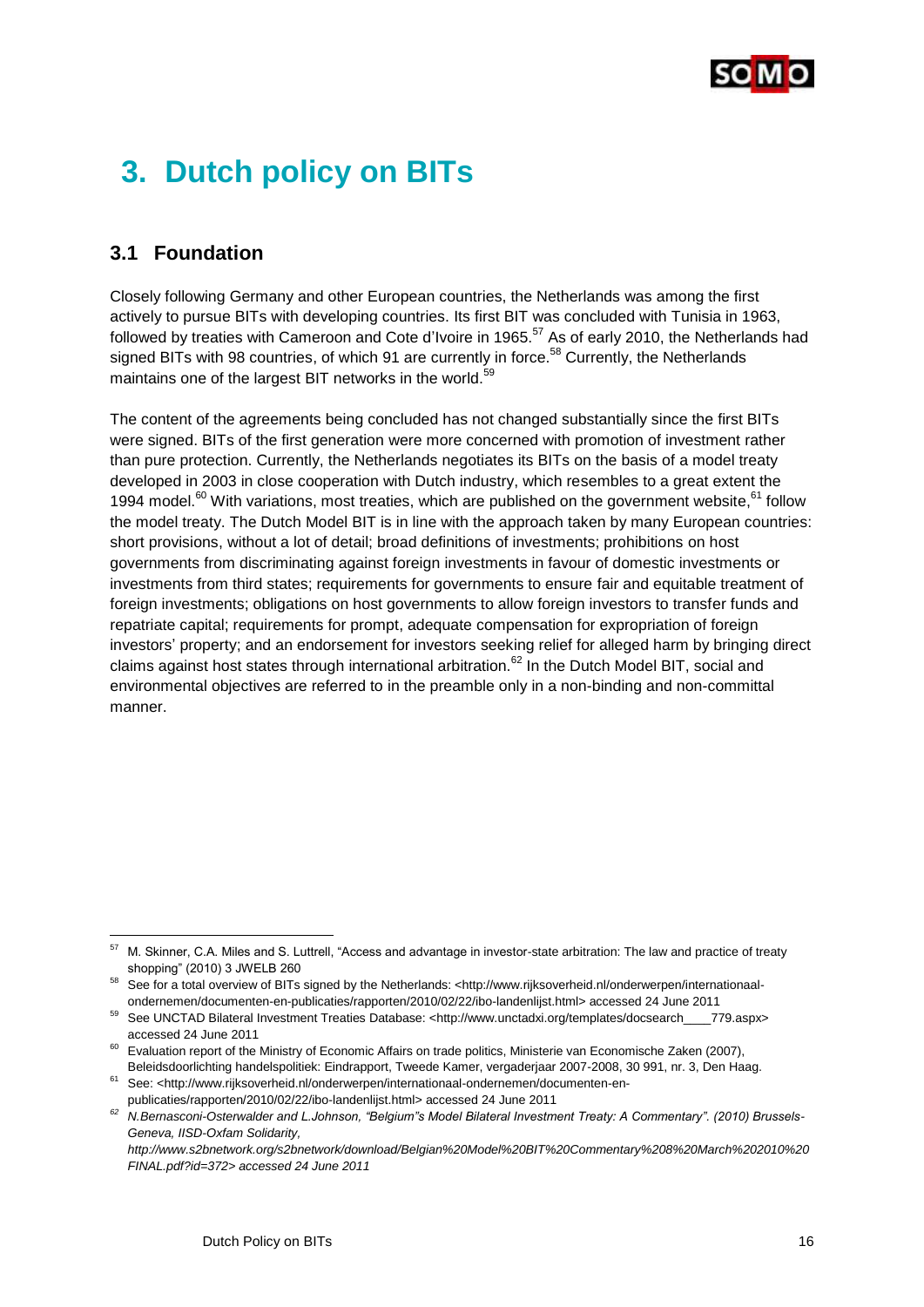# 3. Dutch policy on BITs

## 3.1 Foundation

Closely following Germany and other European countries, the Netherlands was among the first actively to pursue BITs with developing countries. Its first BIT was concluded with Tunisia in 1963, followed by treaties with Cameroon and Cote d'Ivoire in 1965.[57] As of early 2010, the Netherlands had signed BITs with 98 countries, of which 91 are currently in force.[58] Currently, the Netherlands maintains one of the largest BIT networks in the world.[59]

The content of the agreements being concluded has not changed substantially since the first BITs were signed. BITs of the first generation were more concerned with promotion of investment rather than pure protection. Currently, the Netherlands negotiates its BITs on the basis of a model treaty developed in 2003 in close cooperation with Dutch industry, which resembles to a great extent the 1994 model.[60] With variations, most treaties, which are published on the government website,[61] follow the model treaty. The Dutch Model BIT is in line with the approach taken by many European countries: short provisions, without a lot of detail; broad definitions of investments; prohibitions on host governments from discriminating against foreign investments in favour of domestic investments or investments from third states; requirements for governments to ensure fair and equitable treatment of foreign investments; obligations on host governments to allow foreign investors to transfer funds and repatriate capital; requirements for prompt, adequate compensation for expropriation of foreign investors' property; and an endorsement for investors seeking relief for alleged harm by bringing direct claims against host states through international arbitration.[62] In the Dutch Model BIT, social and environmental objectives are referred to in the preamble only in a non-binding and non-committal manner.

---

[57] M. Skinner, C.A. Miles and S. Luttrell, "Access and advantage in investor-state arbitration: The law and practice of treaty shopping" (2010) 3 JWELB 260

[58] See for a total overview of BITs signed by the Netherlands: <http://www.rijksoverheid.nl/onderwerpen/internationaal-ondernemen/documenten-en-publicaties/rapporten/2010/02/22/ibo-landenlijst.html> accessed 24 June 2011

[59] See UNCTAD Bilateral Investment Treaties Database: <http://www.unctadxi.org/templates/docsearch____779.aspx> accessed 24 June 2011

[60] Evaluation report of the Ministry of Economic Affairs on trade politics, Ministerie van Economische Zaken (2007), Beleidsdoorlichting handelspolitiek: Eindrapport, Tweede Kamer, vergaderjaar 2007-2008, 30 991, nr. 3, Den Haag.

[61] See: <http://www.rijksoverheid.nl/onderwerpen/internationaal-ondernemen/documenten-en-publicaties/rapporten/2010/02/22/ibo-landenlijst.html> accessed 24 June 2011

[62] *N.Bernasconi-Osterwalder and L.Johnson, "Belgium"s Model Bilateral Investment Treaty: A Commentary". (2010) Brussels-Geneva, IISD-Oxfam Solidarity, http://www.s2bnetwork.org/s2bnetwork/download/Belgian%20Model%20BIT%20Commentary%208%20March%202010%20FINAL.pdf?id=372> accessed 24 June 2011*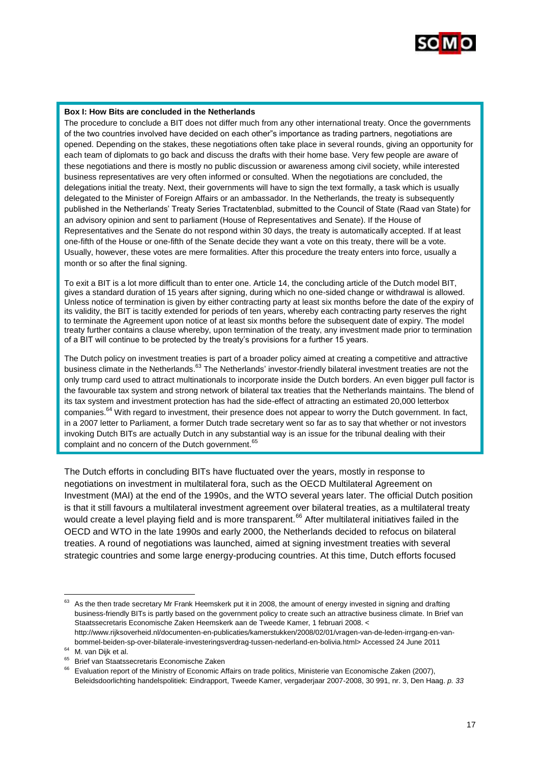**Box I: How Bits are concluded in the Netherlands**

The procedure to conclude a BIT does not differ much from any other international treaty. Once the governments of the two countries involved have decided on each other"s importance as trading partners, negotiations are opened. Depending on the stakes, these negotiations often take place in several rounds, giving an opportunity for each team of diplomats to go back and discuss the drafts with their home base. Very few people are aware of these negotiations and there is mostly no public discussion or awareness among civil society, while interested business representatives are very often informed or consulted. When the negotiations are concluded, the delegations initial the treaty. Next, their governments will have to sign the text formally, a task which is usually delegated to the Minister of Foreign Affairs or an ambassador. In the Netherlands, the treaty is subsequently published in the Netherlands' Treaty Series Tractatenblad, submitted to the Council of State (Raad van State) for an advisory opinion and sent to parliament (House of Representatives and Senate). If the House of Representatives and the Senate do not respond within 30 days, the treaty is automatically accepted. If at least one-fifth of the House or one-fifth of the Senate decide they want a vote on this treaty, there will be a vote. Usually, however, these votes are mere formalities. After this procedure the treaty enters into force, usually a month or so after the final signing.

To exit a BIT is a lot more difficult than to enter one. Article 14, the concluding article of the Dutch model BIT, gives a standard duration of 15 years after signing, during which no one-sided change or withdrawal is allowed. Unless notice of termination is given by either contracting party at least six months before the date of the expiry of its validity, the BIT is tacitly extended for periods of ten years, whereby each contracting party reserves the right to terminate the Agreement upon notice of at least six months before the subsequent date of expiry. The model treaty further contains a clause whereby, upon termination of the treaty, any investment made prior to termination of a BIT will continue to be protected by the treaty's provisions for a further 15 years.

The Dutch policy on investment treaties is part of a broader policy aimed at creating a competitive and attractive business climate in the Netherlands.[63] The Netherlands' investor-friendly bilateral investment treaties are not the only trump card used to attract multinationals to incorporate inside the Dutch borders. An even bigger pull factor is the favourable tax system and strong network of bilateral tax treaties that the Netherlands maintains. The blend of its tax system and investment protection has had the side-effect of attracting an estimated 20,000 letterbox companies.[64] With regard to investment, their presence does not appear to worry the Dutch government. In fact, in a 2007 letter to Parliament, a former Dutch trade secretary went so far as to say that whether or not investors invoking Dutch BITs are actually Dutch in any substantial way is an issue for the tribunal dealing with their complaint and no concern of the Dutch government.[65]

The Dutch efforts in concluding BITs have fluctuated over the years, mostly in response to negotiations on investment in multilateral fora, such as the OECD Multilateral Agreement on Investment (MAI) at the end of the 1990s, and the WTO several years later. The official Dutch position is that it still favours a multilateral investment agreement over bilateral treaties, as a multilateral treaty would create a level playing field and is more transparent.[66] After multilateral initiatives failed in the OECD and WTO in the late 1990s and early 2000, the Netherlands decided to refocus on bilateral treaties. A round of negotiations was launched, aimed at signing investment treaties with several strategic countries and some large energy-producing countries. At this time, Dutch efforts focused

---

[63] As the then trade secretary Mr Frank Heemskerk put it in 2008, the amount of energy invested in signing and drafting business-friendly BITs is partly based on the government policy to create such an attractive business climate. In Brief van Staatssecretaris Economische Zaken Heemskerk aan de Tweede Kamer, 1 februari 2008. < http://www.rijksoverheid.nl/documenten-en-publicaties/kamerstukken/2008/02/01/vragen-van-de-leden-irrgang-en-van-bommel-beiden-sp-over-bilaterale-investeringsverdrag-tussen-nederland-en-bolivia.html> Accessed 24 June 2011

[64] M. van Dijk et al.

[65] Brief van Staatssecretaris Economische Zaken

[66] Evaluation report of the Ministry of Economic Affairs on trade politics, Ministerie van Economische Zaken (2007), Beleidsdoorlichting handelspolitiek: Eindrapport, Tweede Kamer, vergaderjaar 2007-2008, 30 991, nr. 3, Den Haag. *p. 33*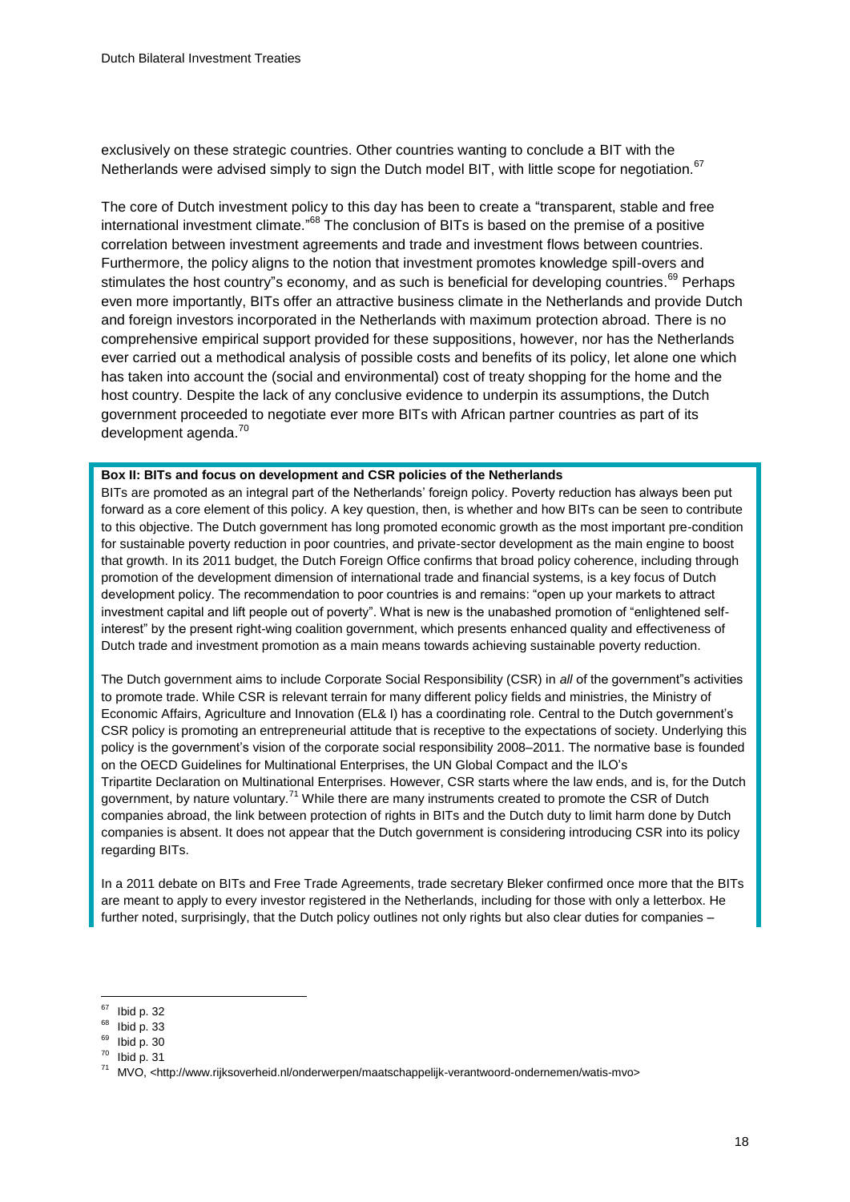exclusively on these strategic countries. Other countries wanting to conclude a BIT with the Netherlands were advised simply to sign the Dutch model BIT, with little scope for negotiation.[67]

The core of Dutch investment policy to this day has been to create a "transparent, stable and free international investment climate."[68] The conclusion of BITs is based on the premise of a positive correlation between investment agreements and trade and investment flows between countries. Furthermore, the policy aligns to the notion that investment promotes knowledge spill-overs and stimulates the host country"s economy, and as such is beneficial for developing countries.[69] Perhaps even more importantly, BITs offer an attractive business climate in the Netherlands and provide Dutch and foreign investors incorporated in the Netherlands with maximum protection abroad. There is no comprehensive empirical support provided for these suppositions, however, nor has the Netherlands ever carried out a methodical analysis of possible costs and benefits of its policy, let alone one which has taken into account the (social and environmental) cost of treaty shopping for the home and the host country. Despite the lack of any conclusive evidence to underpin its assumptions, the Dutch government proceeded to negotiate ever more BITs with African partner countries as part of its development agenda.[70]

**Box II: BITs and focus on development and CSR policies of the Netherlands**

BITs are promoted as an integral part of the Netherlands' foreign policy. Poverty reduction has always been put forward as a core element of this policy. A key question, then, is whether and how BITs can be seen to contribute to this objective. The Dutch government has long promoted economic growth as the most important pre-condition for sustainable poverty reduction in poor countries, and private-sector development as the main engine to boost that growth. In its 2011 budget, the Dutch Foreign Office confirms that broad policy coherence, including through promotion of the development dimension of international trade and financial systems, is a key focus of Dutch development policy. The recommendation to poor countries is and remains: "open up your markets to attract investment capital and lift people out of poverty". What is new is the unabashed promotion of "enlightened self-interest" by the present right-wing coalition government, which presents enhanced quality and effectiveness of Dutch trade and investment promotion as a main means towards achieving sustainable poverty reduction.

The Dutch government aims to include Corporate Social Responsibility (CSR) in *all* of the government"s activities to promote trade. While CSR is relevant terrain for many different policy fields and ministries, the Ministry of Economic Affairs, Agriculture and Innovation (EL& I) has a coordinating role. Central to the Dutch government's CSR policy is promoting an entrepreneurial attitude that is receptive to the expectations of society. Underlying this policy is the government's vision of the corporate social responsibility 2008–2011. The normative base is founded on the OECD Guidelines for Multinational Enterprises, the UN Global Compact and the ILO's Tripartite Declaration on Multinational Enterprises. However, CSR starts where the law ends, and is, for the Dutch government, by nature voluntary.[71] While there are many instruments created to promote the CSR of Dutch companies abroad, the link between protection of rights in BITs and the Dutch duty to limit harm done by Dutch companies is absent. It does not appear that the Dutch government is considering introducing CSR into its policy regarding BITs.

In a 2011 debate on BITs and Free Trade Agreements, trade secretary Bleker confirmed once more that the BITs are meant to apply to every investor registered in the Netherlands, including for those with only a letterbox. He further noted, surprisingly, that the Dutch policy outlines not only rights but also clear duties for companies –

---

[67] Ibid p. 32

[68] Ibid p. 33

[69] Ibid p. 30

[70] Ibid p. 31

[71] MVO, <http://www.rijksoverheid.nl/onderwerpen/maatschappelijk-verantwoord-ondernemen/watis-mvo>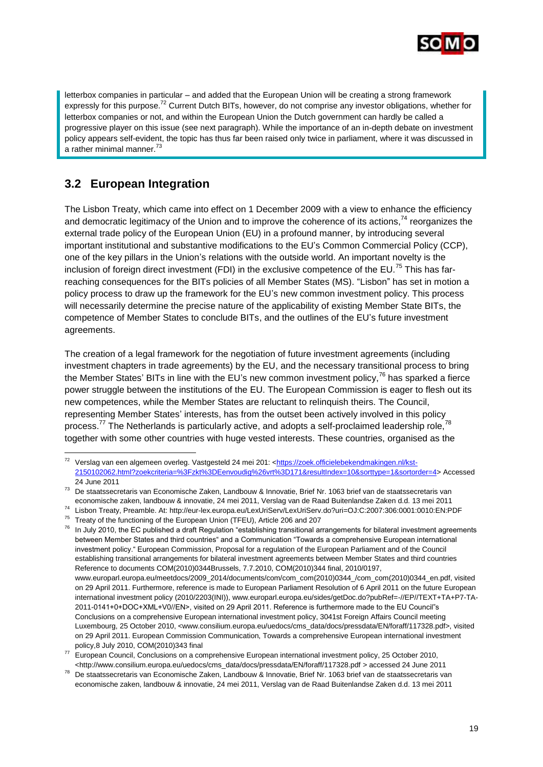letterbox companies in particular – and added that the European Union will be creating a strong framework expressly for this purpose.[72] Current Dutch BITs, however, do not comprise any investor obligations, whether for letterbox companies or not, and within the European Union the Dutch government can hardly be called a progressive player on this issue (see next paragraph). While the importance of an in-depth debate on investment policy appears self-evident, the topic has thus far been raised only twice in parliament, where it was discussed in a rather minimal manner.[73]

## 3.2 European Integration

The Lisbon Treaty, which came into effect on 1 December 2009 with a view to enhance the efficiency and democratic legitimacy of the Union and to improve the coherence of its actions,[74] reorganizes the external trade policy of the European Union (EU) in a profound manner, by introducing several important institutional and substantive modifications to the EU's Common Commercial Policy (CCP), one of the key pillars in the Union's relations with the outside world. An important novelty is the inclusion of foreign direct investment (FDI) in the exclusive competence of the EU.[75] This has far-reaching consequences for the BITs policies of all Member States (MS). "Lisbon" has set in motion a policy process to draw up the framework for the EU's new common investment policy. This process will necessarily determine the precise nature of the applicability of existing Member State BITs, the competence of Member States to conclude BITs, and the outlines of the EU's future investment agreements.

The creation of a legal framework for the negotiation of future investment agreements (including investment chapters in trade agreements) by the EU, and the necessary transitional process to bring the Member States' BITs in line with the EU's new common investment policy,[76] has sparked a fierce power struggle between the institutions of the EU. The European Commission is eager to flesh out its new competences, while the Member States are reluctant to relinquish theirs. The Council, representing Member States' interests, has from the outset been actively involved in this policy process.[77] The Netherlands is particularly active, and adopts a self-proclaimed leadership role,[78] together with some other countries with huge vested interests. These countries, organised as the

---

[72] Verslag van een algemeen overleg. Vastgesteld 24 mei 201: <https://zoek.officielebekendmakingen.nl/kst-2150102062.html?zoekcriteria=%3Fzkt%3DEenvoudig%26vrt%3D171&resultIndex=10&sorttype=1&sortorder=4> Accessed 24 June 2011

[73] De staatssecretaris van Economische Zaken, Landbouw & Innovatie, Brief Nr. 1063 brief van de staatssecretaris van economische zaken, landbouw & innovatie, 24 mei 2011, Verslag van de Raad Buitenlandse Zaken d.d. 13 mei 2011

[74] Lisbon Treaty, Preamble. At: http://eur-lex.europa.eu/LexUriServ/LexUriServ.do?uri=OJ:C:2007:306:0001:0010:EN:PDF

[75] Treaty of the functioning of the European Union (TFEU), Article 206 and 207

[76] In July 2010, the EC published a draft Regulation "establishing transitional arrangements for bilateral investment agreements between Member States and third countries" and a Communication "Towards a comprehensive European international investment policy." European Commission, Proposal for a regulation of the European Parliament and of the Council establishing transitional arrangements for bilateral investment agreements between Member States and third countries Reference to documents COM(2010)0344Brussels, 7.7.2010, COM(2010)344 final, 2010/0197, www.europarl.europa.eu/meetdocs/2009_2014/documents/com/com_com(2010)0344_/com_com(2010)0344_en.pdf, visited on 29 April 2011. Furthermore, reference is made to European Parliament Resolution of 6 April 2011 on the future European international investment policy (2010/2203(INI)), www.europarl.europa.eu/sides/getDoc.do?pubRef=-//EP//TEXT+TA+P7-TA-2011-0141+0+DOC+XML+V0//EN>, visited on 29 April 2011. Reference is furthermore made to the EU Council"s Conclusions on a comprehensive European international investment policy, 3041st Foreign Affairs Council meeting Luxembourg, 25 October 2010, <www.consilium.europa.eu/uedocs/cms_data/docs/pressdata/EN/foraff/117328.pdf>, visited on 29 April 2011. European Commission Communication, Towards a comprehensive European international investment policy,8 July 2010, COM(2010)343 final

[77] European Council, Conclusions on a comprehensive European international investment policy, 25 October 2010, <http://www.consilium.europa.eu/uedocs/cms_data/docs/pressdata/EN/foraff/117328.pdf > accessed 24 June 2011

[78] De staatssecretaris van Economische Zaken, Landbouw & Innovatie, Brief Nr. 1063 brief van de staatssecretaris van economische zaken, landbouw & innovatie, 24 mei 2011, Verslag van de Raad Buitenlandse Zaken d.d. 13 mei 2011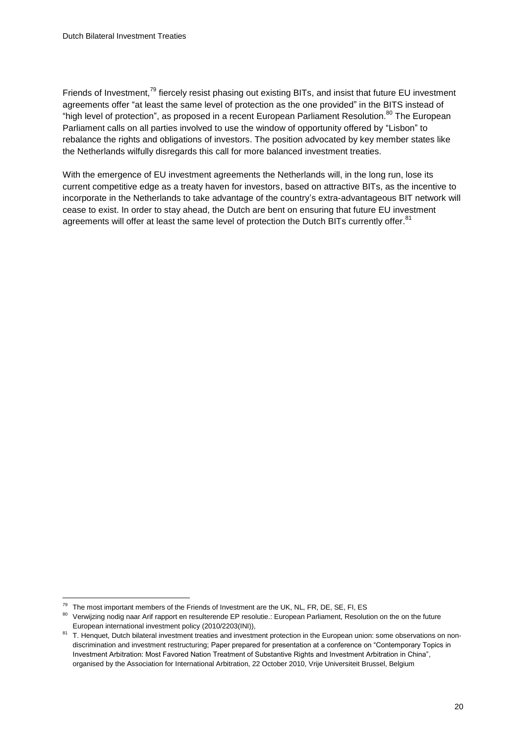Friends of Investment,[79] fiercely resist phasing out existing BITs, and insist that future EU investment agreements offer "at least the same level of protection as the one provided" in the BITS instead of "high level of protection", as proposed in a recent European Parliament Resolution.[80] The European Parliament calls on all parties involved to use the window of opportunity offered by "Lisbon" to rebalance the rights and obligations of investors. The position advocated by key member states like the Netherlands wilfully disregards this call for more balanced investment treaties.

With the emergence of EU investment agreements the Netherlands will, in the long run, lose its current competitive edge as a treaty haven for investors, based on attractive BITs, as the incentive to incorporate in the Netherlands to take advantage of the country's extra-advantageous BIT network will cease to exist. In order to stay ahead, the Dutch are bent on ensuring that future EU investment agreements will offer at least the same level of protection the Dutch BITs currently offer.[81]

---

[79] The most important members of the Friends of Investment are the UK, NL, FR, DE, SE, FI, ES

[80] Verwijzing nodig naar Arif rapport en resulterende EP resolutie.: European Parliament, Resolution on the on the future European international investment policy (2010/2203(INI)),

[81] T. Henquet, Dutch bilateral investment treaties and investment protection in the European union: some observations on non-discrimination and investment restructuring; Paper prepared for presentation at a conference on "Contemporary Topics in Investment Arbitration: Most Favored Nation Treatment of Substantive Rights and Investment Arbitration in China", organised by the Association for International Arbitration, 22 October 2010, Vrije Universiteit Brussel, Belgium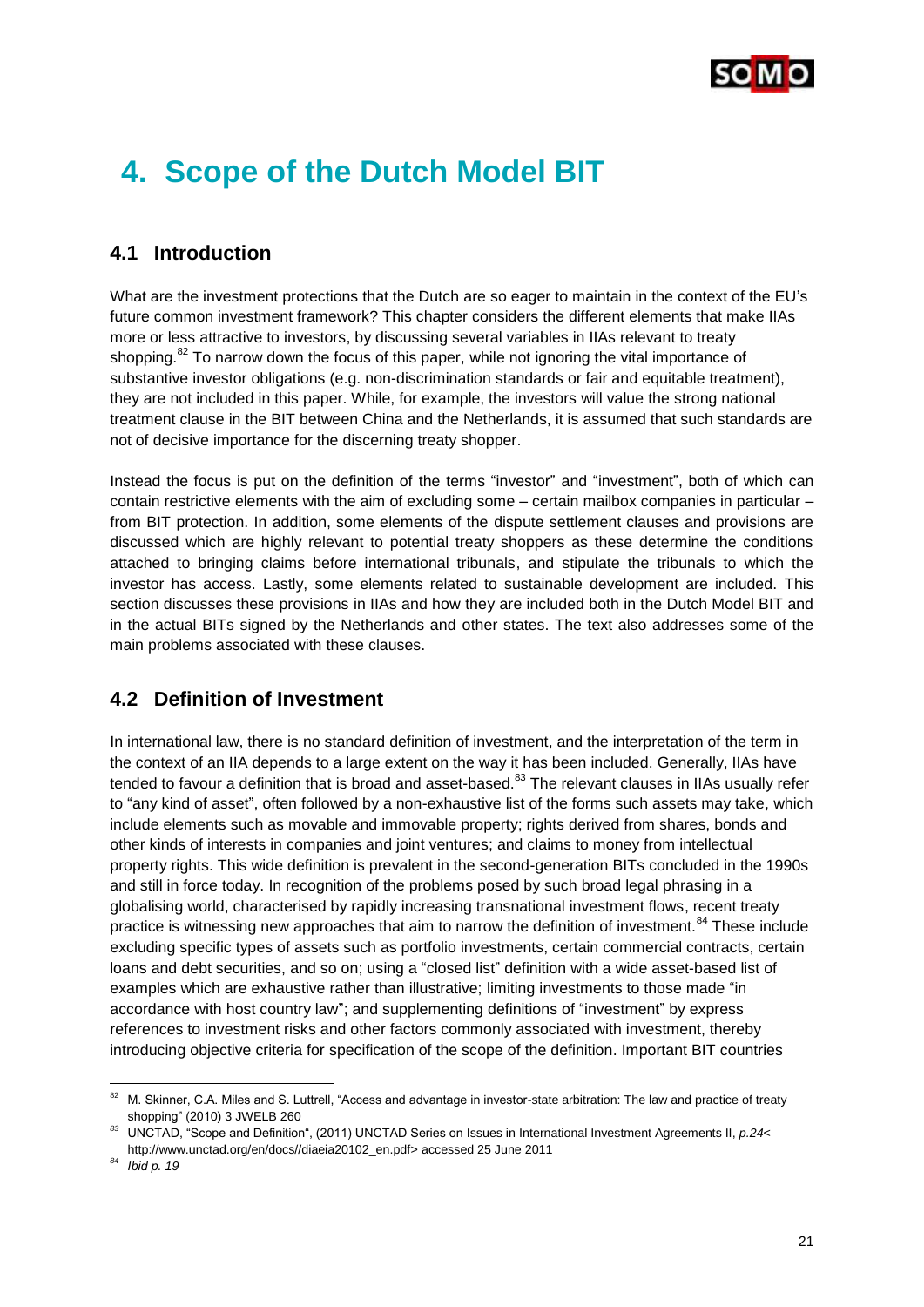# 4. Scope of the Dutch Model BIT

## 4.1 Introduction

What are the investment protections that the Dutch are so eager to maintain in the context of the EU's future common investment framework? This chapter considers the different elements that make IIAs more or less attractive to investors, by discussing several variables in IIAs relevant to treaty shopping.[82] To narrow down the focus of this paper, while not ignoring the vital importance of substantive investor obligations (e.g. non-discrimination standards or fair and equitable treatment), they are not included in this paper. While, for example, the investors will value the strong national treatment clause in the BIT between China and the Netherlands, it is assumed that such standards are not of decisive importance for the discerning treaty shopper.

Instead the focus is put on the definition of the terms "investor" and "investment", both of which can contain restrictive elements with the aim of excluding some – certain mailbox companies in particular – from BIT protection. In addition, some elements of the dispute settlement clauses and provisions are discussed which are highly relevant to potential treaty shoppers as these determine the conditions attached to bringing claims before international tribunals, and stipulate the tribunals to which the investor has access. Lastly, some elements related to sustainable development are included. This section discusses these provisions in IIAs and how they are included both in the Dutch Model BIT and in the actual BITs signed by the Netherlands and other states. The text also addresses some of the main problems associated with these clauses.

## 4.2 Definition of Investment

In international law, there is no standard definition of investment, and the interpretation of the term in the context of an IIA depends to a large extent on the way it has been included. Generally, IIAs have tended to favour a definition that is broad and asset-based.[83] The relevant clauses in IIAs usually refer to "any kind of asset", often followed by a non-exhaustive list of the forms such assets may take, which include elements such as movable and immovable property; rights derived from shares, bonds and other kinds of interests in companies and joint ventures; and claims to money from intellectual property rights. This wide definition is prevalent in the second-generation BITs concluded in the 1990s and still in force today. In recognition of the problems posed by such broad legal phrasing in a globalising world, characterised by rapidly increasing transnational investment flows, recent treaty practice is witnessing new approaches that aim to narrow the definition of investment.[84] These include excluding specific types of assets such as portfolio investments, certain commercial contracts, certain loans and debt securities, and so on; using a "closed list" definition with a wide asset-based list of examples which are exhaustive rather than illustrative; limiting investments to those made "in accordance with host country law"; and supplementing definitions of "investment" by express references to investment risks and other factors commonly associated with investment, thereby introducing objective criteria for specification of the scope of the definition. Important BIT countries

---

[82] M. Skinner, C.A. Miles and S. Luttrell, "Access and advantage in investor-state arbitration: The law and practice of treaty shopping" (2010) 3 JWELB 260

[83] UNCTAD, "Scope and Definition", (2011) UNCTAD Series on Issues in International Investment Agreements II, *p.24*< http://www.unctad.org/en/docs//diaeia20102_en.pdf> accessed 25 June 2011

[84] *Ibid p. 19*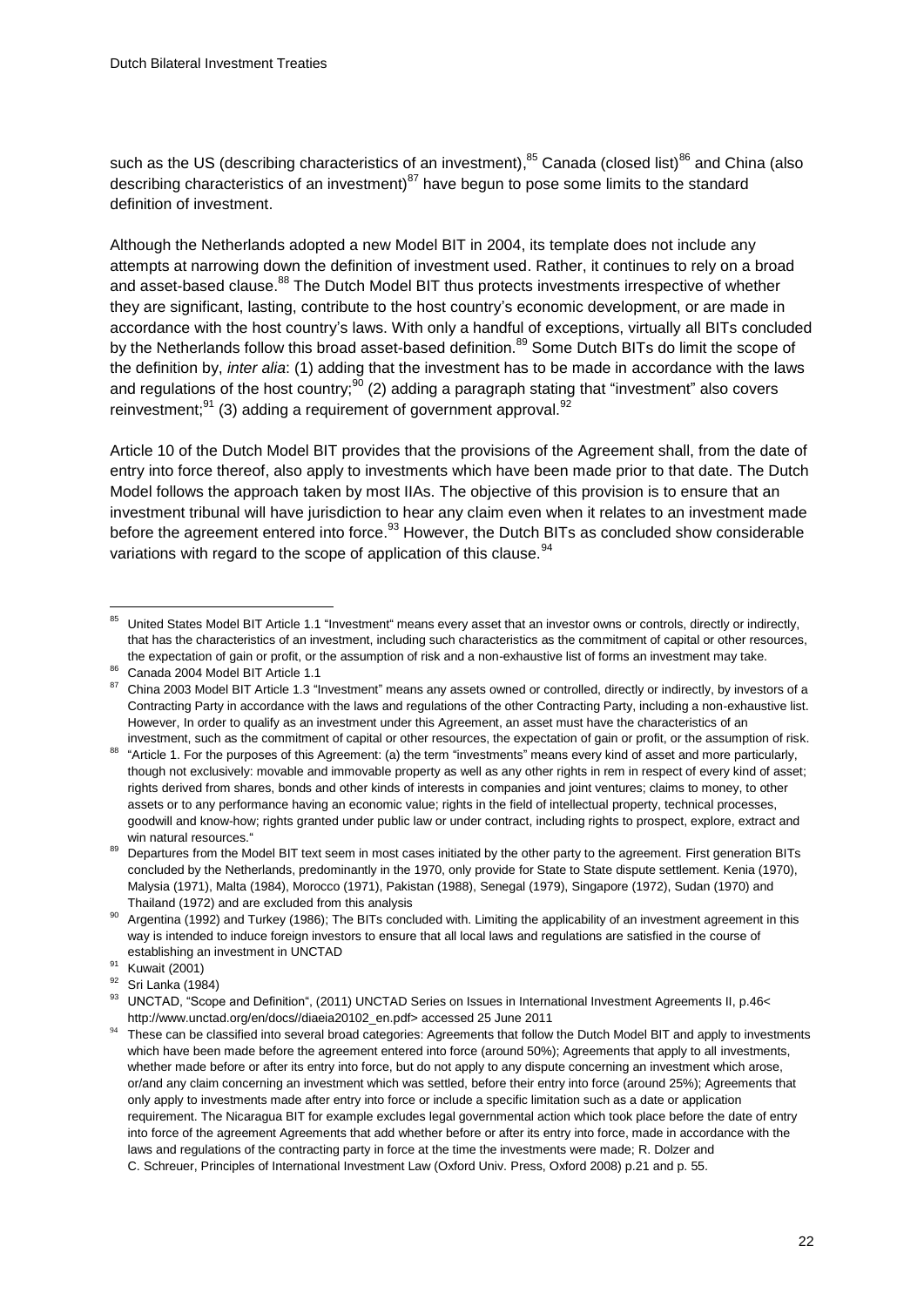such as the US (describing characteristics of an investment),[85] Canada (closed list)[86] and China (also describing characteristics of an investment)[87] have begun to pose some limits to the standard definition of investment.

Although the Netherlands adopted a new Model BIT in 2004, its template does not include any attempts at narrowing down the definition of investment used. Rather, it continues to rely on a broad and asset-based clause.[88] The Dutch Model BIT thus protects investments irrespective of whether they are significant, lasting, contribute to the host country's economic development, or are made in accordance with the host country's laws. With only a handful of exceptions, virtually all BITs concluded by the Netherlands follow this broad asset-based definition.[89] Some Dutch BITs do limit the scope of the definition by, *inter alia*: (1) adding that the investment has to be made in accordance with the laws and regulations of the host country;[90] (2) adding a paragraph stating that "investment" also covers reinvestment;[91] (3) adding a requirement of government approval.[92]

Article 10 of the Dutch Model BIT provides that the provisions of the Agreement shall, from the date of entry into force thereof, also apply to investments which have been made prior to that date. The Dutch Model follows the approach taken by most IIAs. The objective of this provision is to ensure that an investment tribunal will have jurisdiction to hear any claim even when it relates to an investment made before the agreement entered into force.[93] However, the Dutch BITs as concluded show considerable variations with regard to the scope of application of this clause.[94]

---

[85] United States Model BIT Article 1.1 "Investment" means every asset that an investor owns or controls, directly or indirectly, that has the characteristics of an investment, including such characteristics as the commitment of capital or other resources, the expectation of gain or profit, or the assumption of risk and a non-exhaustive list of forms an investment may take.

[86] Canada 2004 Model BIT Article 1.1

[87] China 2003 Model BIT Article 1.3 "Investment" means any assets owned or controlled, directly or indirectly, by investors of a Contracting Party in accordance with the laws and regulations of the other Contracting Party, including a non-exhaustive list. However, In order to qualify as an investment under this Agreement, an asset must have the characteristics of an investment, such as the commitment of capital or other resources, the expectation of gain or profit, or the assumption of risk.

[88] "Article 1. For the purposes of this Agreement: (a) the term "investments" means every kind of asset and more particularly, though not exclusively: movable and immovable property as well as any other rights in rem in respect of every kind of asset; rights derived from shares, bonds and other kinds of interests in companies and joint ventures; claims to money, to other assets or to any performance having an economic value; rights in the field of intellectual property, technical processes, goodwill and know-how; rights granted under public law or under contract, including rights to prospect, explore, extract and win natural resources."

[89] Departures from the Model BIT text seem in most cases initiated by the other party to the agreement. First generation BITs concluded by the Netherlands, predominantly in the 1970, only provide for State to State dispute settlement. Kenia (1970), Malysia (1971), Malta (1984), Morocco (1971), Pakistan (1988), Senegal (1979), Singapore (1972), Sudan (1970) and Thailand (1972) and are excluded from this analysis

[90] Argentina (1992) and Turkey (1986); The BITs concluded with. Limiting the applicability of an investment agreement in this way is intended to induce foreign investors to ensure that all local laws and regulations are satisfied in the course of establishing an investment in UNCTAD

[91] Kuwait (2001)

[92] Sri Lanka (1984)

[93] UNCTAD, "Scope and Definition", (2011) UNCTAD Series on Issues in International Investment Agreements II, p.46< http://www.unctad.org/en/docs//diaeia20102_en.pdf> accessed 25 June 2011

[94] These can be classified into several broad categories: Agreements that follow the Dutch Model BIT and apply to investments which have been made before the agreement entered into force (around 50%); Agreements that apply to all investments, whether made before or after its entry into force, but do not apply to any dispute concerning an investment which arose, or/and any claim concerning an investment which was settled, before their entry into force (around 25%); Agreements that only apply to investments made after entry into force or include a specific limitation such as a date or application requirement. The Nicaragua BIT for example excludes legal governmental action which took place before the date of entry into force of the agreement Agreements that add whether before or after its entry into force, made in accordance with the laws and regulations of the contracting party in force at the time the investments were made; R. Dolzer and C. Schreuer, Principles of International Investment Law (Oxford Univ. Press, Oxford 2008) p.21 and p. 55.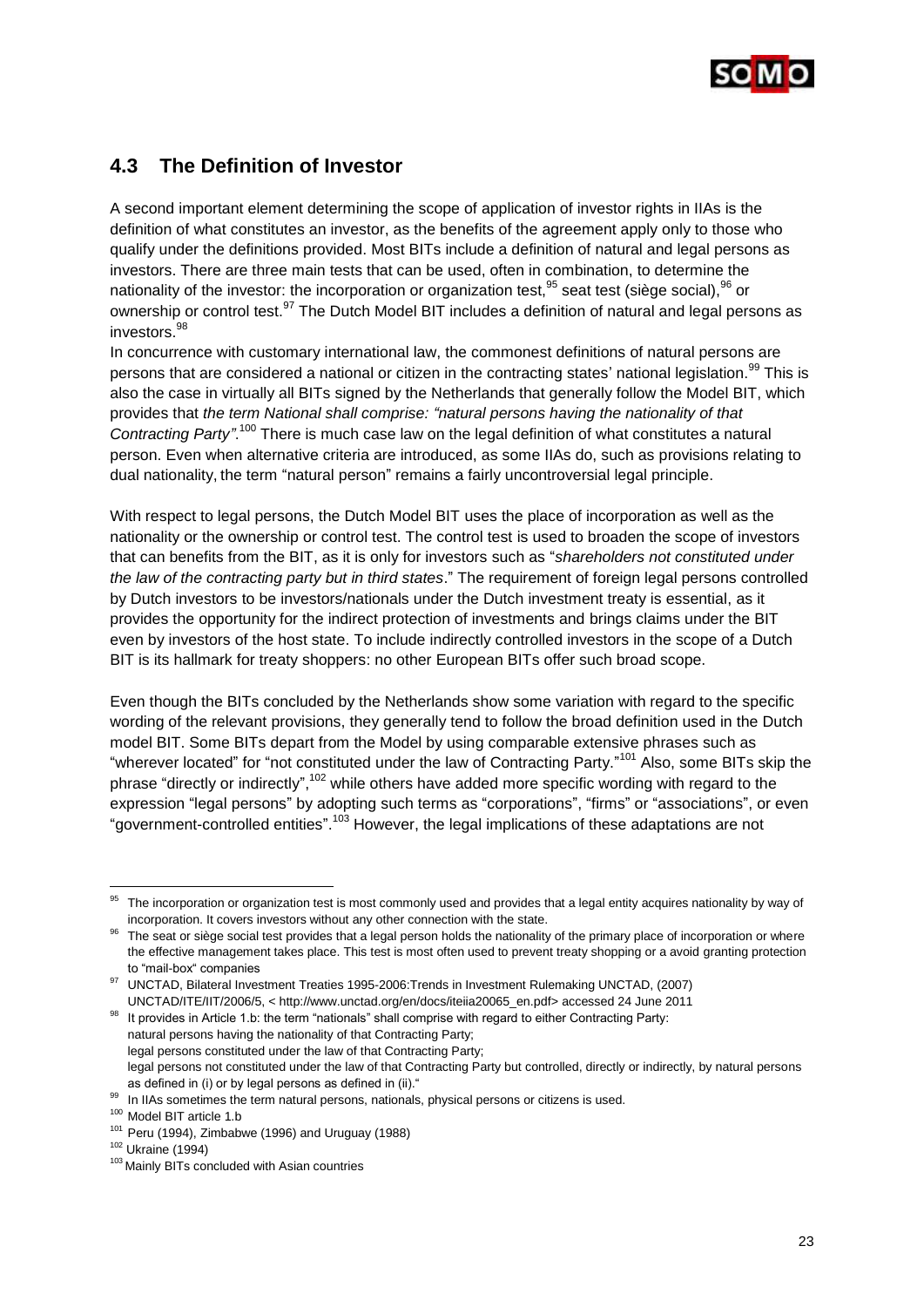## 4.3 The Definition of Investor

A second important element determining the scope of application of investor rights in IIAs is the definition of what constitutes an investor, as the benefits of the agreement apply only to those who qualify under the definitions provided. Most BITs include a definition of natural and legal persons as investors. There are three main tests that can be used, often in combination, to determine the nationality of the investor: the incorporation or organization test,[95] seat test (siège social),[96] or ownership or control test.[97] The Dutch Model BIT includes a definition of natural and legal persons as investors.[98]

In concurrence with customary international law, the commonest definitions of natural persons are persons that are considered a national or citizen in the contracting states' national legislation.[99] This is also the case in virtually all BITs signed by the Netherlands that generally follow the Model BIT, which provides that *the term National shall comprise: "natural persons having the nationality of that Contracting Party"*.[100] There is much case law on the legal definition of what constitutes a natural person. Even when alternative criteria are introduced, as some IIAs do, such as provisions relating to dual nationality, the term "natural person" remains a fairly uncontroversial legal principle.

With respect to legal persons, the Dutch Model BIT uses the place of incorporation as well as the nationality or the ownership or control test. The control test is used to broaden the scope of investors that can benefits from the BIT, as it is only for investors such as "*shareholders not constituted under the law of the contracting party but in third states*." The requirement of foreign legal persons controlled by Dutch investors to be investors/nationals under the Dutch investment treaty is essential, as it provides the opportunity for the indirect protection of investments and brings claims under the BIT even by investors of the host state. To include indirectly controlled investors in the scope of a Dutch BIT is its hallmark for treaty shoppers: no other European BITs offer such broad scope.

Even though the BITs concluded by the Netherlands show some variation with regard to the specific wording of the relevant provisions, they generally tend to follow the broad definition used in the Dutch model BIT. Some BITs depart from the Model by using comparable extensive phrases such as "wherever located" for "not constituted under the law of Contracting Party."[101] Also, some BITs skip the phrase "directly or indirectly",[102] while others have added more specific wording with regard to the expression "legal persons" by adopting such terms as "corporations", "firms" or "associations", or even "government-controlled entities".[103] However, the legal implications of these adaptations are not

---

[95] The incorporation or organization test is most commonly used and provides that a legal entity acquires nationality by way of incorporation. It covers investors without any other connection with the state.

[96] The seat or siège social test provides that a legal person holds the nationality of the primary place of incorporation or where the effective management takes place. This test is most often used to prevent treaty shopping or a avoid granting protection to "mail-box" companies

[97] UNCTAD, Bilateral Investment Treaties 1995-2006:Trends in Investment Rulemaking UNCTAD, (2007) UNCTAD/ITE/IIT/2006/5, < http://www.unctad.org/en/docs/iteiia20065_en.pdf> accessed 24 June 2011

[98] It provides in Article 1.b: the term "nationals" shall comprise with regard to either Contracting Party:
natural persons having the nationality of that Contracting Party;
legal persons constituted under the law of that Contracting Party;
legal persons not constituted under the law of that Contracting Party but controlled, directly or indirectly, by natural persons as defined in (i) or by legal persons as defined in (ii)."

[99] In IIAs sometimes the term natural persons, nationals, physical persons or citizens is used.

[100] Model BIT article 1.b

[101] Peru (1994), Zimbabwe (1996) and Uruguay (1988)

[102] Ukraine (1994)

[103] Mainly BITs concluded with Asian countries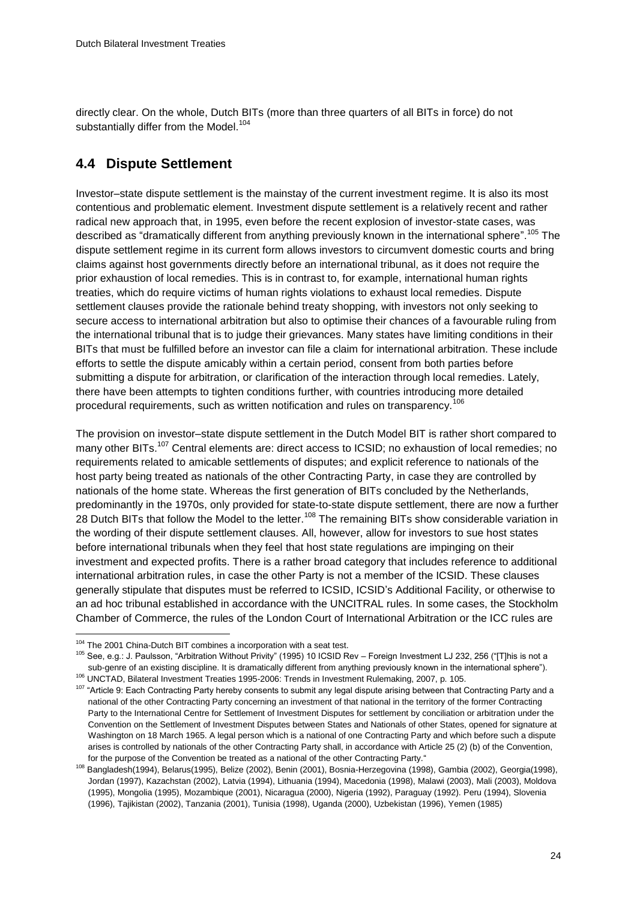directly clear. On the whole, Dutch BITs (more than three quarters of all BITs in force) do not substantially differ from the Model.[104]

## 4.4 Dispute Settlement

Investor–state dispute settlement is the mainstay of the current investment regime. It is also its most contentious and problematic element. Investment dispute settlement is a relatively recent and rather radical new approach that, in 1995, even before the recent explosion of investor-state cases, was described as "dramatically different from anything previously known in the international sphere".[105] The dispute settlement regime in its current form allows investors to circumvent domestic courts and bring claims against host governments directly before an international tribunal, as it does not require the prior exhaustion of local remedies. This is in contrast to, for example, international human rights treaties, which do require victims of human rights violations to exhaust local remedies. Dispute settlement clauses provide the rationale behind treaty shopping, with investors not only seeking to secure access to international arbitration but also to optimise their chances of a favourable ruling from the international tribunal that is to judge their grievances. Many states have limiting conditions in their BITs that must be fulfilled before an investor can file a claim for international arbitration. These include efforts to settle the dispute amicably within a certain period, consent from both parties before submitting a dispute for arbitration, or clarification of the interaction through local remedies. Lately, there have been attempts to tighten conditions further, with countries introducing more detailed procedural requirements, such as written notification and rules on transparency.[106]

The provision on investor–state dispute settlement in the Dutch Model BIT is rather short compared to many other BITs.[107] Central elements are: direct access to ICSID; no exhaustion of local remedies; no requirements related to amicable settlements of disputes; and explicit reference to nationals of the host party being treated as nationals of the other Contracting Party, in case they are controlled by nationals of the home state. Whereas the first generation of BITs concluded by the Netherlands, predominantly in the 1970s, only provided for state-to-state dispute settlement, there are now a further 28 Dutch BITs that follow the Model to the letter.[108] The remaining BITs show considerable variation in the wording of their dispute settlement clauses. All, however, allow for investors to sue host states before international tribunals when they feel that host state regulations are impinging on their investment and expected profits. There is a rather broad category that includes reference to additional international arbitration rules, in case the other Party is not a member of the ICSID. These clauses generally stipulate that disputes must be referred to ICSID, ICSID's Additional Facility, or otherwise to an ad hoc tribunal established in accordance with the UNCITRAL rules. In some cases, the Stockholm Chamber of Commerce, the rules of the London Court of International Arbitration or the ICC rules are

---

[104] The 2001 China-Dutch BIT combines a incorporation with a seat test.

[105] See, e.g.: J. Paulsson, "Arbitration Without Privity" (1995) 10 ICSID Rev – Foreign Investment LJ 232, 256 ("[T]his is not a sub-genre of an existing discipline. It is dramatically different from anything previously known in the international sphere").

[106] UNCTAD, Bilateral Investment Treaties 1995-2006: Trends in Investment Rulemaking, 2007, p. 105.

[107] "Article 9: Each Contracting Party hereby consents to submit any legal dispute arising between that Contracting Party and a national of the other Contracting Party concerning an investment of that national in the territory of the former Contracting Party to the International Centre for Settlement of Investment Disputes for settlement by conciliation or arbitration under the Convention on the Settlement of Investment Disputes between States and Nationals of other States, opened for signature at Washington on 18 March 1965. A legal person which is a national of one Contracting Party and which before such a dispute arises is controlled by nationals of the other Contracting Party shall, in accordance with Article 25 (2) (b) of the Convention, for the purpose of the Convention be treated as a national of the other Contracting Party."

[108] Bangladesh(1994), Belarus(1995), Belize (2002), Benin (2001), Bosnia-Herzegovina (1998), Gambia (2002), Georgia(1998), Jordan (1997), Kazachstan (2002), Latvia (1994), Lithuania (1994), Macedonia (1998), Malawi (2003), Mali (2003), Moldova (1995), Mongolia (1995), Mozambique (2001), Nicaragua (2000), Nigeria (1992), Paraguay (1992). Peru (1994), Slovenia (1996), Tajikistan (2002), Tanzania (2001), Tunisia (1998), Uganda (2000), Uzbekistan (1996), Yemen (1985)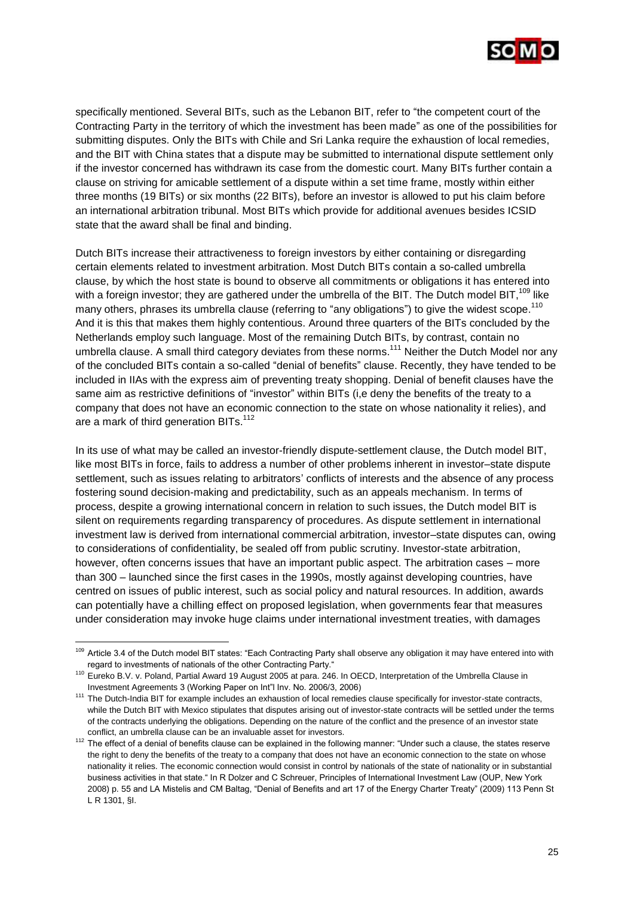specifically mentioned. Several BITs, such as the Lebanon BIT, refer to "the competent court of the Contracting Party in the territory of which the investment has been made" as one of the possibilities for submitting disputes. Only the BITs with Chile and Sri Lanka require the exhaustion of local remedies, and the BIT with China states that a dispute may be submitted to international dispute settlement only if the investor concerned has withdrawn its case from the domestic court. Many BITs further contain a clause on striving for amicable settlement of a dispute within a set time frame, mostly within either three months (19 BITs) or six months (22 BITs), before an investor is allowed to put his claim before an international arbitration tribunal. Most BITs which provide for additional avenues besides ICSID state that the award shall be final and binding.

Dutch BITs increase their attractiveness to foreign investors by either containing or disregarding certain elements related to investment arbitration. Most Dutch BITs contain a so-called umbrella clause, by which the host state is bound to observe all commitments or obligations it has entered into with a foreign investor; they are gathered under the umbrella of the BIT. The Dutch model BIT,[109] like many others, phrases its umbrella clause (referring to "any obligations") to give the widest scope.[110] And it is this that makes them highly contentious. Around three quarters of the BITs concluded by the Netherlands employ such language. Most of the remaining Dutch BITs, by contrast, contain no umbrella clause. A small third category deviates from these norms.[111] Neither the Dutch Model nor any of the concluded BITs contain a so-called "denial of benefits" clause. Recently, they have tended to be included in IIAs with the express aim of preventing treaty shopping. Denial of benefit clauses have the same aim as restrictive definitions of "investor" within BITs (i,e deny the benefits of the treaty to a company that does not have an economic connection to the state on whose nationality it relies), and are a mark of third generation BITs.[112]

In its use of what may be called an investor-friendly dispute-settlement clause, the Dutch model BIT, like most BITs in force, fails to address a number of other problems inherent in investor–state dispute settlement, such as issues relating to arbitrators' conflicts of interests and the absence of any process fostering sound decision-making and predictability, such as an appeals mechanism. In terms of process, despite a growing international concern in relation to such issues, the Dutch model BIT is silent on requirements regarding transparency of procedures. As dispute settlement in international investment law is derived from international commercial arbitration, investor–state disputes can, owing to considerations of confidentiality, be sealed off from public scrutiny. Investor-state arbitration, however, often concerns issues that have an important public aspect. The arbitration cases – more than 300 – launched since the first cases in the 1990s, mostly against developing countries, have centred on issues of public interest, such as social policy and natural resources. In addition, awards can potentially have a chilling effect on proposed legislation, when governments fear that measures under consideration may invoke huge claims under international investment treaties, with damages

---

[109] Article 3.4 of the Dutch model BIT states: "Each Contracting Party shall observe any obligation it may have entered into with regard to investments of nationals of the other Contracting Party."

[110] Eureko B.V. v. Poland, Partial Award 19 August 2005 at para. 246. In OECD, Interpretation of the Umbrella Clause in Investment Agreements 3 (Working Paper on Int"l Inv. No. 2006/3, 2006)

[111] The Dutch-India BIT for example includes an exhaustion of local remedies clause specifically for investor-state contracts, while the Dutch BIT with Mexico stipulates that disputes arising out of investor-state contracts will be settled under the terms of the contracts underlying the obligations. Depending on the nature of the conflict and the presence of an investor state conflict, an umbrella clause can be an invaluable asset for investors.

[112] The effect of a denial of benefits clause can be explained in the following manner: "Under such a clause, the states reserve the right to deny the benefits of the treaty to a company that does not have an economic connection to the state on whose nationality it relies. The economic connection would consist in control by nationals of the state of nationality or in substantial business activities in that state." In R Dolzer and C Schreuer, Principles of International Investment Law (OUP, New York 2008) p. 55 and LA Mistelis and CM Baltag, "Denial of Benefits and art 17 of the Energy Charter Treaty" (2009) 113 Penn St L R 1301, §I.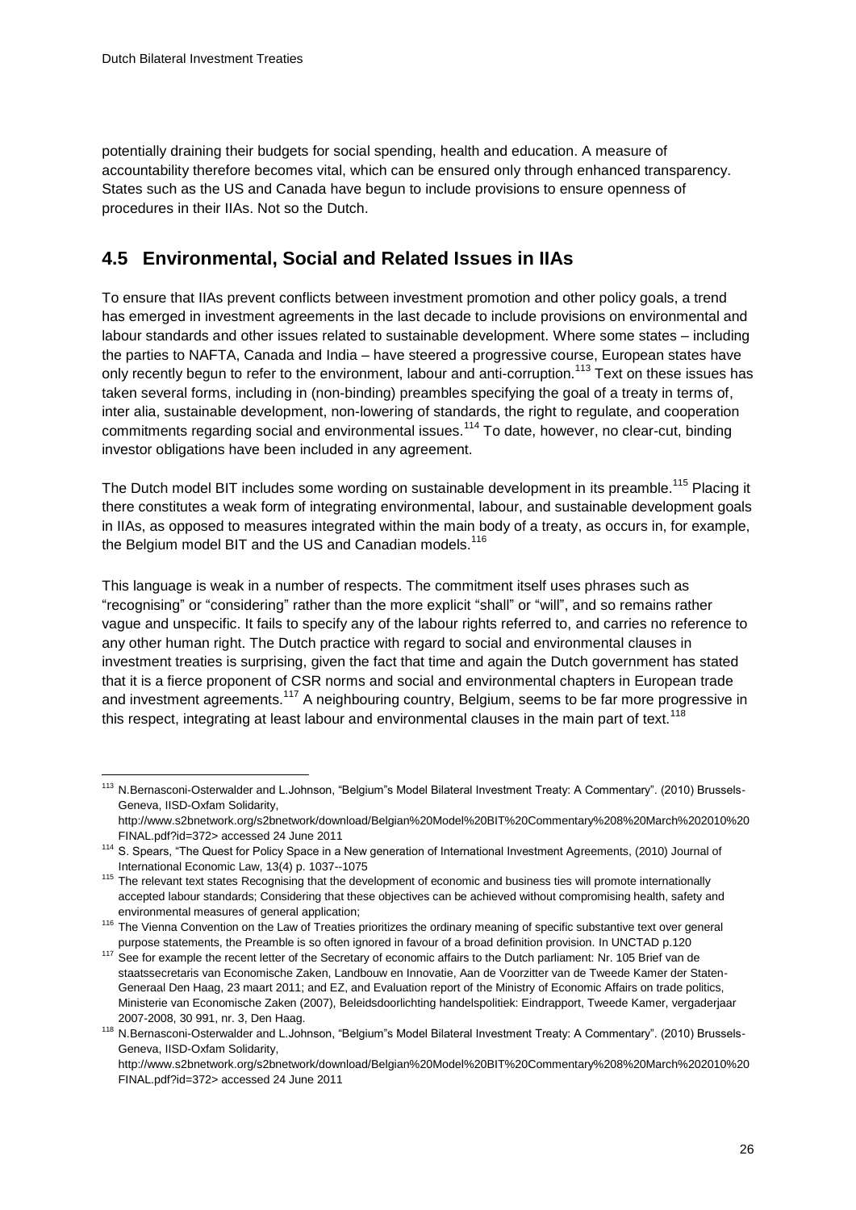potentially draining their budgets for social spending, health and education. A measure of accountability therefore becomes vital, which can be ensured only through enhanced transparency. States such as the US and Canada have begun to include provisions to ensure openness of procedures in their IIAs. Not so the Dutch.

## 4.5 Environmental, Social and Related Issues in IIAs

To ensure that IIAs prevent conflicts between investment promotion and other policy goals, a trend has emerged in investment agreements in the last decade to include provisions on environmental and labour standards and other issues related to sustainable development. Where some states – including the parties to NAFTA, Canada and India – have steered a progressive course, European states have only recently begun to refer to the environment, labour and anti-corruption.[113] Text on these issues has taken several forms, including in (non-binding) preambles specifying the goal of a treaty in terms of, inter alia, sustainable development, non-lowering of standards, the right to regulate, and cooperation commitments regarding social and environmental issues.[114] To date, however, no clear-cut, binding investor obligations have been included in any agreement.

The Dutch model BIT includes some wording on sustainable development in its preamble.[115] Placing it there constitutes a weak form of integrating environmental, labour, and sustainable development goals in IIAs, as opposed to measures integrated within the main body of a treaty, as occurs in, for example, the Belgium model BIT and the US and Canadian models.[116]

This language is weak in a number of respects. The commitment itself uses phrases such as "recognising" or "considering" rather than the more explicit "shall" or "will", and so remains rather vague and unspecific. It fails to specify any of the labour rights referred to, and carries no reference to any other human right. The Dutch practice with regard to social and environmental clauses in investment treaties is surprising, given the fact that time and again the Dutch government has stated that it is a fierce proponent of CSR norms and social and environmental chapters in European trade and investment agreements.[117] A neighbouring country, Belgium, seems to be far more progressive in this respect, integrating at least labour and environmental clauses in the main part of text.[118]

---

[113] N.Bernasconi-Osterwalder and L.Johnson, "Belgium"s Model Bilateral Investment Treaty: A Commentary". (2010) Brussels-Geneva, IISD-Oxfam Solidarity, http://www.s2bnetwork.org/s2bnetwork/download/Belgian%20Model%20BIT%20Commentary%208%20March%202010%20FINAL.pdf?id=372> accessed 24 June 2011

[114] S. Spears, "The Quest for Policy Space in a New generation of International Investment Agreements, (2010) Journal of International Economic Law, 13(4) p. 1037--1075

[115] The relevant text states Recognising that the development of economic and business ties will promote internationally accepted labour standards; Considering that these objectives can be achieved without compromising health, safety and environmental measures of general application;

[116] The Vienna Convention on the Law of Treaties prioritizes the ordinary meaning of specific substantive text over general purpose statements, the Preamble is so often ignored in favour of a broad definition provision. In UNCTAD p.120

[117] See for example the recent letter of the Secretary of economic affairs to the Dutch parliament: Nr. 105 Brief van de staatssecretaris van Economische Zaken, Landbouw en Innovatie, Aan de Voorzitter van de Tweede Kamer der Staten-Generaal Den Haag, 23 maart 2011; and EZ, and Evaluation report of the Ministry of Economic Affairs on trade politics, Ministerie van Economische Zaken (2007), Beleidsdoorlichting handelspolitiek: Eindrapport, Tweede Kamer, vergaderjaar 2007-2008, 30 991, nr. 3, Den Haag.

[118] N.Bernasconi-Osterwalder and L.Johnson, "Belgium"s Model Bilateral Investment Treaty: A Commentary". (2010) Brussels-Geneva, IISD-Oxfam Solidarity, http://www.s2bnetwork.org/s2bnetwork/download/Belgian%20Model%20BIT%20Commentary%208%20March%202010%20FINAL.pdf?id=372> accessed 24 June 2011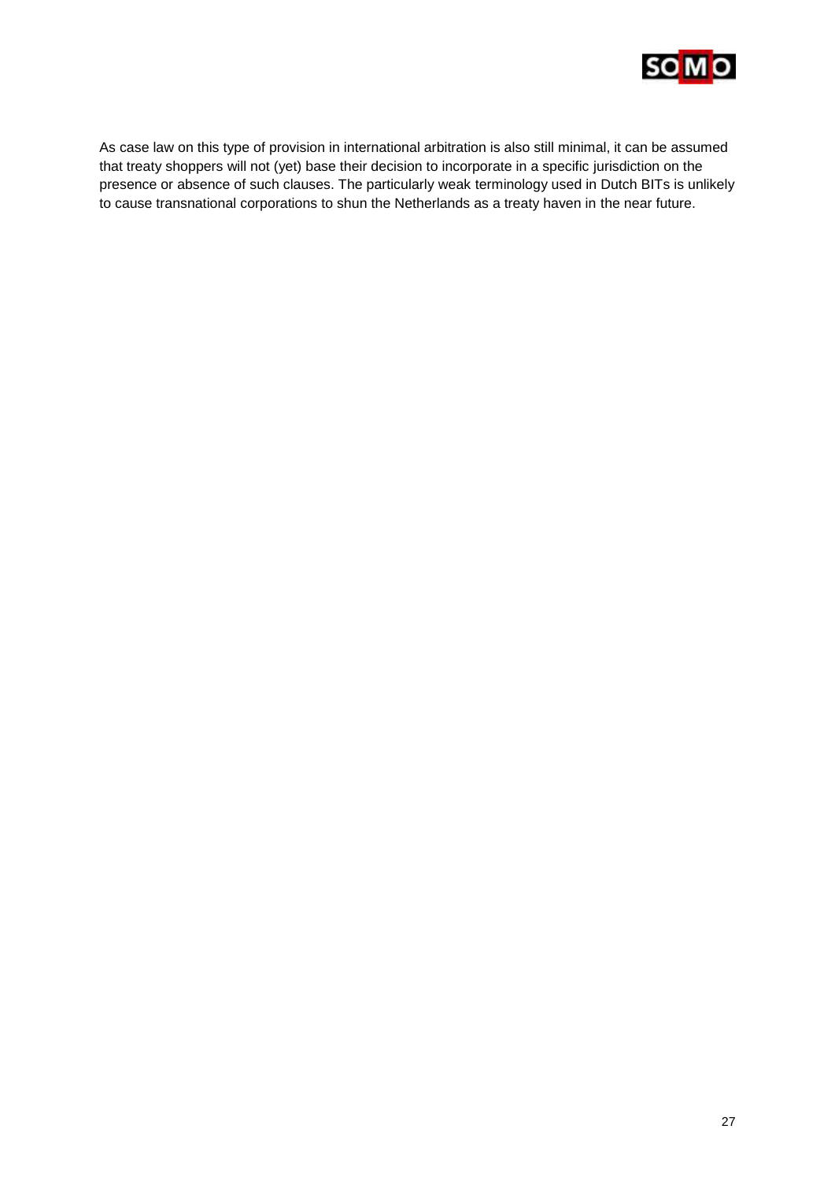As case law on this type of provision in international arbitration is also still minimal, it can be assumed that treaty shoppers will not (yet) base their decision to incorporate in a specific jurisdiction on the presence or absence of such clauses. The particularly weak terminology used in Dutch BITs is unlikely to cause transnational corporations to shun the Netherlands as a treaty haven in the near future.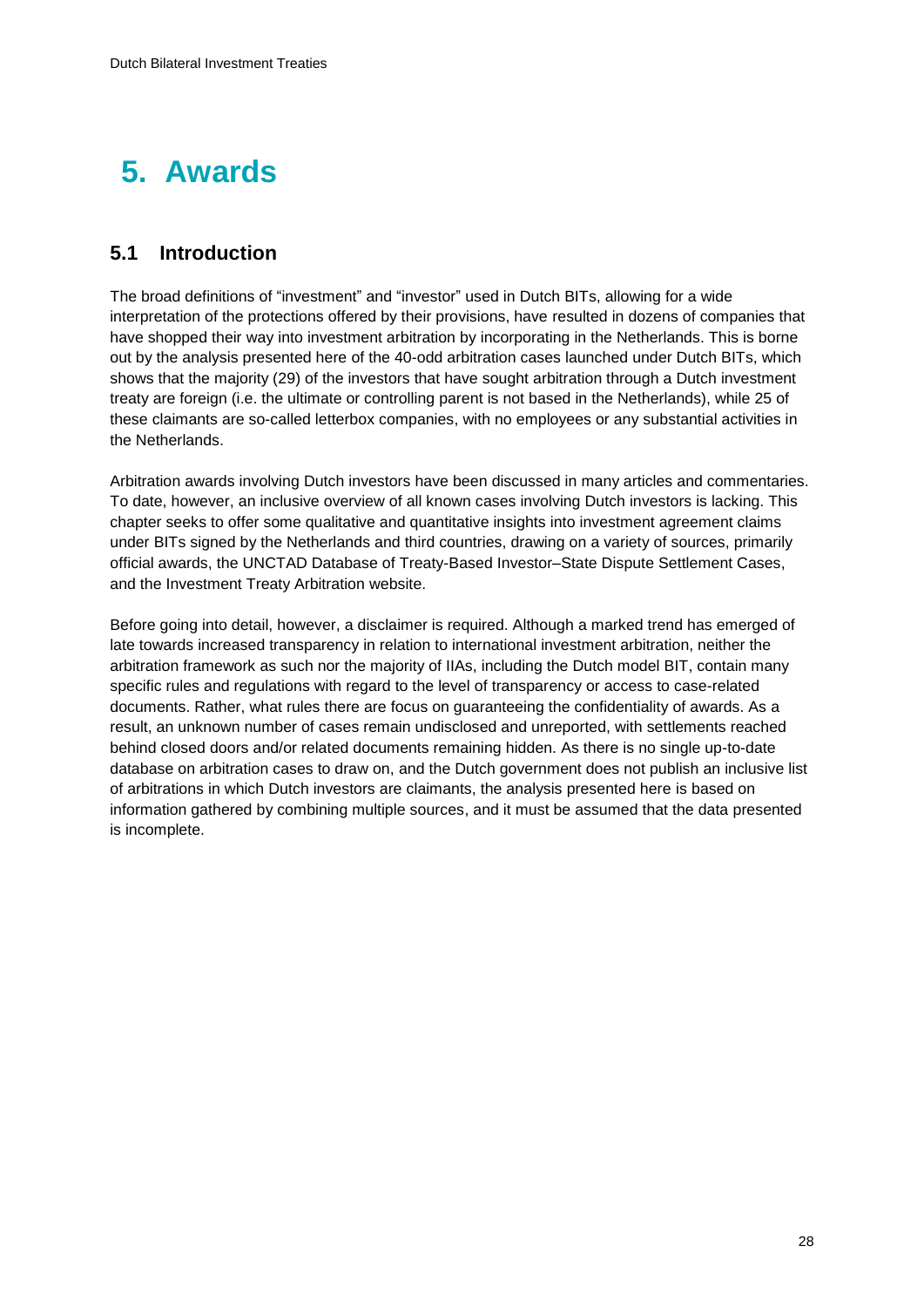# 5. Awards

## 5.1 Introduction

The broad definitions of "investment" and "investor" used in Dutch BITs, allowing for a wide interpretation of the protections offered by their provisions, have resulted in dozens of companies that have shopped their way into investment arbitration by incorporating in the Netherlands. This is borne out by the analysis presented here of the 40-odd arbitration cases launched under Dutch BITs, which shows that the majority (29) of the investors that have sought arbitration through a Dutch investment treaty are foreign (i.e. the ultimate or controlling parent is not based in the Netherlands), while 25 of these claimants are so-called letterbox companies, with no employees or any substantial activities in the Netherlands.

Arbitration awards involving Dutch investors have been discussed in many articles and commentaries. To date, however, an inclusive overview of all known cases involving Dutch investors is lacking. This chapter seeks to offer some qualitative and quantitative insights into investment agreement claims under BITs signed by the Netherlands and third countries, drawing on a variety of sources, primarily official awards, the UNCTAD Database of Treaty-Based Investor–State Dispute Settlement Cases, and the Investment Treaty Arbitration website.

Before going into detail, however, a disclaimer is required. Although a marked trend has emerged of late towards increased transparency in relation to international investment arbitration, neither the arbitration framework as such nor the majority of IIAs, including the Dutch model BIT, contain many specific rules and regulations with regard to the level of transparency or access to case-related documents. Rather, what rules there are focus on guaranteeing the confidentiality of awards. As a result, an unknown number of cases remain undisclosed and unreported, with settlements reached behind closed doors and/or related documents remaining hidden. As there is no single up-to-date database on arbitration cases to draw on, and the Dutch government does not publish an inclusive list of arbitrations in which Dutch investors are claimants, the analysis presented here is based on information gathered by combining multiple sources, and it must be assumed that the data presented is incomplete.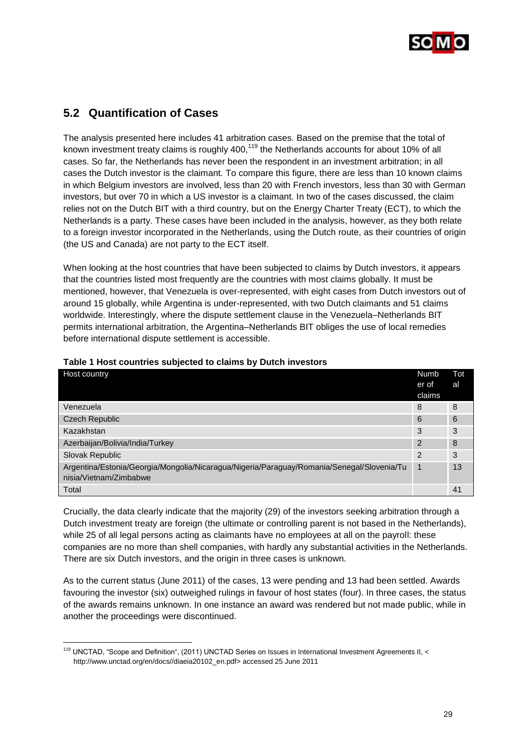## 5.2 Quantification of Cases

The analysis presented here includes 41 arbitration cases. Based on the premise that the total of known investment treaty claims is roughly 400,[119] the Netherlands accounts for about 10% of all cases. So far, the Netherlands has never been the respondent in an investment arbitration; in all cases the Dutch investor is the claimant. To compare this figure, there are less than 10 known claims in which Belgium investors are involved, less than 20 with French investors, less than 30 with German investors, but over 70 in which a US investor is a claimant. In two of the cases discussed, the claim relies not on the Dutch BIT with a third country, but on the Energy Charter Treaty (ECT), to which the Netherlands is a party. These cases have been included in the analysis, however, as they both relate to a foreign investor incorporated in the Netherlands, using the Dutch route, as their countries of origin (the US and Canada) are not party to the ECT itself.

When looking at the host countries that have been subjected to claims by Dutch investors, it appears that the countries listed most frequently are the countries with most claims globally. It must be mentioned, however, that Venezuela is over-represented, with eight cases from Dutch investors out of around 15 globally, while Argentina is under-represented, with two Dutch claimants and 51 claims worldwide. Interestingly, where the dispute settlement clause in the Venezuela–Netherlands BIT permits international arbitration, the Argentina–Netherlands BIT obliges the use of local remedies before international dispute settlement is accessible.

**Table 1 Host countries subjected to claims by Dutch investors**

| Host country | Number of claims | Total |
|---|---|---|
| Venezuela | 8 | 8 |
| Czech Republic | 6 | 6 |
| Kazakhstan | 3 | 3 |
| Azerbaijan/Bolivia/India/Turkey | 2 | 8 |
| Slovak Republic | 2 | 3 |
| Argentina/Estonia/Georgia/Mongolia/Nicaragua/Nigeria/Paraguay/Romania/Senegal/Slovenia/Tunisia/Vietnam/Zimbabwe | 1 | 13 |
| Total | | 41 |

Crucially, the data clearly indicate that the majority (29) of the investors seeking arbitration through a Dutch investment treaty are foreign (the ultimate or controlling parent is not based in the Netherlands), while 25 of all legal persons acting as claimants have no employees at all on the payroll: these companies are no more than shell companies, with hardly any substantial activities in the Netherlands. There are six Dutch investors, and the origin in three cases is unknown.

As to the current status (June 2011) of the cases, 13 were pending and 13 had been settled. Awards favouring the investor (six) outweighed rulings in favour of host states (four). In three cases, the status of the awards remains unknown. In one instance an award was rendered but not made public, while in another the proceedings were discontinued.

[119] UNCTAD, "Scope and Definition", (2011) UNCTAD Series on Issues in International Investment Agreements II, < http://www.unctad.org/en/docs//diaeia20102_en.pdf> accessed 25 June 2011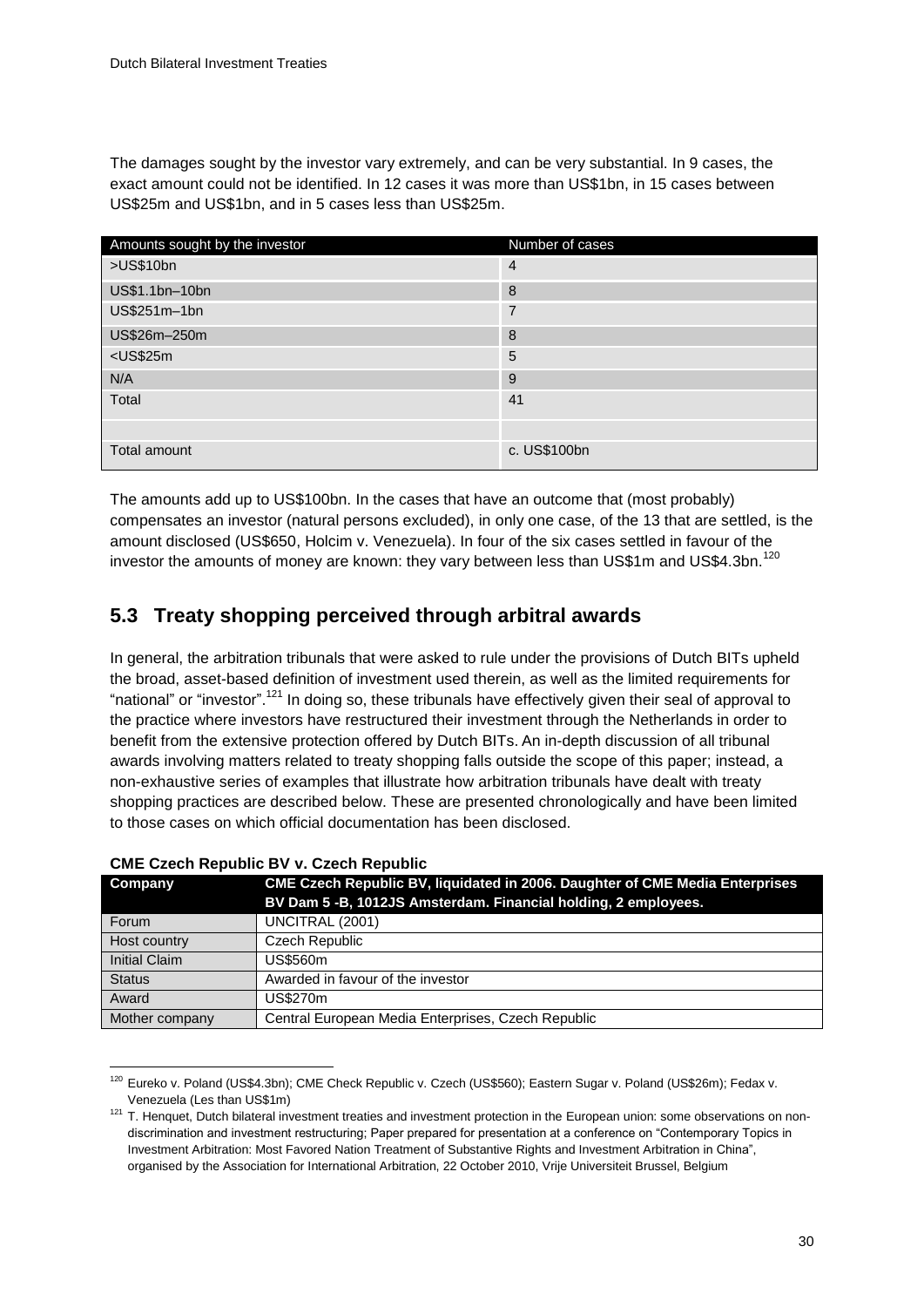The damages sought by the investor vary extremely, and can be very substantial. In 9 cases, the exact amount could not be identified. In 12 cases it was more than US$1bn, in 15 cases between US$25m and US$1bn, and in 5 cases less than US$25m.

| Amounts sought by the investor | Number of cases |
|---|---|
| >US$10bn | 4 |
| US$1.1bn–10bn | 8 |
| US$251m–1bn | 7 |
| US$26m–250m | 8 |
| <US$25m | 5 |
| N/A | 9 |
| Total | 41 |
| | |
| Total amount | c. US$100bn |

The amounts add up to US$100bn. In the cases that have an outcome that (most probably) compensates an investor (natural persons excluded), in only one case, of the 13 that are settled, is the amount disclosed (US$650, Holcim v. Venezuela). In four of the six cases settled in favour of the investor the amounts of money are known: they vary between less than US$1m and US$4.3bn.[120]

## 5.3 Treaty shopping perceived through arbitral awards

In general, the arbitration tribunals that were asked to rule under the provisions of Dutch BITs upheld the broad, asset-based definition of investment used therein, as well as the limited requirements for "national" or "investor".[121] In doing so, these tribunals have effectively given their seal of approval to the practice where investors have restructured their investment through the Netherlands in order to benefit from the extensive protection offered by Dutch BITs. An in-depth discussion of all tribunal awards involving matters related to treaty shopping falls outside the scope of this paper; instead, a non-exhaustive series of examples that illustrate how arbitration tribunals have dealt with treaty shopping practices are described below. These are presented chronologically and have been limited to those cases on which official documentation has been disclosed.

**CME Czech Republic BV v. Czech Republic**

| Company | CME Czech Republic BV, liquidated in 2006. Daughter of CME Media Enterprises BV Dam 5 -B, 1012JS Amsterdam. Financial holding, 2 employees. |
|---|---|
| Forum | UNCITRAL (2001) |
| Host country | Czech Republic |
| Initial Claim | US$560m |
| Status | Awarded in favour of the investor |
| Award | US$270m |
| Mother company | Central European Media Enterprises, Czech Republic |

[120] Eureko v. Poland (US$4.3bn); CME Check Republic v. Czech (US$560); Eastern Sugar v. Poland (US$26m); Fedax v. Venezuela (Les than US$1m)

[121] T. Henquet, Dutch bilateral investment treaties and investment protection in the European union: some observations on non-discrimination and investment restructuring; Paper prepared for presentation at a conference on "Contemporary Topics in Investment Arbitration: Most Favored Nation Treatment of Substantive Rights and Investment Arbitration in China", organised by the Association for International Arbitration, 22 October 2010, Vrije Universiteit Brussel, Belgium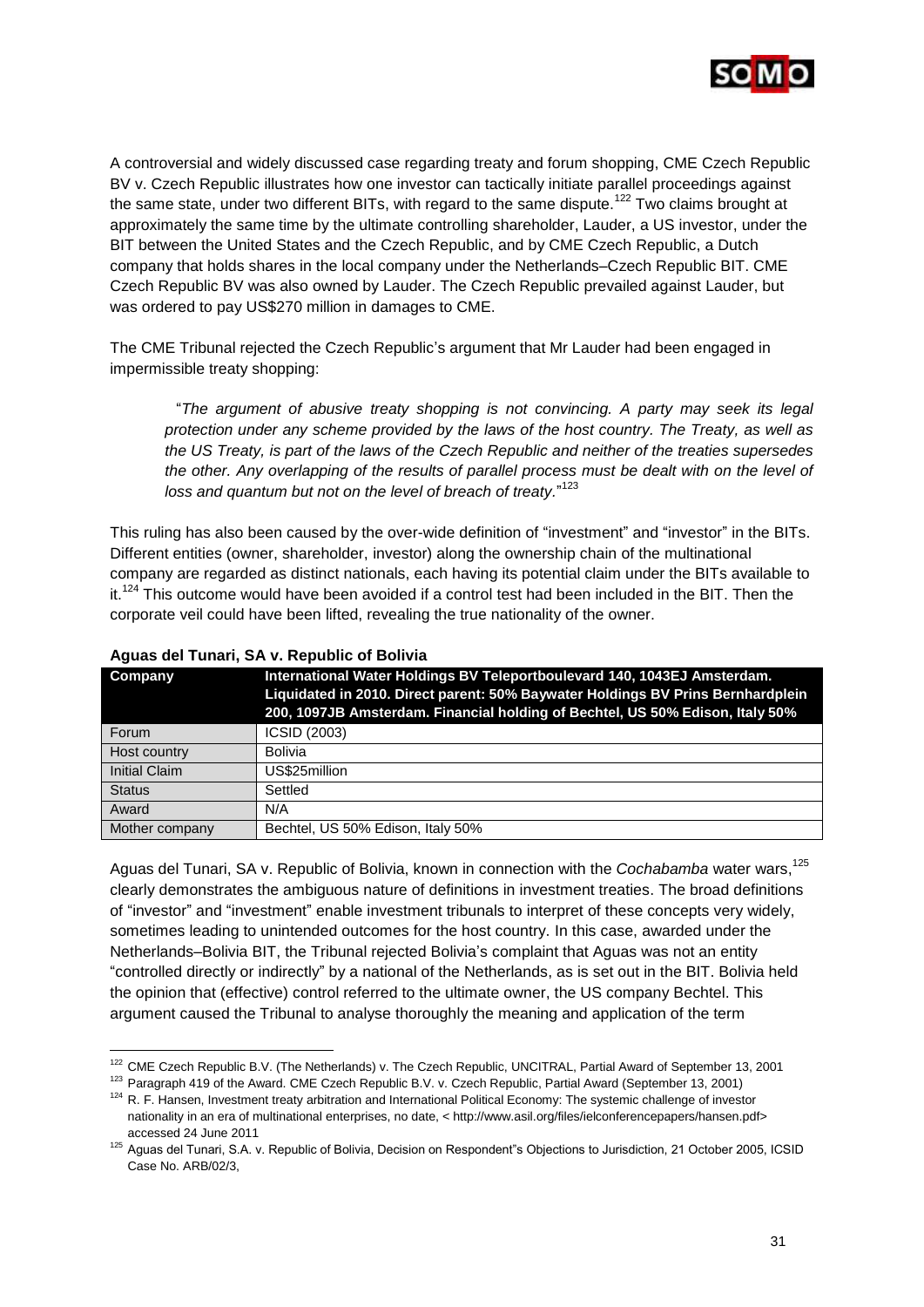A controversial and widely discussed case regarding treaty and forum shopping, CME Czech Republic BV v. Czech Republic illustrates how one investor can tactically initiate parallel proceedings against the same state, under two different BITs, with regard to the same dispute.[122] Two claims brought at approximately the same time by the ultimate controlling shareholder, Lauder, a US investor, under the BIT between the United States and the Czech Republic, and by CME Czech Republic, a Dutch company that holds shares in the local company under the Netherlands–Czech Republic BIT. CME Czech Republic BV was also owned by Lauder. The Czech Republic prevailed against Lauder, but was ordered to pay US$270 million in damages to CME.

The CME Tribunal rejected the Czech Republic's argument that Mr Lauder had been engaged in impermissible treaty shopping:

> "*The argument of abusive treaty shopping is not convincing. A party may seek its legal protection under any scheme provided by the laws of the host country. The Treaty, as well as the US Treaty, is part of the laws of the Czech Republic and neither of the treaties supersedes the other. Any overlapping of the results of parallel process must be dealt with on the level of loss and quantum but not on the level of breach of treaty.*"[123]

This ruling has also been caused by the over-wide definition of "investment" and "investor" in the BITs. Different entities (owner, shareholder, investor) along the ownership chain of the multinational company are regarded as distinct nationals, each having its potential claim under the BITs available to it.[124] This outcome would have been avoided if a control test had been included in the BIT. Then the corporate veil could have been lifted, revealing the true nationality of the owner.

**Aguas del Tunari, SA v. Republic of Bolivia**

| Company | International Water Holdings BV Teleportboulevard 140, 1043EJ Amsterdam. Liquidated in 2010. Direct parent: 50% Baywater Holdings BV Prins Bernhardplein 200, 1097JB Amsterdam. Financial holding of Bechtel, US 50% Edison, Italy 50% |
|---|---|
| Forum | ICSID (2003) |
| Host country | Bolivia |
| Initial Claim | US$25million |
| Status | Settled |
| Award | N/A |
| Mother company | Bechtel, US 50% Edison, Italy 50% |

Aguas del Tunari, SA v. Republic of Bolivia, known in connection with the *Cochabamba* water wars,[125] clearly demonstrates the ambiguous nature of definitions in investment treaties. The broad definitions of "investor" and "investment" enable investment tribunals to interpret of these concepts very widely, sometimes leading to unintended outcomes for the host country. In this case, awarded under the Netherlands–Bolivia BIT, the Tribunal rejected Bolivia's complaint that Aguas was not an entity "controlled directly or indirectly" by a national of the Netherlands, as is set out in the BIT. Bolivia held the opinion that (effective) control referred to the ultimate owner, the US company Bechtel. This argument caused the Tribunal to analyse thoroughly the meaning and application of the term

---

[122] CME Czech Republic B.V. (The Netherlands) v. The Czech Republic, UNCITRAL, Partial Award of September 13, 2001

[123] Paragraph 419 of the Award. CME Czech Republic B.V. v. Czech Republic, Partial Award (September 13, 2001)

[124] R. F. Hansen, Investment treaty arbitration and International Political Economy: The systemic challenge of investor nationality in an era of multinational enterprises, no date, < http://www.asil.org/files/ielconferencepapers/hansen.pdf> accessed 24 June 2011

[125] Aguas del Tunari, S.A. v. Republic of Bolivia, Decision on Respondent"s Objections to Jurisdiction, 21 October 2005, ICSID Case No. ARB/02/3,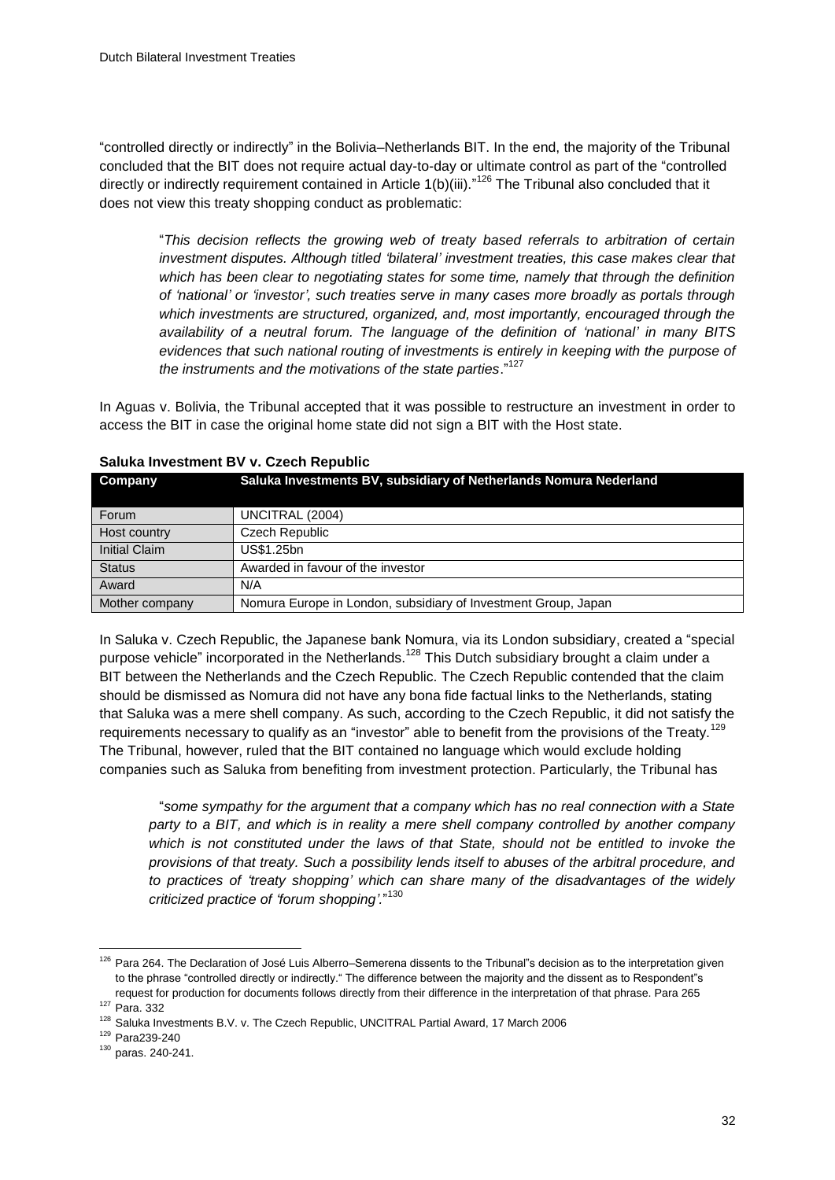"controlled directly or indirectly" in the Bolivia–Netherlands BIT. In the end, the majority of the Tribunal concluded that the BIT does not require actual day-to-day or ultimate control as part of the "controlled directly or indirectly requirement contained in Article 1(b)(iii)."[126] The Tribunal also concluded that it does not view this treaty shopping conduct as problematic:

> "*This decision reflects the growing web of treaty based referrals to arbitration of certain investment disputes. Although titled 'bilateral' investment treaties, this case makes clear that which has been clear to negotiating states for some time, namely that through the definition of 'national' or 'investor', such treaties serve in many cases more broadly as portals through which investments are structured, organized, and, most importantly, encouraged through the availability of a neutral forum. The language of the definition of 'national' in many BITS evidences that such national routing of investments is entirely in keeping with the purpose of the instruments and the motivations of the state parties*."[127]

In Aguas v. Bolivia, the Tribunal accepted that it was possible to restructure an investment in order to access the BIT in case the original home state did not sign a BIT with the Host state.

**Saluka Investment BV v. Czech Republic**

| Company | Saluka Investments BV, subsidiary of Netherlands Nomura Nederland |
|---|---|
| Forum | UNCITRAL (2004) |
| Host country | Czech Republic |
| Initial Claim | US$1.25bn |
| Status | Awarded in favour of the investor |
| Award | N/A |
| Mother company | Nomura Europe in London, subsidiary of Investment Group, Japan |

In Saluka v. Czech Republic, the Japanese bank Nomura, via its London subsidiary, created a "special purpose vehicle" incorporated in the Netherlands.[128] This Dutch subsidiary brought a claim under a BIT between the Netherlands and the Czech Republic. The Czech Republic contended that the claim should be dismissed as Nomura did not have any bona fide factual links to the Netherlands, stating that Saluka was a mere shell company. As such, according to the Czech Republic, it did not satisfy the requirements necessary to qualify as an "investor" able to benefit from the provisions of the Treaty.[129] The Tribunal, however, ruled that the BIT contained no language which would exclude holding companies such as Saluka from benefiting from investment protection. Particularly, the Tribunal has

> "*some sympathy for the argument that a company which has no real connection with a State party to a BIT, and which is in reality a mere shell company controlled by another company which is not constituted under the laws of that State, should not be entitled to invoke the provisions of that treaty. Such a possibility lends itself to abuses of the arbitral procedure, and to practices of 'treaty shopping' which can share many of the disadvantages of the widely criticized practice of 'forum shopping'*."[130]

---

[126] Para 264. The Declaration of José Luis Alberro–Semerena dissents to the Tribunal"s decision as to the interpretation given to the phrase "controlled directly or indirectly." The difference between the majority and the dissent as to Respondent"s request for production for documents follows directly from their difference in the interpretation of that phrase. Para 265

[127] Para. 332

[128] Saluka Investments B.V. v. The Czech Republic, UNCITRAL Partial Award, 17 March 2006

[129] Para239-240

[130] paras. 240-241.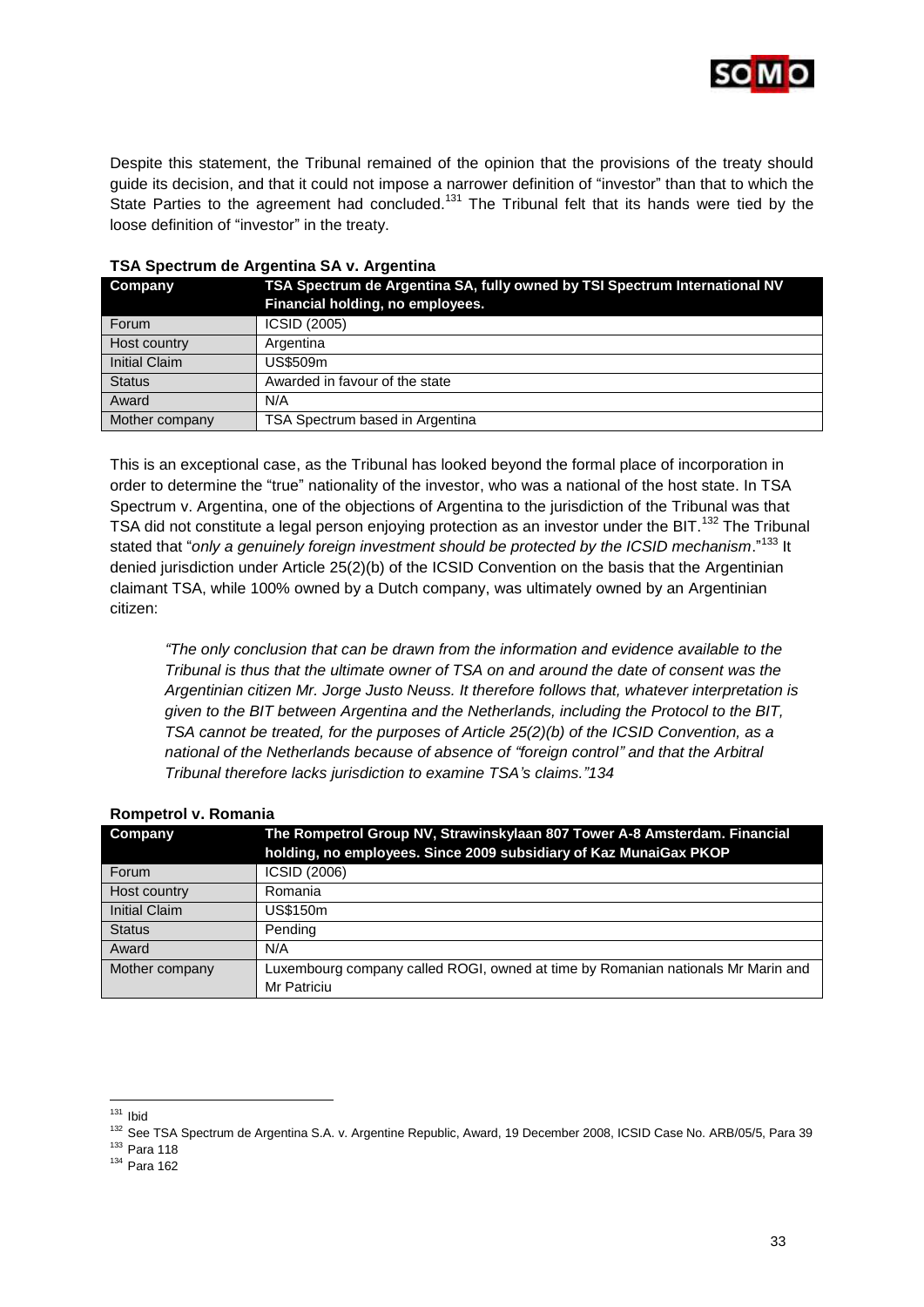Despite this statement, the Tribunal remained of the opinion that the provisions of the treaty should guide its decision, and that it could not impose a narrower definition of "investor" than that to which the State Parties to the agreement had concluded.[131] The Tribunal felt that its hands were tied by the loose definition of "investor" in the treaty.

**TSA Spectrum de Argentina SA v. Argentina**

| Company | TSA Spectrum de Argentina SA, fully owned by TSI Spectrum International NV Financial holding, no employees. |
|---|---|
| Forum | ICSID (2005) |
| Host country | Argentina |
| Initial Claim | US$509m |
| Status | Awarded in favour of the state |
| Award | N/A |
| Mother company | TSA Spectrum based in Argentina |

This is an exceptional case, as the Tribunal has looked beyond the formal place of incorporation in order to determine the "true" nationality of the investor, who was a national of the host state. In TSA Spectrum v. Argentina, one of the objections of Argentina to the jurisdiction of the Tribunal was that TSA did not constitute a legal person enjoying protection as an investor under the BIT.[132] The Tribunal stated that "*only a genuinely foreign investment should be protected by the ICSID mechanism*."[133] It denied jurisdiction under Article 25(2)(b) of the ICSID Convention on the basis that the Argentinian claimant TSA, while 100% owned by a Dutch company, was ultimately owned by an Argentinian citizen:

> *"The only conclusion that can be drawn from the information and evidence available to the Tribunal is thus that the ultimate owner of TSA on and around the date of consent was the Argentinian citizen Mr. Jorge Justo Neuss. It therefore follows that, whatever interpretation is given to the BIT between Argentina and the Netherlands, including the Protocol to the BIT, TSA cannot be treated, for the purposes of Article 25(2)(b) of the ICSID Convention, as a national of the Netherlands because of absence of "foreign control" and that the Arbitral Tribunal therefore lacks jurisdiction to examine TSA's claims."134*

**Rompetrol v. Romania**

| Company | The Rompetrol Group NV, Strawinskylaan 807 Tower A-8 Amsterdam. Financial holding, no employees. Since 2009 subsidiary of Kaz MunaiGax PKOP |
|---|---|
| Forum | ICSID (2006) |
| Host country | Romania |
| Initial Claim | US$150m |
| Status | Pending |
| Award | N/A |
| Mother company | Luxembourg company called ROGI, owned at time by Romanian nationals Mr Marin and Mr Patriciu |

[131] Ibid

[132] See TSA Spectrum de Argentina S.A. v. Argentine Republic, Award, 19 December 2008, ICSID Case No. ARB/05/5, Para 39

[133] Para 118

[134] Para 162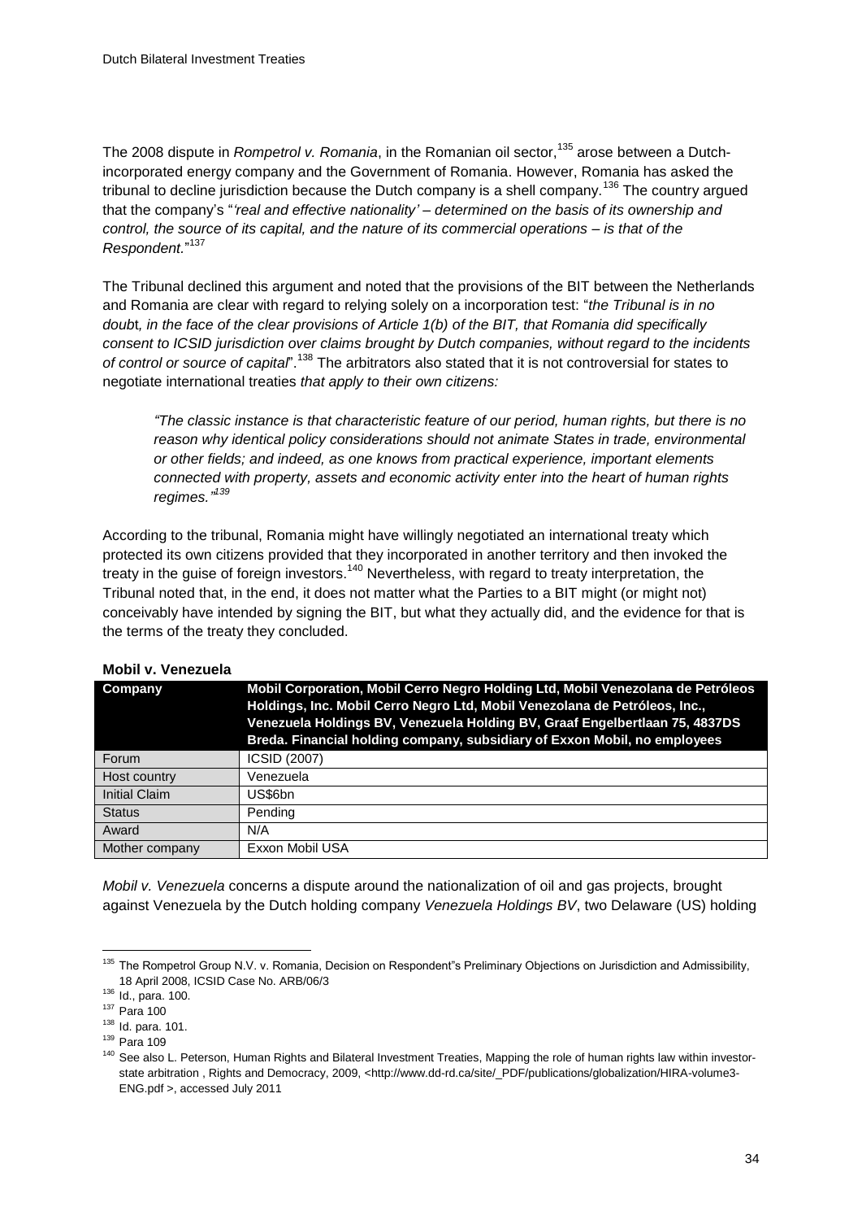The 2008 dispute in *Rompetrol v. Romania*, in the Romanian oil sector,[135] arose between a Dutch-incorporated energy company and the Government of Romania. However, Romania has asked the tribunal to decline jurisdiction because the Dutch company is a shell company.[136] The country argued that the company's "*'real and effective nationality' – determined on the basis of its ownership and control, the source of its capital, and the nature of its commercial operations – is that of the Respondent*."[137]

The Tribunal declined this argument and noted that the provisions of the BIT between the Netherlands and Romania are clear with regard to relying solely on a incorporation test: "*the Tribunal is in no doubt, in the face of the clear provisions of Article 1(b) of the BIT, that Romania did specifically consent to ICSID jurisdiction over claims brought by Dutch companies, without regard to the incidents of control or source of capital*".[138] The arbitrators also stated that it is not controversial for states to negotiate international treaties *that apply to their own citizens:*

> *"The classic instance is that characteristic feature of our period, human rights, but there is no reason why identical policy considerations should not animate States in trade, environmental or other fields; and indeed, as one knows from practical experience, important elements connected with property, assets and economic activity enter into the heart of human rights regimes."*[139]

According to the tribunal, Romania might have willingly negotiated an international treaty which protected its own citizens provided that they incorporated in another territory and then invoked the treaty in the guise of foreign investors.[140] Nevertheless, with regard to treaty interpretation, the Tribunal noted that, in the end, it does not matter what the Parties to a BIT might (or might not) conceivably have intended by signing the BIT, but what they actually did, and the evidence for that is the terms of the treaty they concluded.

**Mobil v. Venezuela**

| Company | Mobil Corporation, Mobil Cerro Negro Holding Ltd, Mobil Venezolana de Petróleos Holdings, Inc. Mobil Cerro Negro Ltd, Mobil Venezolana de Petróleos, Inc., Venezuela Holdings BV, Venezuela Holding BV, Graaf Engelbertlaan 75, 4837DS Breda. Financial holding company, subsidiary of Exxon Mobil, no employees |
|---|---|
| Forum | ICSID (2007) |
| Host country | Venezuela |
| Initial Claim | US$6bn |
| Status | Pending |
| Award | N/A |
| Mother company | Exxon Mobil USA |

*Mobil v. Venezuela* concerns a dispute around the nationalization of oil and gas projects, brought against Venezuela by the Dutch holding company *Venezuela Holdings BV*, two Delaware (US) holding

---

[135] The Rompetrol Group N.V. v. Romania, Decision on Respondent"s Preliminary Objections on Jurisdiction and Admissibility, 18 April 2008, ICSID Case No. ARB/06/3

[136] Id., para. 100.

[137] Para 100

[138] Id. para. 101.

[139] Para 109

[140] See also L. Peterson, Human Rights and Bilateral Investment Treaties, Mapping the role of human rights law within investor-state arbitration , Rights and Democracy, 2009, <http://www.dd-rd.ca/site/_PDF/publications/globalization/HIRA-volume3-ENG.pdf >, accessed July 2011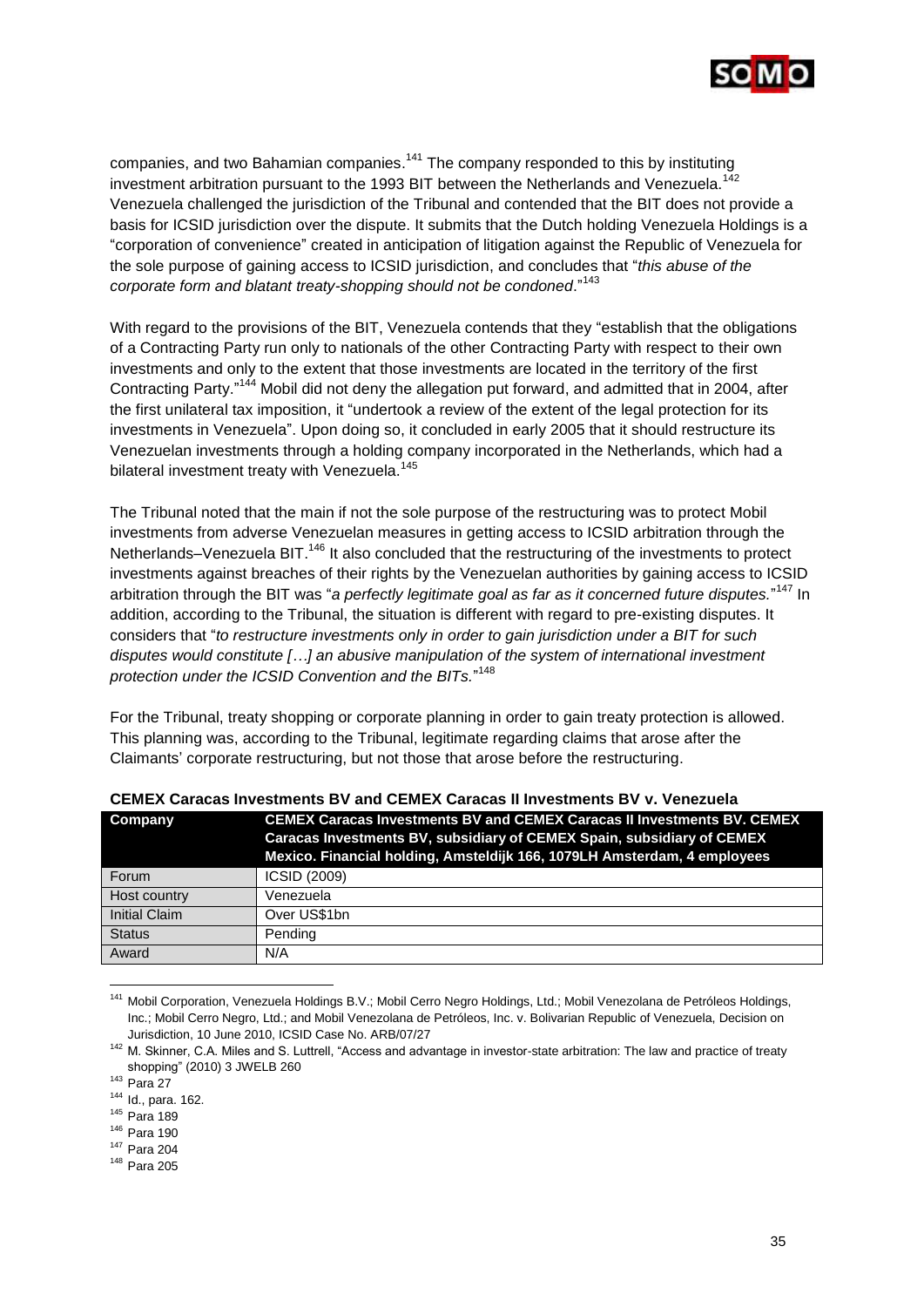companies, and two Bahamian companies.[141] The company responded to this by instituting investment arbitration pursuant to the 1993 BIT between the Netherlands and Venezuela.[142] Venezuela challenged the jurisdiction of the Tribunal and contended that the BIT does not provide a basis for ICSID jurisdiction over the dispute. It submits that the Dutch holding Venezuela Holdings is a "corporation of convenience" created in anticipation of litigation against the Republic of Venezuela for the sole purpose of gaining access to ICSID jurisdiction, and concludes that "*this abuse of the corporate form and blatant treaty-shopping should not be condoned*."[143]

With regard to the provisions of the BIT, Venezuela contends that they "establish that the obligations of a Contracting Party run only to nationals of the other Contracting Party with respect to their own investments and only to the extent that those investments are located in the territory of the first Contracting Party."[144] Mobil did not deny the allegation put forward, and admitted that in 2004, after the first unilateral tax imposition, it "undertook a review of the extent of the legal protection for its investments in Venezuela". Upon doing so, it concluded in early 2005 that it should restructure its Venezuelan investments through a holding company incorporated in the Netherlands, which had a bilateral investment treaty with Venezuela.[145]

The Tribunal noted that the main if not the sole purpose of the restructuring was to protect Mobil investments from adverse Venezuelan measures in getting access to ICSID arbitration through the Netherlands–Venezuela BIT.[146] It also concluded that the restructuring of the investments to protect investments against breaches of their rights by the Venezuelan authorities by gaining access to ICSID arbitration through the BIT was "*a perfectly legitimate goal as far as it concerned future disputes.*"[147] In addition, according to the Tribunal, the situation is different with regard to pre-existing disputes. It considers that "*to restructure investments only in order to gain jurisdiction under a BIT for such disputes would constitute […] an abusive manipulation of the system of international investment protection under the ICSID Convention and the BITs.*"[148]

For the Tribunal, treaty shopping or corporate planning in order to gain treaty protection is allowed. This planning was, according to the Tribunal, legitimate regarding claims that arose after the Claimants' corporate restructuring, but not those that arose before the restructuring.

**CEMEX Caracas Investments BV and CEMEX Caracas II Investments BV v. Venezuela**

| Company | CEMEX Caracas Investments BV and CEMEX Caracas II Investments BV. CEMEX Caracas Investments BV, subsidiary of CEMEX Spain, subsidiary of CEMEX Mexico. Financial holding, Amsteldijk 166, 1079LH Amsterdam, 4 employees |
|---|---|
| Forum | ICSID (2009) |
| Host country | Venezuela |
| Initial Claim | Over US$1bn |
| Status | Pending |
| Award | N/A |

[141] Mobil Corporation, Venezuela Holdings B.V.; Mobil Cerro Negro Holdings, Ltd.; Mobil Venezolana de Petróleos Holdings, Inc.; Mobil Cerro Negro, Ltd.; and Mobil Venezolana de Petróleos, Inc. v. Bolivarian Republic of Venezuela, Decision on Jurisdiction, 10 June 2010, ICSID Case No. ARB/07/27

[142] M. Skinner, C.A. Miles and S. Luttrell, "Access and advantage in investor-state arbitration: The law and practice of treaty shopping" (2010) 3 JWELB 260

[143] Para 27

[144] Id., para. 162.

[145] Para 189

[146] Para 190

[147] Para 204

[148] Para 205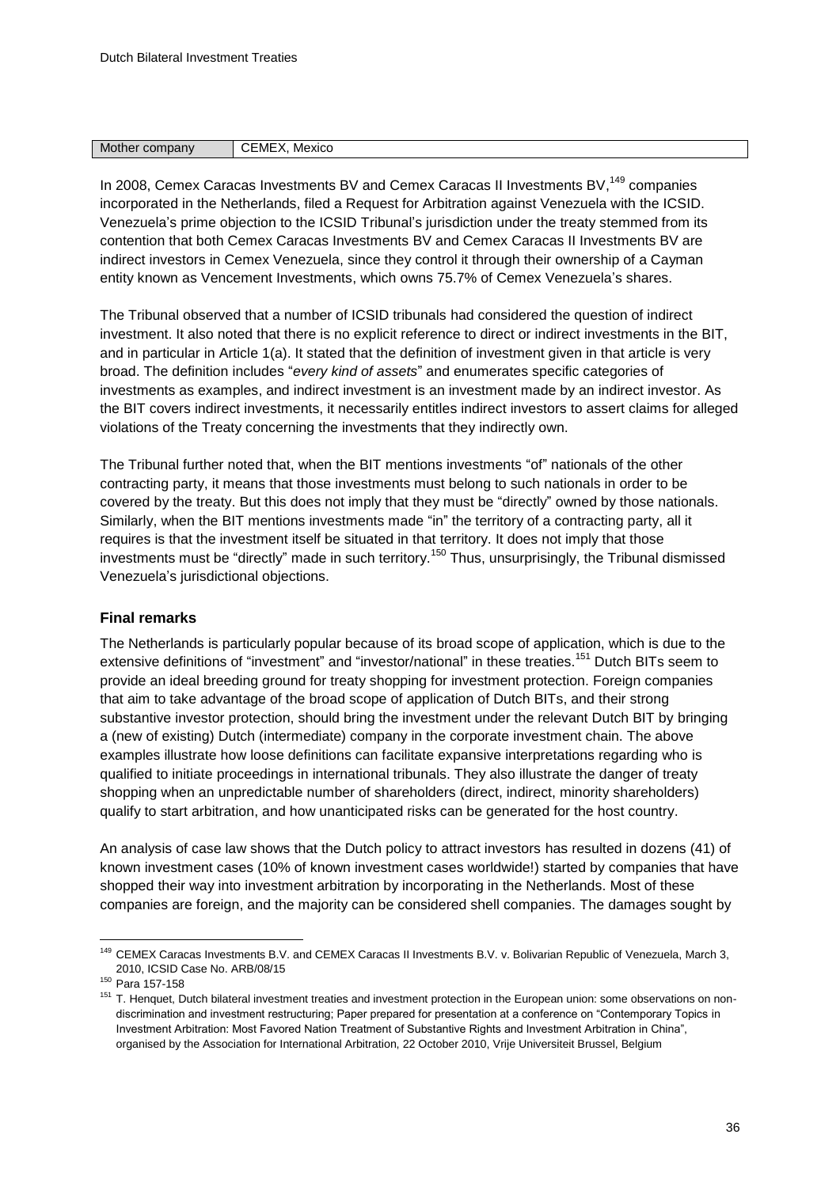| Mother company | CEMEX, Mexico |
|---|---|

In 2008, Cemex Caracas Investments BV and Cemex Caracas II Investments BV,[149] companies incorporated in the Netherlands, filed a Request for Arbitration against Venezuela with the ICSID. Venezuela's prime objection to the ICSID Tribunal's jurisdiction under the treaty stemmed from its contention that both Cemex Caracas Investments BV and Cemex Caracas II Investments BV are indirect investors in Cemex Venezuela, since they control it through their ownership of a Cayman entity known as Vencement Investments, which owns 75.7% of Cemex Venezuela's shares.

The Tribunal observed that a number of ICSID tribunals had considered the question of indirect investment. It also noted that there is no explicit reference to direct or indirect investments in the BIT, and in particular in Article 1(a). It stated that the definition of investment given in that article is very broad. The definition includes "*every kind of assets*" and enumerates specific categories of investments as examples, and indirect investment is an investment made by an indirect investor. As the BIT covers indirect investments, it necessarily entitles indirect investors to assert claims for alleged violations of the Treaty concerning the investments that they indirectly own.

The Tribunal further noted that, when the BIT mentions investments "of" nationals of the other contracting party, it means that those investments must belong to such nationals in order to be covered by the treaty. But this does not imply that they must be "directly" owned by those nationals. Similarly, when the BIT mentions investments made "in" the territory of a contracting party, all it requires is that the investment itself be situated in that territory. It does not imply that those investments must be "directly" made in such territory.[150] Thus, unsurprisingly, the Tribunal dismissed Venezuela's jurisdictional objections.

### Final remarks

The Netherlands is particularly popular because of its broad scope of application, which is due to the extensive definitions of "investment" and "investor/national" in these treaties.[151] Dutch BITs seem to provide an ideal breeding ground for treaty shopping for investment protection. Foreign companies that aim to take advantage of the broad scope of application of Dutch BITs, and their strong substantive investor protection, should bring the investment under the relevant Dutch BIT by bringing a (new of existing) Dutch (intermediate) company in the corporate investment chain. The above examples illustrate how loose definitions can facilitate expansive interpretations regarding who is qualified to initiate proceedings in international tribunals. They also illustrate the danger of treaty shopping when an unpredictable number of shareholders (direct, indirect, minority shareholders) qualify to start arbitration, and how unanticipated risks can be generated for the host country.

An analysis of case law shows that the Dutch policy to attract investors has resulted in dozens (41) of known investment cases (10% of known investment cases worldwide!) started by companies that have shopped their way into investment arbitration by incorporating in the Netherlands. Most of these companies are foreign, and the majority can be considered shell companies. The damages sought by

---

[149] CEMEX Caracas Investments B.V. and CEMEX Caracas II Investments B.V. v. Bolivarian Republic of Venezuela, March 3, 2010, ICSID Case No. ARB/08/15

[150] Para 157-158

[151] T. Henquet, Dutch bilateral investment treaties and investment protection in the European union: some observations on non-discrimination and investment restructuring; Paper prepared for presentation at a conference on "Contemporary Topics in Investment Arbitration: Most Favored Nation Treatment of Substantive Rights and Investment Arbitration in China", organised by the Association for International Arbitration, 22 October 2010, Vrije Universiteit Brussel, Belgium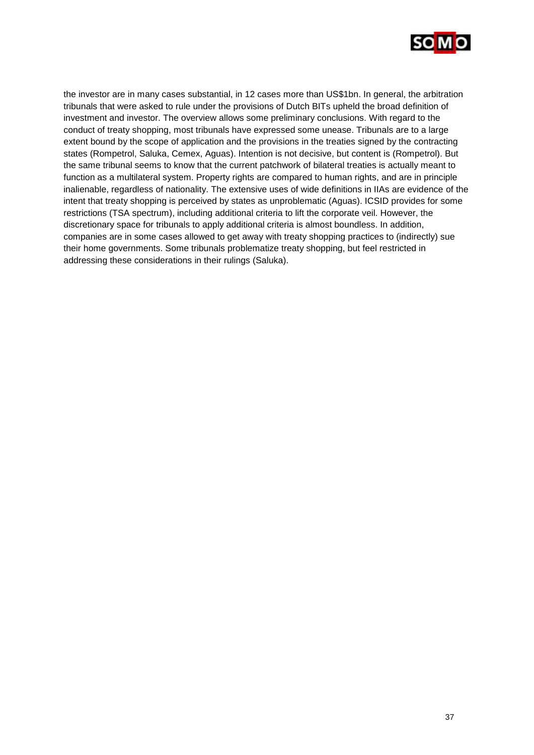the investor are in many cases substantial, in 12 cases more than US$1bn. In general, the arbitration tribunals that were asked to rule under the provisions of Dutch BITs upheld the broad definition of investment and investor. The overview allows some preliminary conclusions. With regard to the conduct of treaty shopping, most tribunals have expressed some unease. Tribunals are to a large extent bound by the scope of application and the provisions in the treaties signed by the contracting states (Rompetrol, Saluka, Cemex, Aguas). Intention is not decisive, but content is (Rompetrol). But the same tribunal seems to know that the current patchwork of bilateral treaties is actually meant to function as a multilateral system. Property rights are compared to human rights, and are in principle inalienable, regardless of nationality. The extensive uses of wide definitions in IIAs are evidence of the intent that treaty shopping is perceived by states as unproblematic (Aguas). ICSID provides for some restrictions (TSA spectrum), including additional criteria to lift the corporate veil. However, the discretionary space for tribunals to apply additional criteria is almost boundless. In addition, companies are in some cases allowed to get away with treaty shopping practices to (indirectly) sue their home governments. Some tribunals problematize treaty shopping, but feel restricted in addressing these considerations in their rulings (Saluka).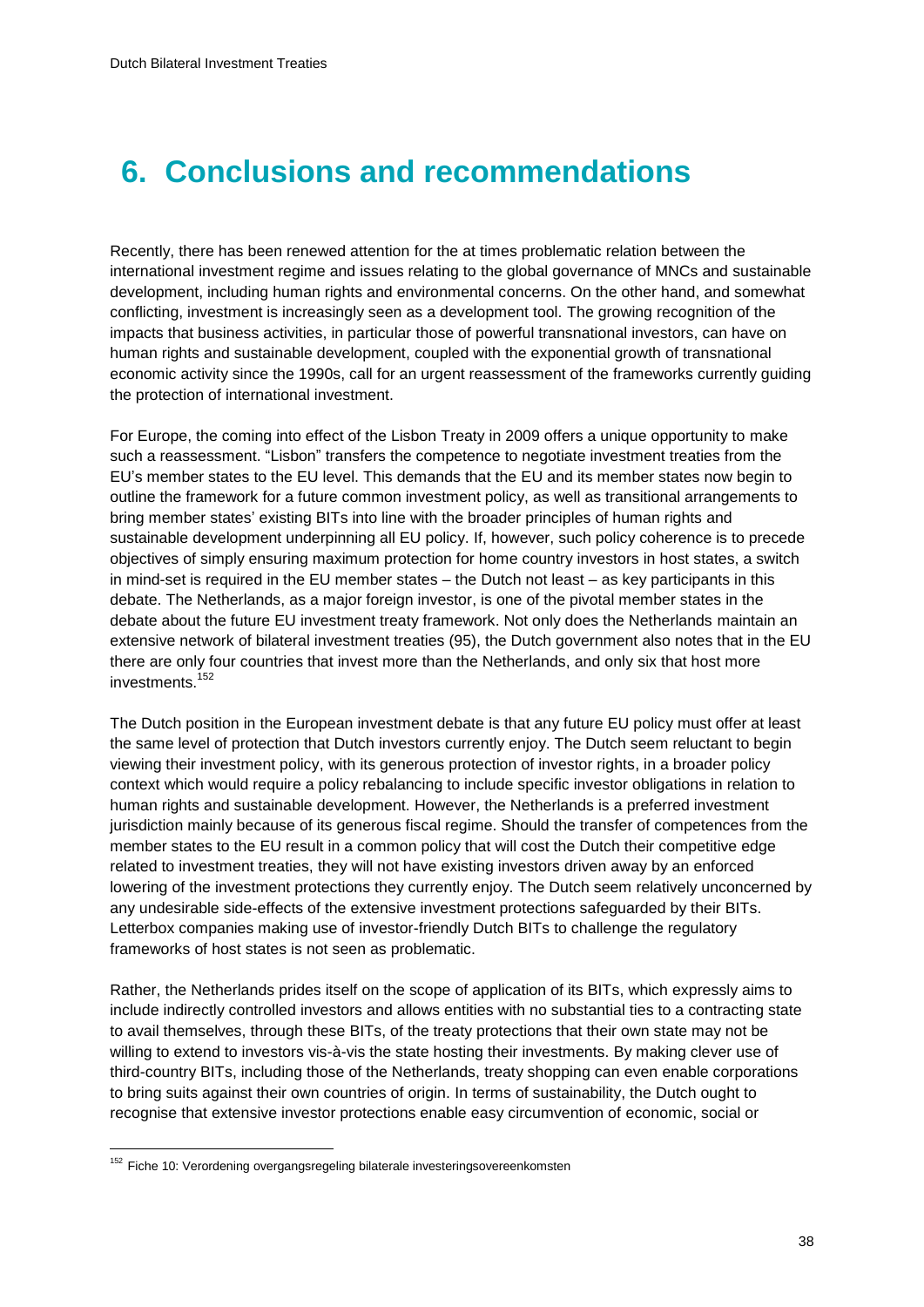# 6. Conclusions and recommendations

Recently, there has been renewed attention for the at times problematic relation between the international investment regime and issues relating to the global governance of MNCs and sustainable development, including human rights and environmental concerns. On the other hand, and somewhat conflicting, investment is increasingly seen as a development tool. The growing recognition of the impacts that business activities, in particular those of powerful transnational investors, can have on human rights and sustainable development, coupled with the exponential growth of transnational economic activity since the 1990s, call for an urgent reassessment of the frameworks currently guiding the protection of international investment.

For Europe, the coming into effect of the Lisbon Treaty in 2009 offers a unique opportunity to make such a reassessment. "Lisbon" transfers the competence to negotiate investment treaties from the EU's member states to the EU level. This demands that the EU and its member states now begin to outline the framework for a future common investment policy, as well as transitional arrangements to bring member states' existing BITs into line with the broader principles of human rights and sustainable development underpinning all EU policy. If, however, such policy coherence is to precede objectives of simply ensuring maximum protection for home country investors in host states, a switch in mind-set is required in the EU member states – the Dutch not least – as key participants in this debate. The Netherlands, as a major foreign investor, is one of the pivotal member states in the debate about the future EU investment treaty framework. Not only does the Netherlands maintain an extensive network of bilateral investment treaties (95), the Dutch government also notes that in the EU there are only four countries that invest more than the Netherlands, and only six that host more investments.[152]

The Dutch position in the European investment debate is that any future EU policy must offer at least the same level of protection that Dutch investors currently enjoy. The Dutch seem reluctant to begin viewing their investment policy, with its generous protection of investor rights, in a broader policy context which would require a policy rebalancing to include specific investor obligations in relation to human rights and sustainable development. However, the Netherlands is a preferred investment jurisdiction mainly because of its generous fiscal regime. Should the transfer of competences from the member states to the EU result in a common policy that will cost the Dutch their competitive edge related to investment treaties, they will not have existing investors driven away by an enforced lowering of the investment protections they currently enjoy. The Dutch seem relatively unconcerned by any undesirable side-effects of the extensive investment protections safeguarded by their BITs. Letterbox companies making use of investor-friendly Dutch BITs to challenge the regulatory frameworks of host states is not seen as problematic.

Rather, the Netherlands prides itself on the scope of application of its BITs, which expressly aims to include indirectly controlled investors and allows entities with no substantial ties to a contracting state to avail themselves, through these BITs, of the treaty protections that their own state may not be willing to extend to investors vis-à-vis the state hosting their investments. By making clever use of third-country BITs, including those of the Netherlands, treaty shopping can even enable corporations to bring suits against their own countries of origin. In terms of sustainability, the Dutch ought to recognise that extensive investor protections enable easy circumvention of economic, social or

[152] Fiche 10: Verordening overgangsregeling bilaterale investeringsovereenkomsten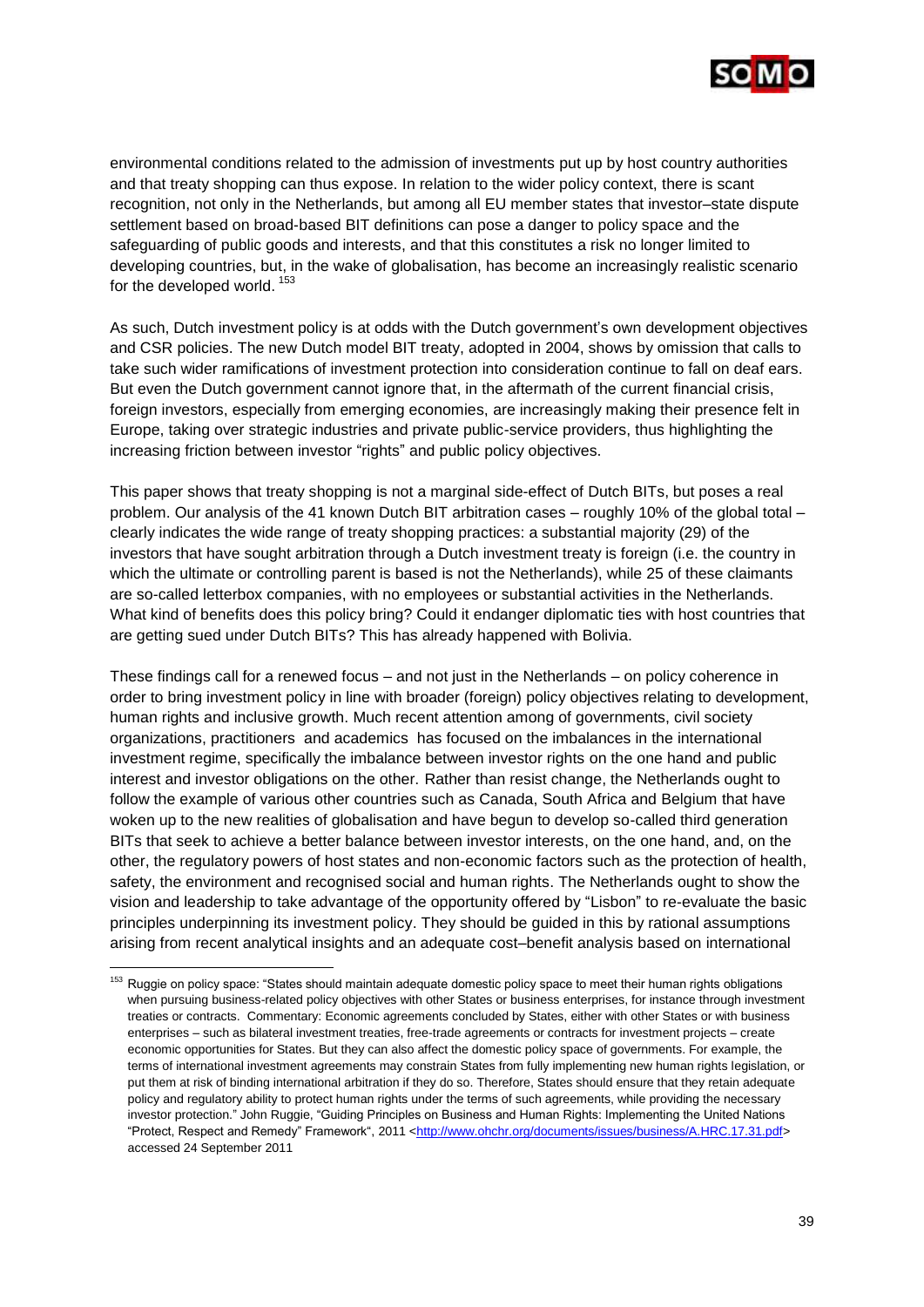environmental conditions related to the admission of investments put up by host country authorities and that treaty shopping can thus expose. In relation to the wider policy context, there is scant recognition, not only in the Netherlands, but among all EU member states that investor–state dispute settlement based on broad-based BIT definitions can pose a danger to policy space and the safeguarding of public goods and interests, and that this constitutes a risk no longer limited to developing countries, but, in the wake of globalisation, has become an increasingly realistic scenario for the developed world.[153]

As such, Dutch investment policy is at odds with the Dutch government's own development objectives and CSR policies. The new Dutch model BIT treaty, adopted in 2004, shows by omission that calls to take such wider ramifications of investment protection into consideration continue to fall on deaf ears. But even the Dutch government cannot ignore that, in the aftermath of the current financial crisis, foreign investors, especially from emerging economies, are increasingly making their presence felt in Europe, taking over strategic industries and private public-service providers, thus highlighting the increasing friction between investor "rights" and public policy objectives.

This paper shows that treaty shopping is not a marginal side-effect of Dutch BITs, but poses a real problem. Our analysis of the 41 known Dutch BIT arbitration cases – roughly 10% of the global total – clearly indicates the wide range of treaty shopping practices: a substantial majority (29) of the investors that have sought arbitration through a Dutch investment treaty is foreign (i.e. the country in which the ultimate or controlling parent is based is not the Netherlands), while 25 of these claimants are so-called letterbox companies, with no employees or substantial activities in the Netherlands. What kind of benefits does this policy bring? Could it endanger diplomatic ties with host countries that are getting sued under Dutch BITs? This has already happened with Bolivia.

These findings call for a renewed focus – and not just in the Netherlands – on policy coherence in order to bring investment policy in line with broader (foreign) policy objectives relating to development, human rights and inclusive growth. Much recent attention among of governments, civil society organizations, practitioners and academics has focused on the imbalances in the international investment regime, specifically the imbalance between investor rights on the one hand and public interest and investor obligations on the other. Rather than resist change, the Netherlands ought to follow the example of various other countries such as Canada, South Africa and Belgium that have woken up to the new realities of globalisation and have begun to develop so-called third generation BITs that seek to achieve a better balance between investor interests, on the one hand, and, on the other, the regulatory powers of host states and non-economic factors such as the protection of health, safety, the environment and recognised social and human rights. The Netherlands ought to show the vision and leadership to take advantage of the opportunity offered by "Lisbon" to re-evaluate the basic principles underpinning its investment policy. They should be guided in this by rational assumptions arising from recent analytical insights and an adequate cost–benefit analysis based on international

---

[153] Ruggie on policy space: "States should maintain adequate domestic policy space to meet their human rights obligations when pursuing business-related policy objectives with other States or business enterprises, for instance through investment treaties or contracts. Commentary: Economic agreements concluded by States, either with other States or with business enterprises – such as bilateral investment treaties, free-trade agreements or contracts for investment projects – create economic opportunities for States. But they can also affect the domestic policy space of governments. For example, the terms of international investment agreements may constrain States from fully implementing new human rights legislation, or put them at risk of binding international arbitration if they do so. Therefore, States should ensure that they retain adequate policy and regulatory ability to protect human rights under the terms of such agreements, while providing the necessary investor protection." John Ruggie, "Guiding Principles on Business and Human Rights: Implementing the United Nations "Protect, Respect and Remedy" Framework", 2011 <http://www.ohchr.org/documents/issues/business/A.HRC.17.31.pdf> accessed 24 September 2011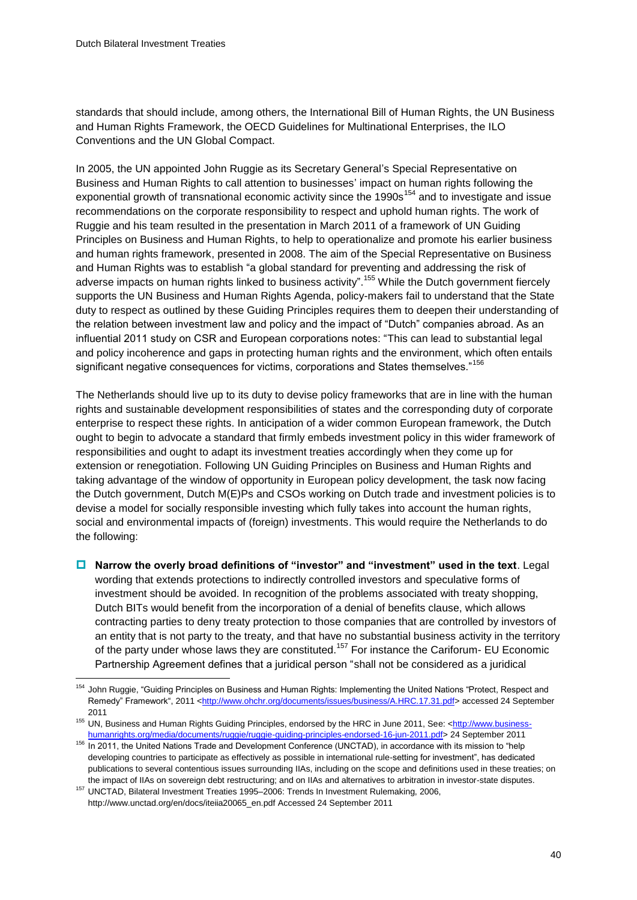standards that should include, among others, the International Bill of Human Rights, the UN Business and Human Rights Framework, the OECD Guidelines for Multinational Enterprises, the ILO Conventions and the UN Global Compact.

In 2005, the UN appointed John Ruggie as its Secretary General's Special Representative on Business and Human Rights to call attention to businesses' impact on human rights following the exponential growth of transnational economic activity since the 1990s[154] and to investigate and issue recommendations on the corporate responsibility to respect and uphold human rights. The work of Ruggie and his team resulted in the presentation in March 2011 of a framework of UN Guiding Principles on Business and Human Rights, to help to operationalize and promote his earlier business and human rights framework, presented in 2008. The aim of the Special Representative on Business and Human Rights was to establish "a global standard for preventing and addressing the risk of adverse impacts on human rights linked to business activity".[155] While the Dutch government fiercely supports the UN Business and Human Rights Agenda, policy-makers fail to understand that the State duty to respect as outlined by these Guiding Principles requires them to deepen their understanding of the relation between investment law and policy and the impact of "Dutch" companies abroad. As an influential 2011 study on CSR and European corporations notes: "This can lead to substantial legal and policy incoherence and gaps in protecting human rights and the environment, which often entails significant negative consequences for victims, corporations and States themselves."[156]

The Netherlands should live up to its duty to devise policy frameworks that are in line with the human rights and sustainable development responsibilities of states and the corresponding duty of corporate enterprise to respect these rights. In anticipation of a wider common European framework, the Dutch ought to begin to advocate a standard that firmly embeds investment policy in this wider framework of responsibilities and ought to adapt its investment treaties accordingly when they come up for extension or renegotiation. Following UN Guiding Principles on Business and Human Rights and taking advantage of the window of opportunity in European policy development, the task now facing the Dutch government, Dutch M(E)Ps and CSOs working on Dutch trade and investment policies is to devise a model for socially responsible investing which fully takes into account the human rights, social and environmental impacts of (foreign) investments. This would require the Netherlands to do the following:

- **Narrow the overly broad definitions of "investor" and "investment" used in the text**. Legal wording that extends protections to indirectly controlled investors and speculative forms of investment should be avoided. In recognition of the problems associated with treaty shopping, Dutch BITs would benefit from the incorporation of a denial of benefits clause, which allows contracting parties to deny treaty protection to those companies that are controlled by investors of an entity that is not party to the treaty, and that have no substantial business activity in the territory of the party under whose laws they are constituted.[157] For instance the Cariforum- EU Economic Partnership Agreement defines that a juridical person "shall not be considered as a juridical

---

[154] John Ruggie, "Guiding Principles on Business and Human Rights: Implementing the United Nations "Protect, Respect and Remedy" Framework", 2011 <http://www.ohchr.org/documents/issues/business/A.HRC.17.31.pdf> accessed 24 September 2011

[155] UN, Business and Human Rights Guiding Principles, endorsed by the HRC in June 2011, See: <http://www.business-humanrights.org/media/documents/ruggie/ruggie-guiding-principles-endorsed-16-jun-2011.pdf> 24 September 2011

[156] In 2011, the United Nations Trade and Development Conference (UNCTAD), in accordance with its mission to "help developing countries to participate as effectively as possible in international rule-setting for investment", has dedicated publications to several contentious issues surrounding IIAs, including on the scope and definitions used in these treaties; on the impact of IIAs on sovereign debt restructuring; and on IIAs and alternatives to arbitration in investor-state disputes.

[157] UNCTAD, Bilateral Investment Treaties 1995–2006: Trends In Investment Rulemaking, 2006, http://www.unctad.org/en/docs/iteiia20065_en.pdf Accessed 24 September 2011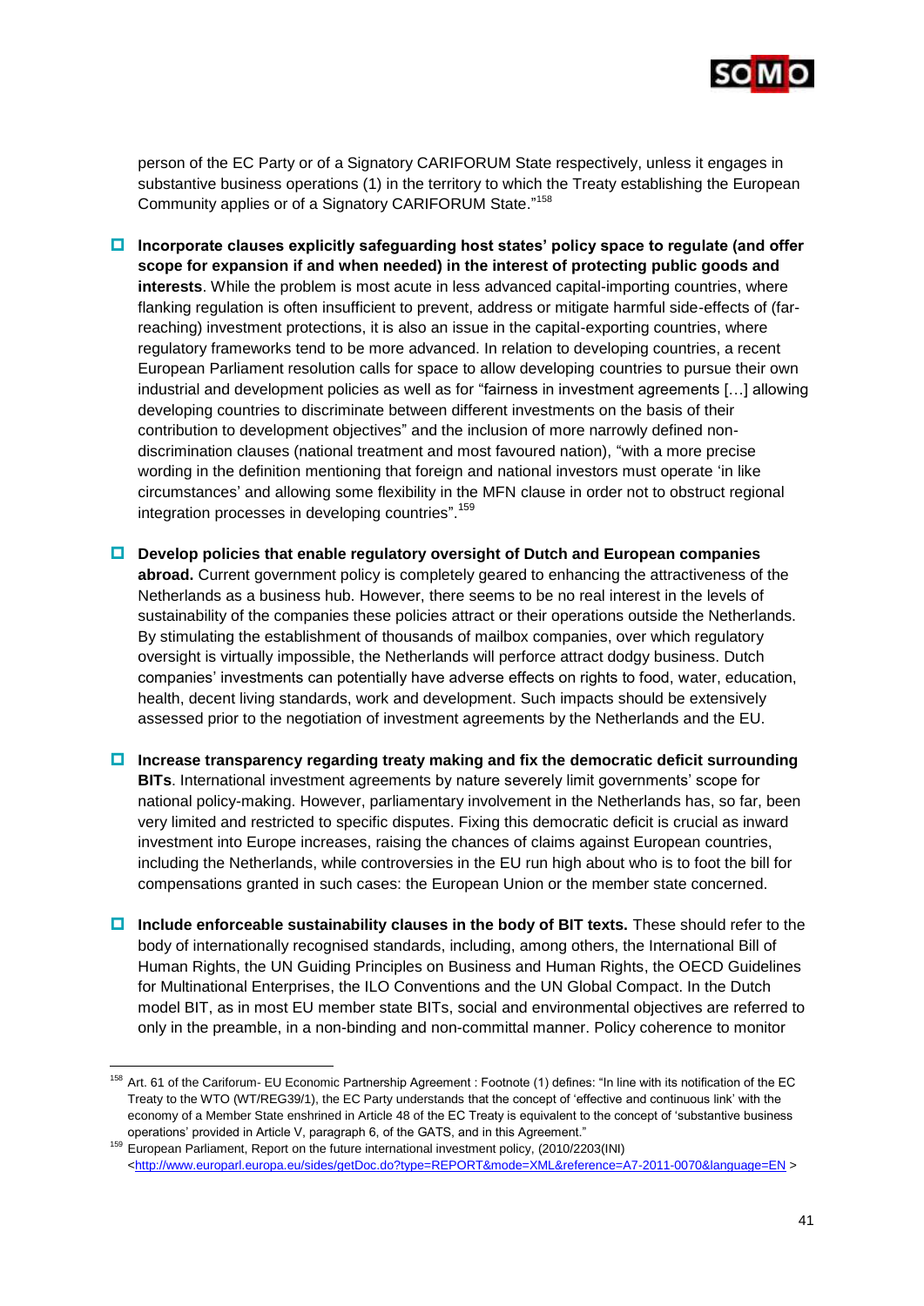person of the EC Party or of a Signatory CARIFORUM State respectively, unless it engages in substantive business operations (1) in the territory to which the Treaty establishing the European Community applies or of a Signatory CARIFORUM State."[158]

- **Incorporate clauses explicitly safeguarding host states' policy space to regulate (and offer scope for expansion if and when needed) in the interest of protecting public goods and interests**. While the problem is most acute in less advanced capital-importing countries, where flanking regulation is often insufficient to prevent, address or mitigate harmful side-effects of (far-reaching) investment protections, it is also an issue in the capital-exporting countries, where regulatory frameworks tend to be more advanced. In relation to developing countries, a recent European Parliament resolution calls for space to allow developing countries to pursue their own industrial and development policies as well as for "fairness in investment agreements […] allowing developing countries to discriminate between different investments on the basis of their contribution to development objectives" and the inclusion of more narrowly defined non-discrimination clauses (national treatment and most favoured nation), "with a more precise wording in the definition mentioning that foreign and national investors must operate 'in like circumstances' and allowing some flexibility in the MFN clause in order not to obstruct regional integration processes in developing countries".[159]

- **Develop policies that enable regulatory oversight of Dutch and European companies abroad.** Current government policy is completely geared to enhancing the attractiveness of the Netherlands as a business hub. However, there seems to be no real interest in the levels of sustainability of the companies these policies attract or their operations outside the Netherlands. By stimulating the establishment of thousands of mailbox companies, over which regulatory oversight is virtually impossible, the Netherlands will perforce attract dodgy business. Dutch companies' investments can potentially have adverse effects on rights to food, water, education, health, decent living standards, work and development. Such impacts should be extensively assessed prior to the negotiation of investment agreements by the Netherlands and the EU.

- **Increase transparency regarding treaty making and fix the democratic deficit surrounding BITs**. International investment agreements by nature severely limit governments' scope for national policy-making. However, parliamentary involvement in the Netherlands has, so far, been very limited and restricted to specific disputes. Fixing this democratic deficit is crucial as inward investment into Europe increases, raising the chances of claims against European countries, including the Netherlands, while controversies in the EU run high about who is to foot the bill for compensations granted in such cases: the European Union or the member state concerned.

- **Include enforceable sustainability clauses in the body of BIT texts.** These should refer to the body of internationally recognised standards, including, among others, the International Bill of Human Rights, the UN Guiding Principles on Business and Human Rights, the OECD Guidelines for Multinational Enterprises, the ILO Conventions and the UN Global Compact. In the Dutch model BIT, as in most EU member state BITs, social and environmental objectives are referred to only in the preamble, in a non-binding and non-committal manner. Policy coherence to monitor

---

[158] Art. 61 of the Cariforum- EU Economic Partnership Agreement : Footnote (1) defines: "In line with its notification of the EC Treaty to the WTO (WT/REG39/1), the EC Party understands that the concept of 'effective and continuous link' with the economy of a Member State enshrined in Article 48 of the EC Treaty is equivalent to the concept of 'substantive business operations' provided in Article V, paragraph 6, of the GATS, and in this Agreement."

[159] European Parliament, Report on the future international investment policy, (2010/2203(INI) <http://www.europarl.europa.eu/sides/getDoc.do?type=REPORT&mode=XML&reference=A7-2011-0070&language=EN >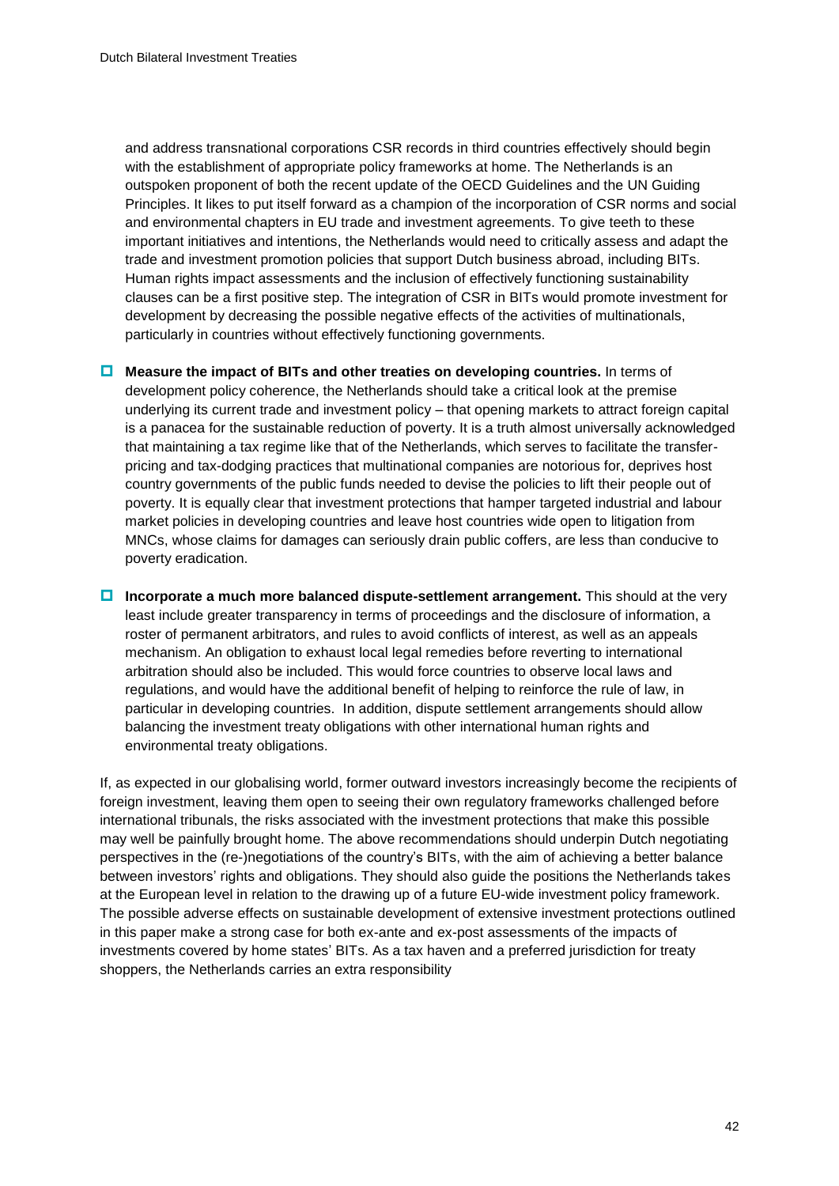and address transnational corporations CSR records in third countries effectively should begin with the establishment of appropriate policy frameworks at home. The Netherlands is an outspoken proponent of both the recent update of the OECD Guidelines and the UN Guiding Principles. It likes to put itself forward as a champion of the incorporation of CSR norms and social and environmental chapters in EU trade and investment agreements. To give teeth to these important initiatives and intentions, the Netherlands would need to critically assess and adapt the trade and investment promotion policies that support Dutch business abroad, including BITs. Human rights impact assessments and the inclusion of effectively functioning sustainability clauses can be a first positive step. The integration of CSR in BITs would promote investment for development by decreasing the possible negative effects of the activities of multinationals, particularly in countries without effectively functioning governments.

- **Measure the impact of BITs and other treaties on developing countries.** In terms of development policy coherence, the Netherlands should take a critical look at the premise underlying its current trade and investment policy – that opening markets to attract foreign capital is a panacea for the sustainable reduction of poverty. It is a truth almost universally acknowledged that maintaining a tax regime like that of the Netherlands, which serves to facilitate the transfer-pricing and tax-dodging practices that multinational companies are notorious for, deprives host country governments of the public funds needed to devise the policies to lift their people out of poverty. It is equally clear that investment protections that hamper targeted industrial and labour market policies in developing countries and leave host countries wide open to litigation from MNCs, whose claims for damages can seriously drain public coffers, are less than conducive to poverty eradication.

- **Incorporate a much more balanced dispute-settlement arrangement.** This should at the very least include greater transparency in terms of proceedings and the disclosure of information, a roster of permanent arbitrators, and rules to avoid conflicts of interest, as well as an appeals mechanism. An obligation to exhaust local legal remedies before reverting to international arbitration should also be included. This would force countries to observe local laws and regulations, and would have the additional benefit of helping to reinforce the rule of law, in particular in developing countries. In addition, dispute settlement arrangements should allow balancing the investment treaty obligations with other international human rights and environmental treaty obligations.

If, as expected in our globalising world, former outward investors increasingly become the recipients of foreign investment, leaving them open to seeing their own regulatory frameworks challenged before international tribunals, the risks associated with the investment protections that make this possible may well be painfully brought home. The above recommendations should underpin Dutch negotiating perspectives in the (re-)negotiations of the country's BITs, with the aim of achieving a better balance between investors' rights and obligations. They should also guide the positions the Netherlands takes at the European level in relation to the drawing up of a future EU-wide investment policy framework. The possible adverse effects on sustainable development of extensive investment protections outlined in this paper make a strong case for both ex-ante and ex-post assessments of the impacts of investments covered by home states' BITs. As a tax haven and a preferred jurisdiction for treaty shoppers, the Netherlands carries an extra responsibility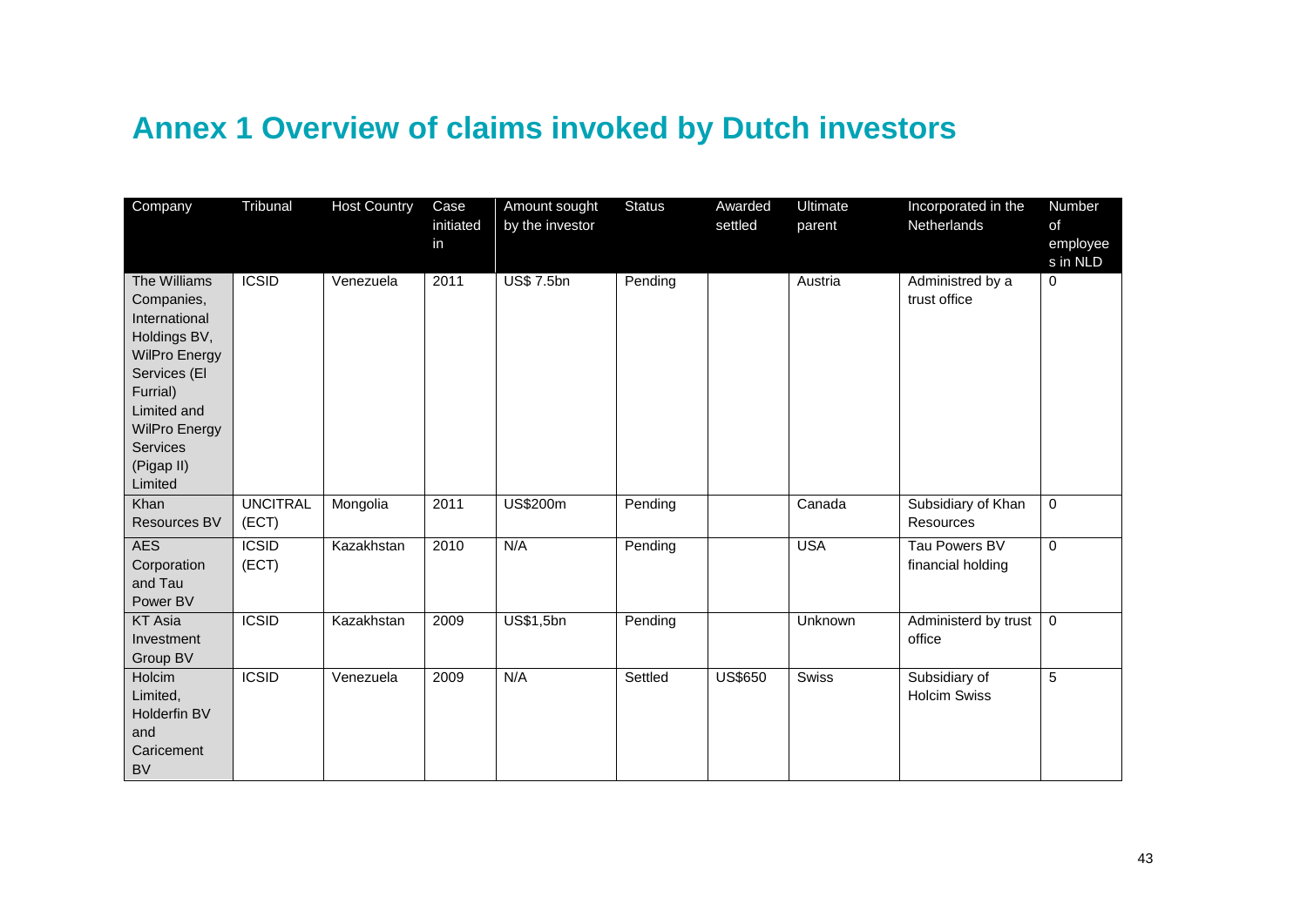# Annex 1 Overview of claims invoked by Dutch investors

| Company | Tribunal | Host Country | Case initiated in | Amount sought by the investor | Status | Awarded settled | Ultimate parent | Incorporated in the Netherlands | Number of employees in NLD |
|---|---|---|---|---|---|---|---|---|---|
| The Williams Companies, International Holdings BV, WilPro Energy Services (El Furrial) Limited and WilPro Energy Services (Pigap II) Limited | ICSID | Venezuela | 2011 | US$ 7.5bn | Pending | | Austria | Administred by a trust office | 0 |
| Khan Resources BV | UNCITRAL (ECT) | Mongolia | 2011 | US$200m | Pending | | Canada | Subsidiary of Khan Resources | 0 |
| AES Corporation and Tau Power BV | ICSID (ECT) | Kazakhstan | 2010 | N/A | Pending | | USA | Tau Powers BV financial holding | 0 |
| KT Asia Investment Group BV | ICSID | Kazakhstan | 2009 | US$1,5bn | Pending | | Unknown | Administerd by trust office | 0 |
| Holcim Limited, Holderfin BV and Caricement BV | ICSID | Venezuela | 2009 | N/A | Settled | US$650 | Swiss | Subsidiary of Holcim Swiss | 5 |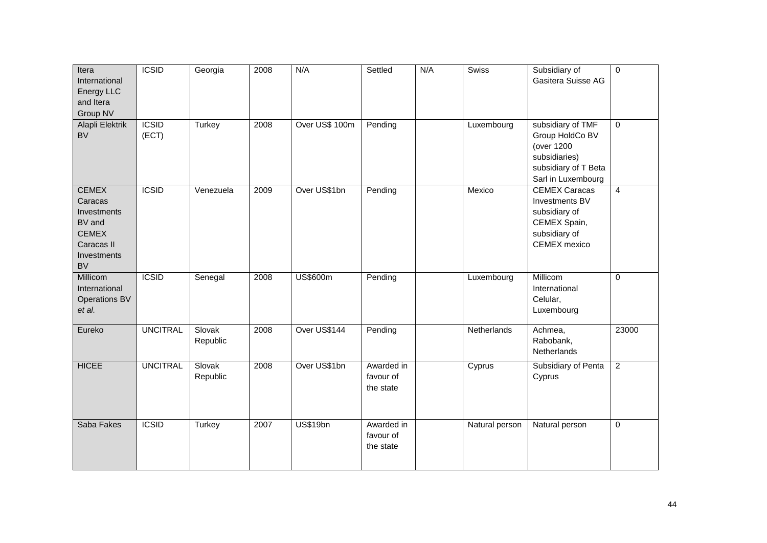| Itera International Energy LLC and Itera Group NV | ICSID | Georgia | 2008 | N/A | Settled | N/A | Swiss | Subsidiary of Gasitera Suisse AG | 0 |
|---|---|---|---|---|---|---|---|---|---|
| Alapli Elektrik BV | ICSID (ECT) | Turkey | 2008 | Over US$ 100m | Pending | | Luxembourg | subsidiary of TMF Group HoldCo BV (over 1200 subsidiaries) subsidiary of T Beta Sarl in Luxembourg | 0 |
| CEMEX Caracas Investments BV and CEMEX Caracas II Investments BV | ICSID | Venezuela | 2009 | Over US$1bn | Pending | | Mexico | CEMEX Caracas Investments BV subsidiary of CEMEX Spain, subsidiary of CEMEX mexico | 4 |
| Millicom International Operations BV *et al.* | ICSID | Senegal | 2008 | US$600m | Pending | | Luxembourg | Millicom International Celular, Luxembourg | 0 |
| Eureko | UNCITRAL | Slovak Republic | 2008 | Over US$144 | Pending | | Netherlands | Achmea, Rabobank, Netherlands | 23000 |
| HICEE | UNCITRAL | Slovak Republic | 2008 | Over US$1bn | Awarded in favour of the state | | Cyprus | Subsidiary of Penta Cyprus | 2 |
| Saba Fakes | ICSID | Turkey | 2007 | US$19bn | Awarded in favour of the state | | Natural person | Natural person | 0 |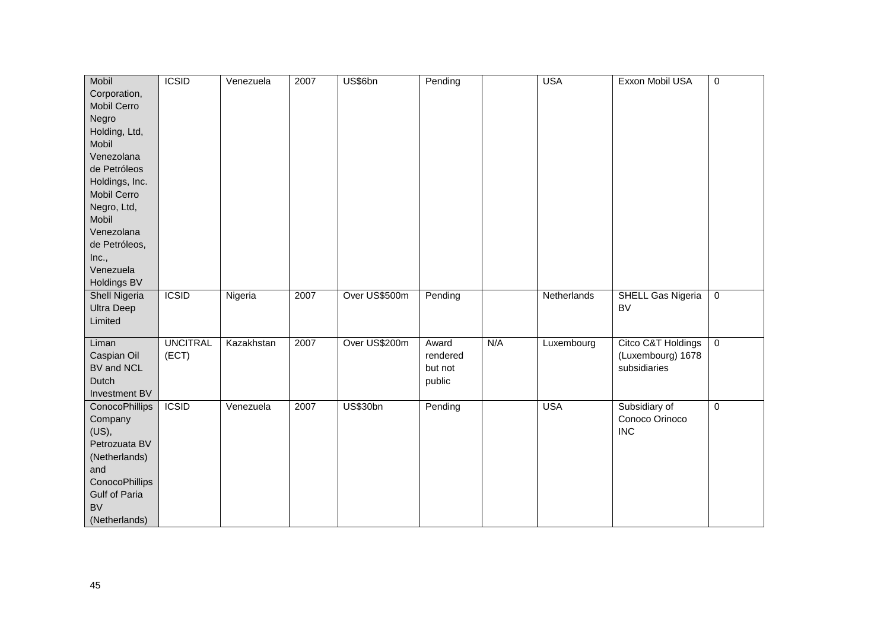| | | | | | | | | | |
|---|---|---|---|---|---|---|---|---|---|
| Mobil Corporation, Mobil Cerro Negro Holding, Ltd, Mobil Venezolana de Petróleos Holdings, Inc. Mobil Cerro Negro, Ltd, Mobil Venezolana de Petróleos, Inc., Venezuela Holdings BV | ICSID | Venezuela | 2007 | US$6bn | Pending | | USA | Exxon Mobil USA | 0 |
| Shell Nigeria Ultra Deep Limited | ICSID | Nigeria | 2007 | Over US$500m | Pending | | Netherlands | SHELL Gas Nigeria BV | 0 |
| Liman Caspian Oil BV and NCL Dutch Investment BV | UNCITRAL (ECT) | Kazakhstan | 2007 | Over US$200m | Award rendered but not public | N/A | Luxembourg | Citco C&T Holdings (Luxembourg) 1678 subsidiaries | 0 |
| ConocoPhillips Company (US), Petrozuata BV (Netherlands) and ConocoPhillips Gulf of Paria BV (Netherlands) | ICSID | Venezuela | 2007 | US$30bn | Pending | | USA | Subsidiary of Conoco Orinoco INC | 0 |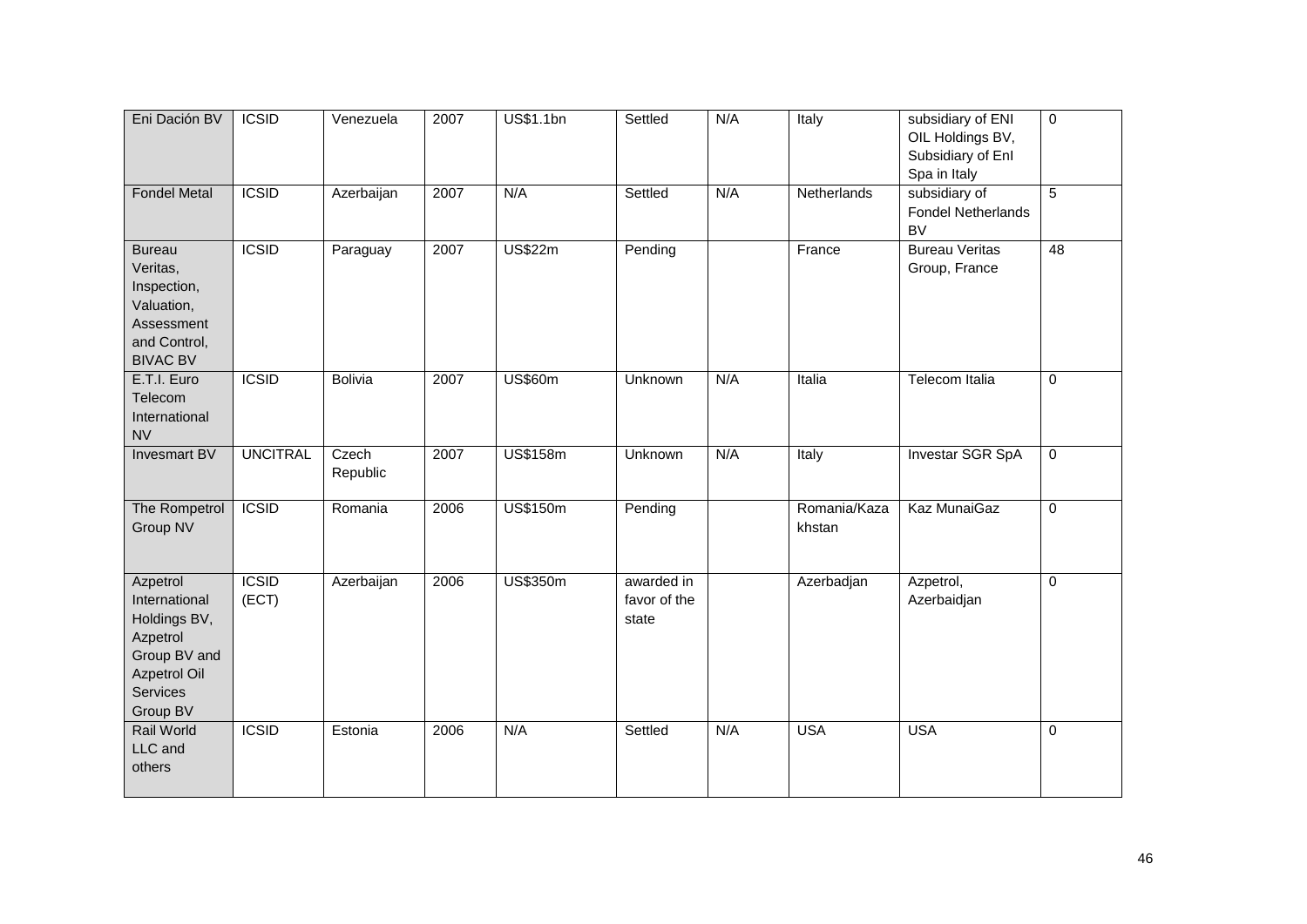| Eni Dación BV | ICSID | Venezuela | 2007 | US$1.1bn | Settled | N/A | Italy | subsidiary of ENI OIL Holdings BV, Subsidiary of EnI Spa in Italy | 0 |
|---|---|---|---|---|---|---|---|---|---|
| Fondel Metal | ICSID | Azerbaijan | 2007 | N/A | Settled | N/A | Netherlands | subsidiary of Fondel Netherlands BV | 5 |
| Bureau Veritas, Inspection, Valuation, Assessment and Control, BIVAC BV | ICSID | Paraguay | 2007 | US$22m | Pending | | France | Bureau Veritas Group, France | 48 |
| E.T.I. Euro Telecom International NV | ICSID | Bolivia | 2007 | US$60m | Unknown | N/A | Italia | Telecom Italia | 0 |
| Invesmart BV | UNCITRAL | Czech Republic | 2007 | US$158m | Unknown | N/A | Italy | Investar SGR SpA | 0 |
| The Rompetrol Group NV | ICSID | Romania | 2006 | US$150m | Pending | | Romania/Kazakhstan | Kaz MunaiGaz | 0 |
| Azpetrol International Holdings BV, Azpetrol Group BV and Azpetrol Oil Services Group BV | ICSID (ECT) | Azerbaijan | 2006 | US$350m | awarded in favor of the state | | Azerbadjan | Azpetrol, Azerbaidjan | 0 |
| Rail World LLC and others | ICSID | Estonia | 2006 | N/A | Settled | N/A | USA | USA | 0 |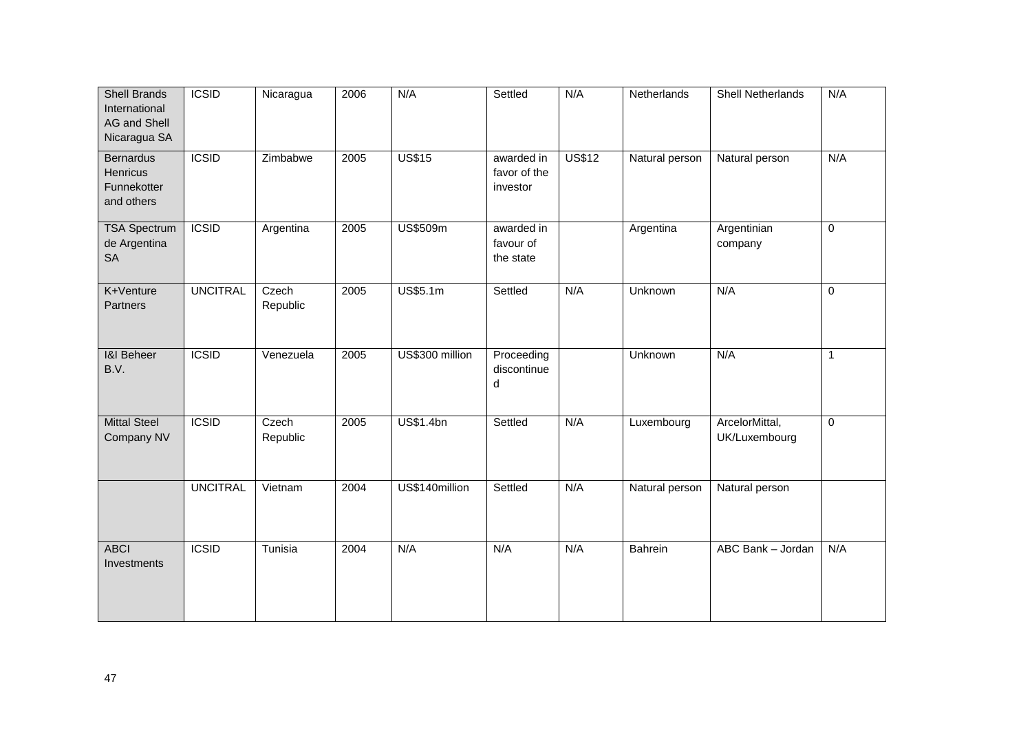| Shell Brands International AG and Shell Nicaragua SA | ICSID | Nicaragua | 2006 | N/A | Settled | N/A | Netherlands | Shell Netherlands | N/A |
|---|---|---|---|---|---|---|---|---|---|
| Bernardus Henricus Funnekotter and others | ICSID | Zimbabwe | 2005 | US$15 | awarded in favor of the investor | US$12 | Natural person | Natural person | N/A |
| TSA Spectrum de Argentina SA | ICSID | Argentina | 2005 | US$509m | awarded in favour of the state | | Argentina | Argentinian company | 0 |
| K+Venture Partners | UNCITRAL | Czech Republic | 2005 | US$5.1m | Settled | N/A | Unknown | N/A | 0 |
| I&I Beheer B.V. | ICSID | Venezuela | 2005 | US$300 million | Proceeding discontinued | | Unknown | N/A | 1 |
| Mittal Steel Company NV | ICSID | Czech Republic | 2005 | US$1.4bn | Settled | N/A | Luxembourg | ArcelorMittal, UK/Luxembourg | 0 |
| | UNCITRAL | Vietnam | 2004 | US$140million | Settled | N/A | Natural person | Natural person | |
| ABCI Investments | ICSID | Tunisia | 2004 | N/A | N/A | N/A | Bahrein | ABC Bank – Jordan | N/A |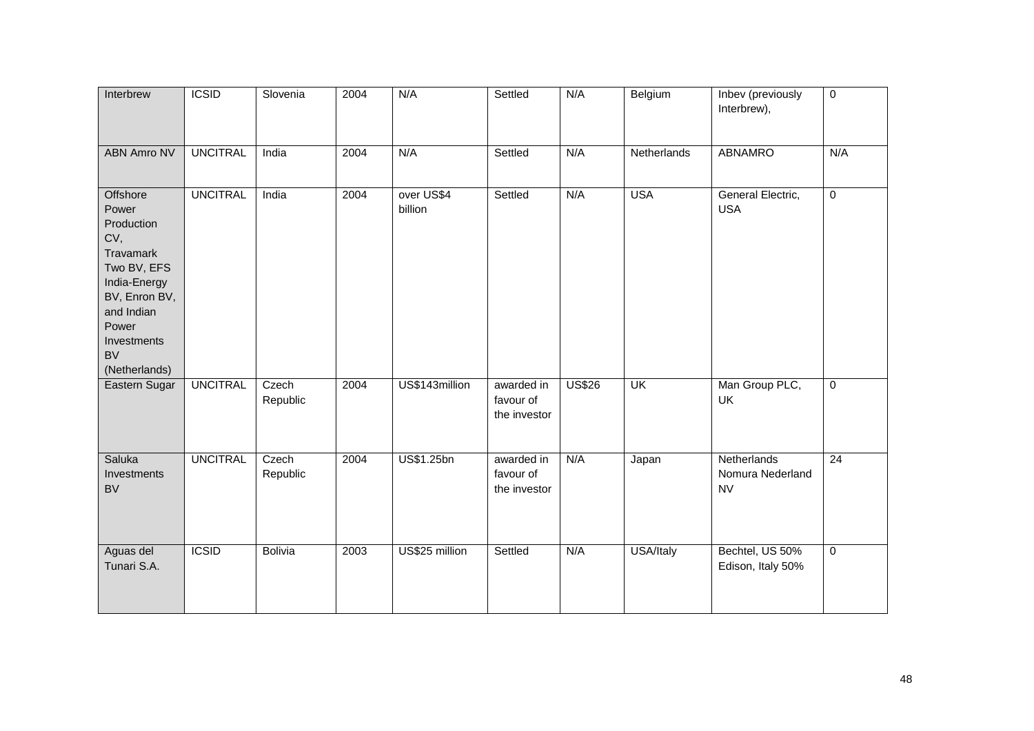| Interbrew | ICSID | Slovenia | 2004 | N/A | Settled | N/A | Belgium | Inbev (previously Interbrew), | 0 |
|---|---|---|---|---|---|---|---|---|---|
| ABN Amro NV | UNCITRAL | India | 2004 | N/A | Settled | N/A | Netherlands | ABNAMRO | N/A |
| Offshore Power Production CV, Travamark Two BV, EFS India-Energy BV, Enron BV, and Indian Power Investments BV (Netherlands) | UNCITRAL | India | 2004 | over US$4 billion | Settled | N/A | USA | General Electric, USA | 0 |
| Eastern Sugar | UNCITRAL | Czech Republic | 2004 | US$143million | awarded in favour of the investor | US$26 | UK | Man Group PLC, UK | 0 |
| Saluka Investments BV | UNCITRAL | Czech Republic | 2004 | US$1.25bn | awarded in favour of the investor | N/A | Japan | Netherlands Nomura Nederland NV | 24 |
| Aguas del Tunari S.A. | ICSID | Bolivia | 2003 | US$25 million | Settled | N/A | USA/Italy | Bechtel, US 50% Edison, Italy 50% | 0 |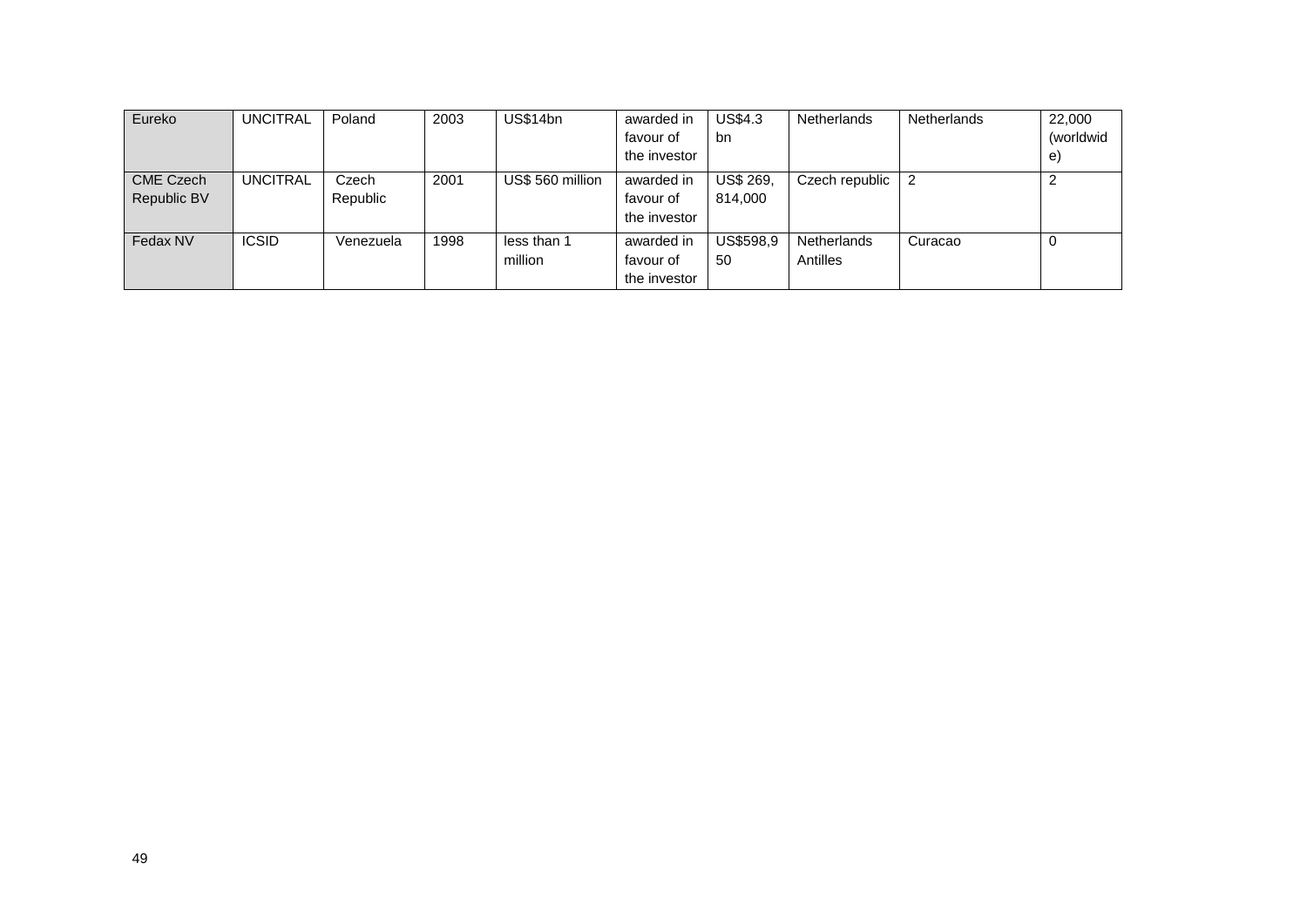| | | | | | | | | | |
|---|---|---|---|---|---|---|---|---|---|
| Eureko | UNCITRAL | Poland | 2003 | US$14bn | awarded in favour of the investor | US$4.3 bn | Netherlands | Netherlands | 22,000 (worldwide) |
| CME Czech Republic BV | UNCITRAL | Czech Republic | 2001 | US$ 560 million | awarded in favour of the investor | US$ 269, 814,000 | Czech republic | 2 | 2 |
| Fedax NV | ICSID | Venezuela | 1998 | less than 1 million | awarded in favour of the investor | US$598,950 | Netherlands Antilles | Curacao | 0 |